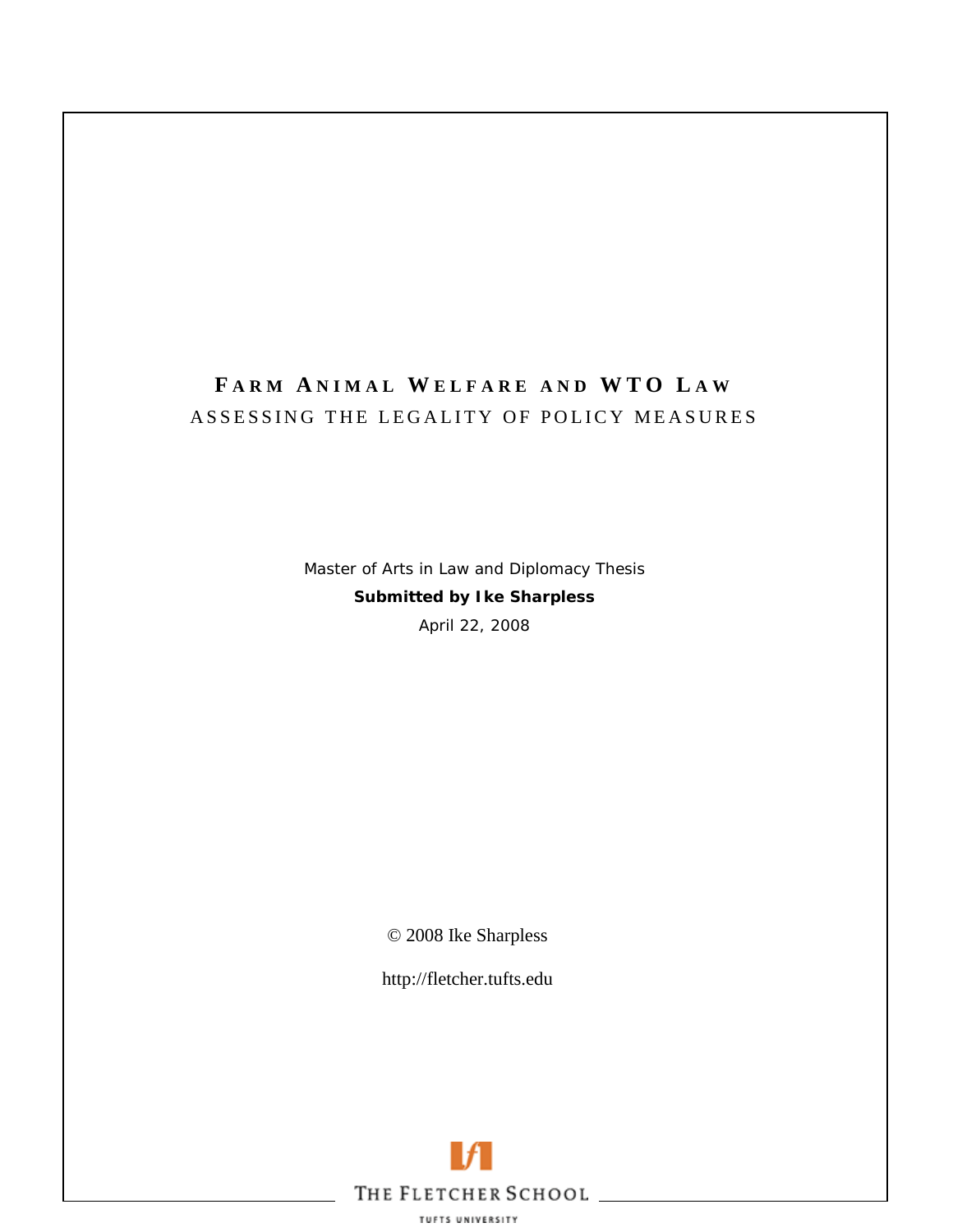# Farm Animal Welfare and WTO Law

## Assessing the Legality of Policy Measures

Master of Arts in Law and Diplomacy Thesis

**Submitted by Ike Sharpless**

April 22, 2008

© 2008 Ike Sharpless

http://fletcher.tufts.edu

The Fletcher School

Tufts University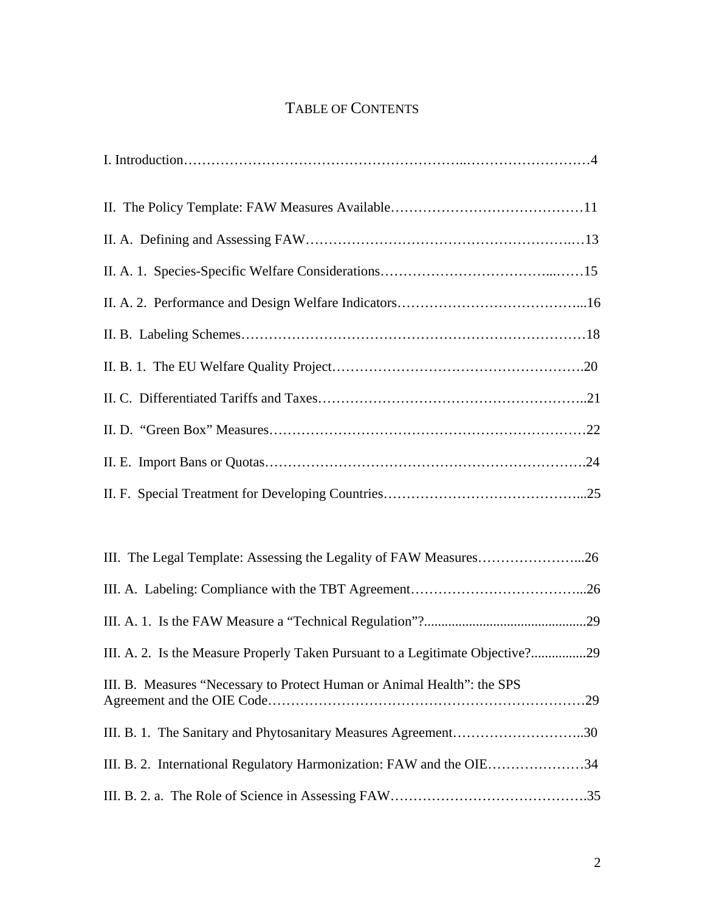# TABLE OF CONTENTS

I. Introduction……………………………………………………..………………………4

II. The Policy Template: FAW Measures Available……………………………………11

II. A. Defining and Assessing FAW……………………………………………….…13

II. A. 1. Species-Specific Welfare Considerations……………………………...……15

II. A. 2. Performance and Design Welfare Indicators…………………………………...16

II. B. Labeling Schemes…………………………………….…………………………18

II. B. 1. The EU Welfare Quality Project……………………………………………….20

II. C. Differentiated Tariffs and Taxes………………………………………………..21

II. D. "Green Box" Measures…………………………………………………………22

II. E. Import Bans or Quotas………………………………………………………….24

II. F. Special Treatment for Developing Countries……………………………………...25

III. The Legal Template: Assessing the Legality of FAW Measures…………………...26

III. A. Labeling: Compliance with the TBT Agreement………………………………...26

III. A. 1. Is the FAW Measure a "Technical Regulation"?...............................................29

III. A. 2. Is the Measure Properly Taken Pursuant to a Legitimate Objective?................29

III. B. Measures "Necessary to Protect Human or Animal Health": the SPS Agreement and the OIE Code………………………………………………………29

III. B. 1. The Sanitary and Phytosanitary Measures Agreement………………………..30

III. B. 2. International Regulatory Harmonization: FAW and the OIE…………………34

III. B. 2. a. The Role of Science in Assessing FAW…………………………………….35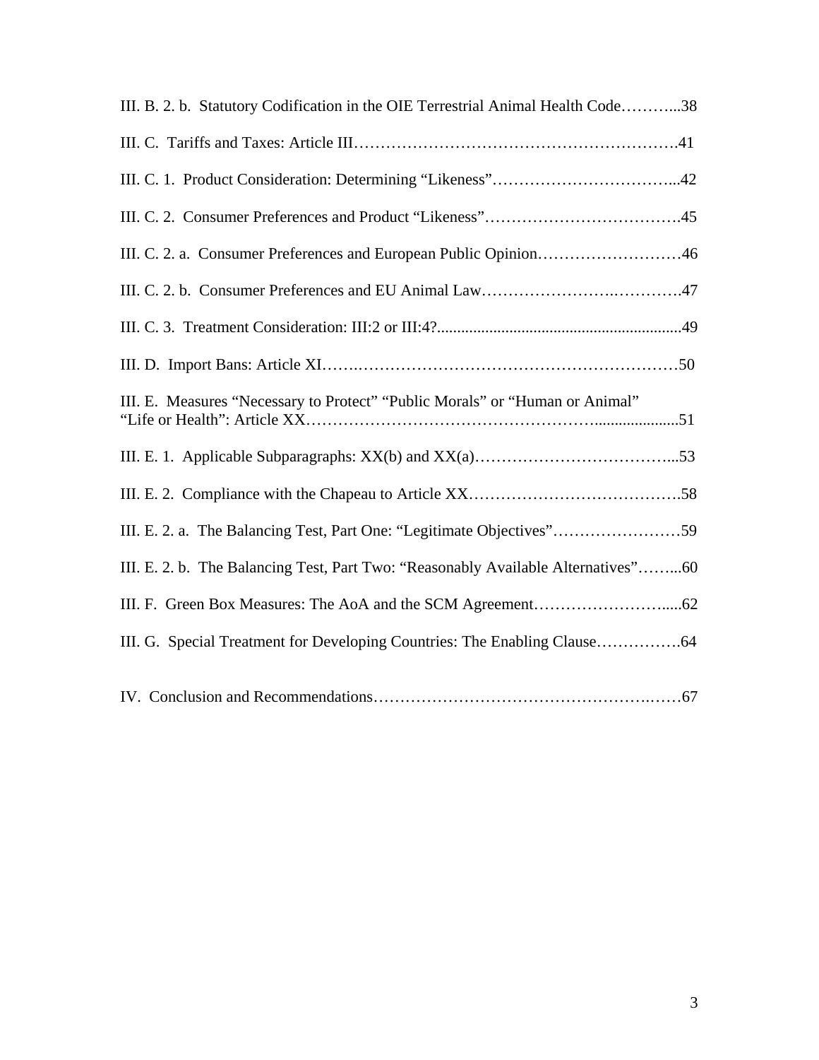III. B. 2. b. Statutory Codification in the OIE Terrestrial Animal Health Code………...38

III. C. Tariffs and Taxes: Article III…………………………………………………….41

III. C. 1. Product Consideration: Determining "Likeness"……………………………...42

III. C. 2. Consumer Preferences and Product "Likeness"……………………………….45

III. C. 2. a. Consumer Preferences and European Public Opinion………………………46

III. C. 2. b. Consumer Preferences and EU Animal Law………………………………….47

III. C. 3. Treatment Consideration: III:2 or III:4?.............................................................49

III. D. Import Bans: Article XI……………………………………………………………50

III. E. Measures "Necessary to Protect" "Public Morals" or "Human or Animal" "Life or Health": Article XX……………………………………………......................51

III. E. 1. Applicable Subparagraphs: XX(b) and XX(a)………………………………...53

III. E. 2. Compliance with the Chapeau to Article XX………………………………….58

III. E. 2. a. The Balancing Test, Part One: "Legitimate Objectives"……………………59

III. E. 2. b. The Balancing Test, Part Two: "Reasonably Available Alternatives"……...60

III. F. Green Box Measures: The AoA and the SCM Agreement……………………......62

III. G. Special Treatment for Developing Countries: The Enabling Clause…………….64

IV. Conclusion and Recommendations…………………………………………….……67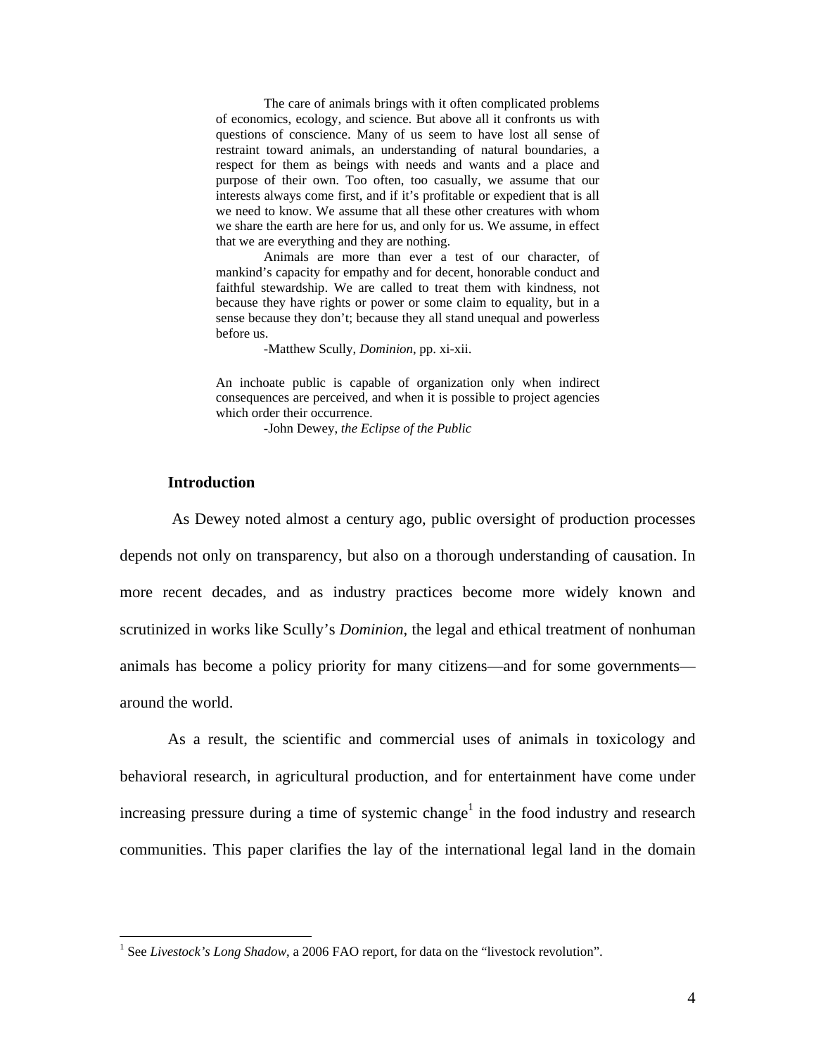> The care of animals brings with it often complicated problems of economics, ecology, and science. But above all it confronts us with questions of conscience. Many of us seem to have lost all sense of restraint toward animals, an understanding of natural boundaries, a respect for them as beings with needs and wants and a place and purpose of their own. Too often, too casually, we assume that our interests always come first, and if it's profitable or expedient that is all we need to know. We assume that all these other creatures with whom we share the earth are here for us, and only for us. We assume, in effect that we are everything and they are nothing.
>
> Animals are more than ever a test of our character, of mankind's capacity for empathy and for decent, honorable conduct and faithful stewardship. We are called to treat them with kindness, not because they have rights or power or some claim to equality, but in a sense because they don't; because they all stand unequal and powerless before us.
>
> -Matthew Scully, *Dominion*, pp. xi-xii.

> An inchoate public is capable of organization only when indirect consequences are perceived, and when it is possible to project agencies which order their occurrence.
>
> -John Dewey, *the Eclipse of the Public*

## Introduction

As Dewey noted almost a century ago, public oversight of production processes depends not only on transparency, but also on a thorough understanding of causation. In more recent decades, and as industry practices become more widely known and scrutinized in works like Scully's *Dominion*, the legal and ethical treatment of nonhuman animals has become a policy priority for many citizens—and for some governments—around the world.

As a result, the scientific and commercial uses of animals in toxicology and behavioral research, in agricultural production, and for entertainment have come under increasing pressure during a time of systemic change[1] in the food industry and research communities. This paper clarifies the lay of the international legal land in the domain

[1] See *Livestock's Long Shadow*, a 2006 FAO report, for data on the "livestock revolution".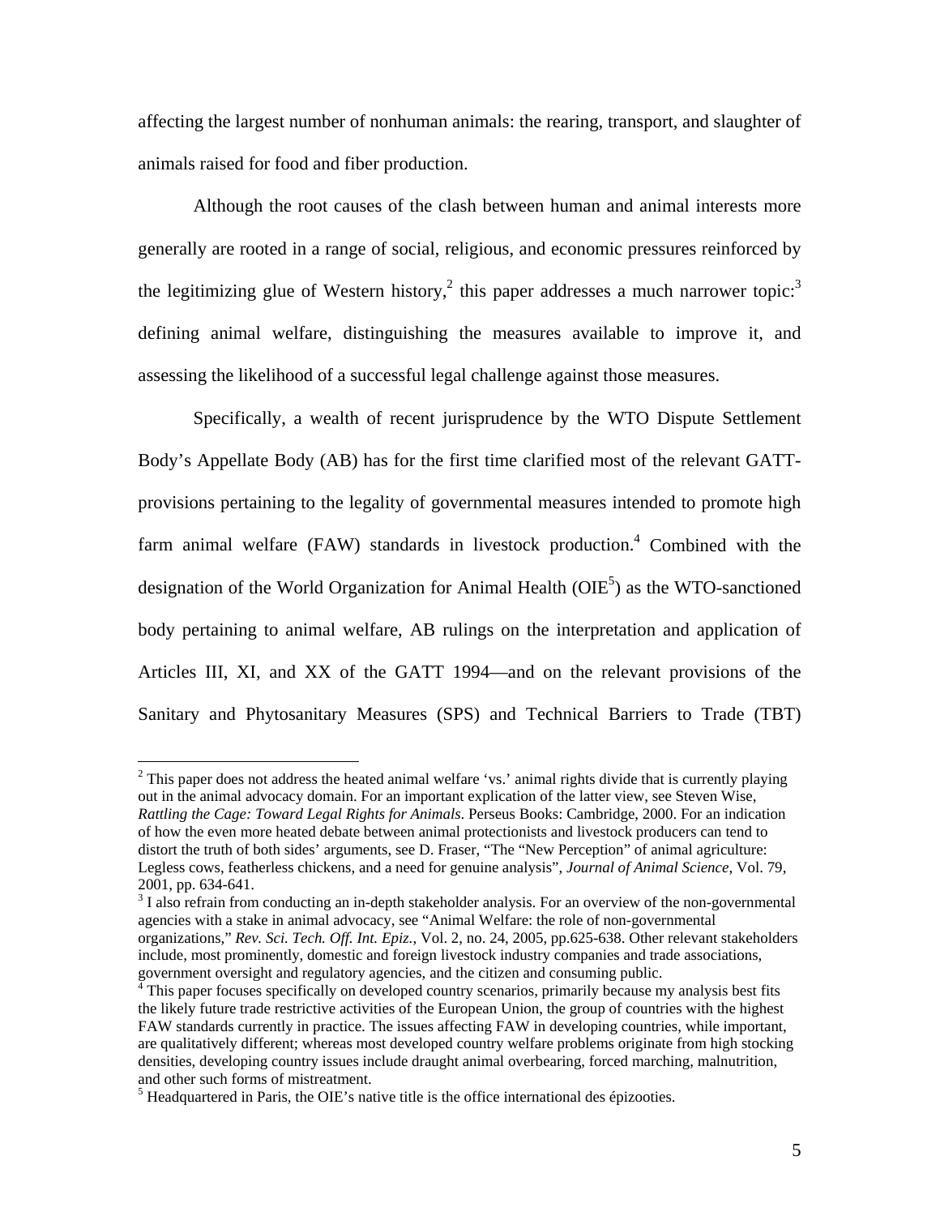affecting the largest number of nonhuman animals: the rearing, transport, and slaughter of animals raised for food and fiber production.

Although the root causes of the clash between human and animal interests more generally are rooted in a range of social, religious, and economic pressures reinforced by the legitimizing glue of Western history,[2] this paper addresses a much narrower topic:[3] defining animal welfare, distinguishing the measures available to improve it, and assessing the likelihood of a successful legal challenge against those measures.

Specifically, a wealth of recent jurisprudence by the WTO Dispute Settlement Body's Appellate Body (AB) has for the first time clarified most of the relevant GATT-provisions pertaining to the legality of governmental measures intended to promote high farm animal welfare (FAW) standards in livestock production.[4] Combined with the designation of the World Organization for Animal Health (OIE[5]) as the WTO-sanctioned body pertaining to animal welfare, AB rulings on the interpretation and application of Articles III, XI, and XX of the GATT 1994—and on the relevant provisions of the Sanitary and Phytosanitary Measures (SPS) and Technical Barriers to Trade (TBT)

---

[2] This paper does not address the heated animal welfare 'vs.' animal rights divide that is currently playing out in the animal advocacy domain. For an important explication of the latter view, see Steven Wise, *Rattling the Cage: Toward Legal Rights for Animals*. Perseus Books: Cambridge, 2000. For an indication of how the even more heated debate between animal protectionists and livestock producers can tend to distort the truth of both sides' arguments, see D. Fraser, "The "New Perception" of animal agriculture: Legless cows, featherless chickens, and a need for genuine analysis", *Journal of Animal Science*, Vol. 79, 2001, pp. 634-641.

[3] I also refrain from conducting an in-depth stakeholder analysis. For an overview of the non-governmental agencies with a stake in animal advocacy, see "Animal Welfare: the role of non-governmental organizations," *Rev. Sci. Tech. Off. Int. Epiz.*, Vol. 2, no. 24, 2005, pp.625-638. Other relevant stakeholders include, most prominently, domestic and foreign livestock industry companies and trade associations, government oversight and regulatory agencies, and the citizen and consuming public.

[4] This paper focuses specifically on developed country scenarios, primarily because my analysis best fits the likely future trade restrictive activities of the European Union, the group of countries with the highest FAW standards currently in practice. The issues affecting FAW in developing countries, while important, are qualitatively different; whereas most developed country welfare problems originate from high stocking densities, developing country issues include draught animal overbearing, forced marching, malnutrition, and other such forms of mistreatment.

[5] Headquartered in Paris, the OIE's native title is the office international des épizooties.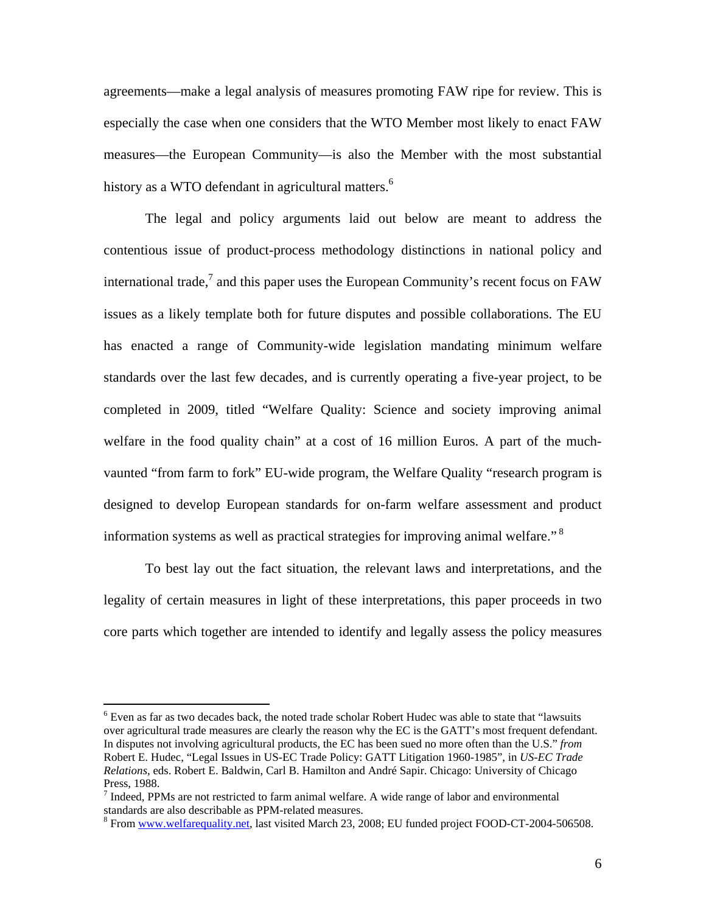agreements—make a legal analysis of measures promoting FAW ripe for review. This is especially the case when one considers that the WTO Member most likely to enact FAW measures—the European Community—is also the Member with the most substantial history as a WTO defendant in agricultural matters.[6]

The legal and policy arguments laid out below are meant to address the contentious issue of product-process methodology distinctions in national policy and international trade,[7] and this paper uses the European Community's recent focus on FAW issues as a likely template both for future disputes and possible collaborations. The EU has enacted a range of Community-wide legislation mandating minimum welfare standards over the last few decades, and is currently operating a five-year project, to be completed in 2009, titled "Welfare Quality: Science and society improving animal welfare in the food quality chain" at a cost of 16 million Euros. A part of the much-vaunted "from farm to fork" EU-wide program, the Welfare Quality "research program is designed to develop European standards for on-farm welfare assessment and product information systems as well as practical strategies for improving animal welfare."[8]

To best lay out the fact situation, the relevant laws and interpretations, and the legality of certain measures in light of these interpretations, this paper proceeds in two core parts which together are intended to identify and legally assess the policy measures

---

[6] Even as far as two decades back, the noted trade scholar Robert Hudec was able to state that "lawsuits over agricultural trade measures are clearly the reason why the EC is the GATT's most frequent defendant. In disputes not involving agricultural products, the EC has been sued no more often than the U.S." *from* Robert E. Hudec, "Legal Issues in US-EC Trade Policy: GATT Litigation 1960-1985", in *US-EC Trade Relations*, eds. Robert E. Baldwin, Carl B. Hamilton and André Sapir. Chicago: University of Chicago Press, 1988.

[7] Indeed, PPMs are not restricted to farm animal welfare. A wide range of labor and environmental standards are also describable as PPM-related measures.

[8] From www.welfarequality.net, last visited March 23, 2008; EU funded project FOOD-CT-2004-506508.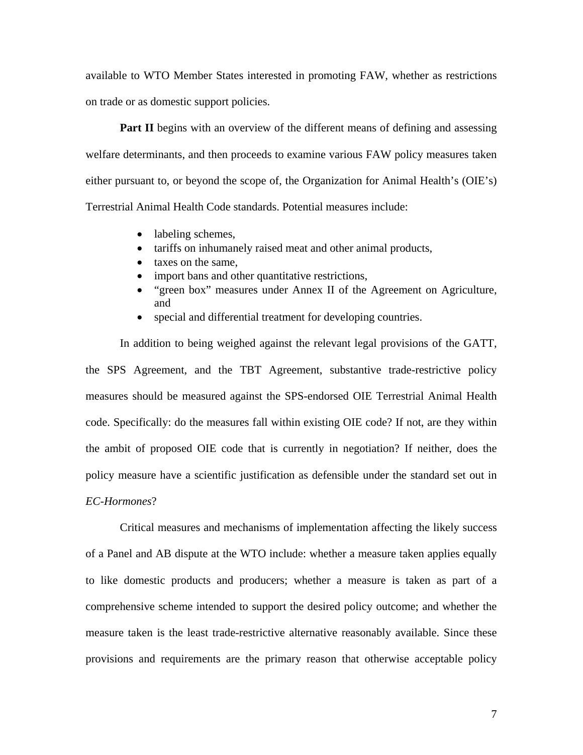available to WTO Member States interested in promoting FAW, whether as restrictions on trade or as domestic support policies.

**Part II** begins with an overview of the different means of defining and assessing welfare determinants, and then proceeds to examine various FAW policy measures taken either pursuant to, or beyond the scope of, the Organization for Animal Health's (OIE's) Terrestrial Animal Health Code standards. Potential measures include:

- labeling schemes,
- tariffs on inhumanely raised meat and other animal products,
- taxes on the same,
- import bans and other quantitative restrictions,
- "green box" measures under Annex II of the Agreement on Agriculture, and
- special and differential treatment for developing countries.

In addition to being weighed against the relevant legal provisions of the GATT, the SPS Agreement, and the TBT Agreement, substantive trade-restrictive policy measures should be measured against the SPS-endorsed OIE Terrestrial Animal Health code. Specifically: do the measures fall within existing OIE code? If not, are they within the ambit of proposed OIE code that is currently in negotiation? If neither, does the policy measure have a scientific justification as defensible under the standard set out in *EC-Hormones*?

Critical measures and mechanisms of implementation affecting the likely success of a Panel and AB dispute at the WTO include: whether a measure taken applies equally to like domestic products and producers; whether a measure is taken as part of a comprehensive scheme intended to support the desired policy outcome; and whether the measure taken is the least trade-restrictive alternative reasonably available. Since these provisions and requirements are the primary reason that otherwise acceptable policy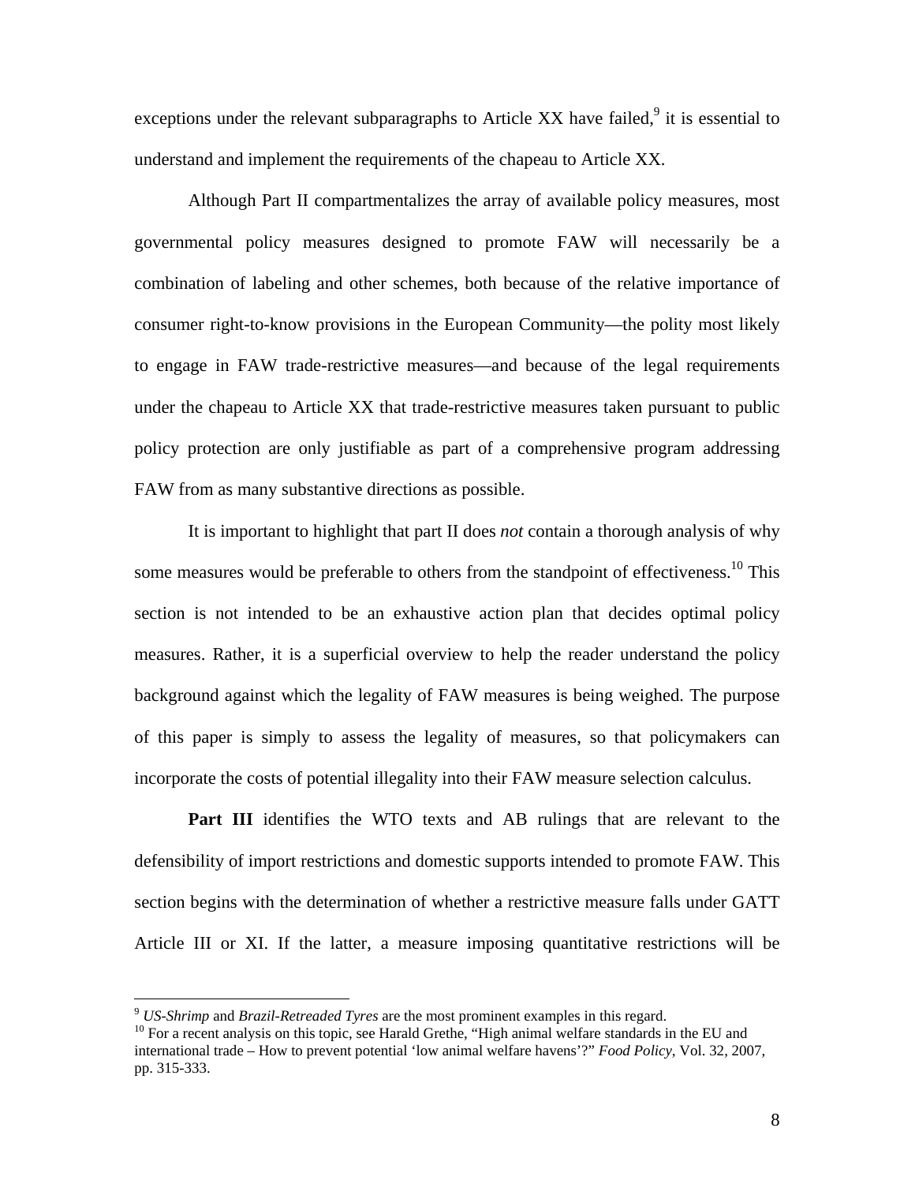exceptions under the relevant subparagraphs to Article XX have failed,[9] it is essential to understand and implement the requirements of the chapeau to Article XX.

Although Part II compartmentalizes the array of available policy measures, most governmental policy measures designed to promote FAW will necessarily be a combination of labeling and other schemes, both because of the relative importance of consumer right-to-know provisions in the European Community—the polity most likely to engage in FAW trade-restrictive measures—and because of the legal requirements under the chapeau to Article XX that trade-restrictive measures taken pursuant to public policy protection are only justifiable as part of a comprehensive program addressing FAW from as many substantive directions as possible.

It is important to highlight that part II does *not* contain a thorough analysis of why some measures would be preferable to others from the standpoint of effectiveness.[10] This section is not intended to be an exhaustive action plan that decides optimal policy measures. Rather, it is a superficial overview to help the reader understand the policy background against which the legality of FAW measures is being weighed. The purpose of this paper is simply to assess the legality of measures, so that policymakers can incorporate the costs of potential illegality into their FAW measure selection calculus.

**Part III** identifies the WTO texts and AB rulings that are relevant to the defensibility of import restrictions and domestic supports intended to promote FAW. This section begins with the determination of whether a restrictive measure falls under GATT Article III or XI. If the latter, a measure imposing quantitative restrictions will be

---

[9] *US-Shrimp* and *Brazil-Retreaded Tyres* are the most prominent examples in this regard.

[10] For a recent analysis on this topic, see Harald Grethe, "High animal welfare standards in the EU and international trade – How to prevent potential 'low animal welfare havens'?" *Food Policy*, Vol. 32, 2007, pp. 315-333.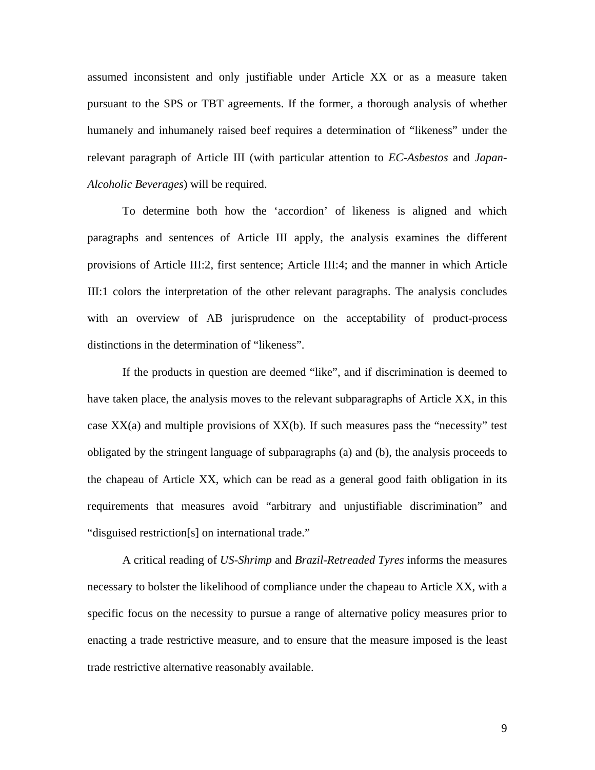assumed inconsistent and only justifiable under Article XX or as a measure taken pursuant to the SPS or TBT agreements. If the former, a thorough analysis of whether humanely and inhumanely raised beef requires a determination of "likeness" under the relevant paragraph of Article III (with particular attention to *EC-Asbestos* and *Japan-Alcoholic Beverages*) will be required.

To determine both how the 'accordion' of likeness is aligned and which paragraphs and sentences of Article III apply, the analysis examines the different provisions of Article III:2, first sentence; Article III:4; and the manner in which Article III:1 colors the interpretation of the other relevant paragraphs. The analysis concludes with an overview of AB jurisprudence on the acceptability of product-process distinctions in the determination of "likeness".

If the products in question are deemed "like", and if discrimination is deemed to have taken place, the analysis moves to the relevant subparagraphs of Article XX, in this case XX(a) and multiple provisions of XX(b). If such measures pass the "necessity" test obligated by the stringent language of subparagraphs (a) and (b), the analysis proceeds to the chapeau of Article XX, which can be read as a general good faith obligation in its requirements that measures avoid "arbitrary and unjustifiable discrimination" and "disguised restriction[s] on international trade."

A critical reading of *US-Shrimp* and *Brazil-Retreaded Tyres* informs the measures necessary to bolster the likelihood of compliance under the chapeau to Article XX, with a specific focus on the necessity to pursue a range of alternative policy measures prior to enacting a trade restrictive measure, and to ensure that the measure imposed is the least trade restrictive alternative reasonably available.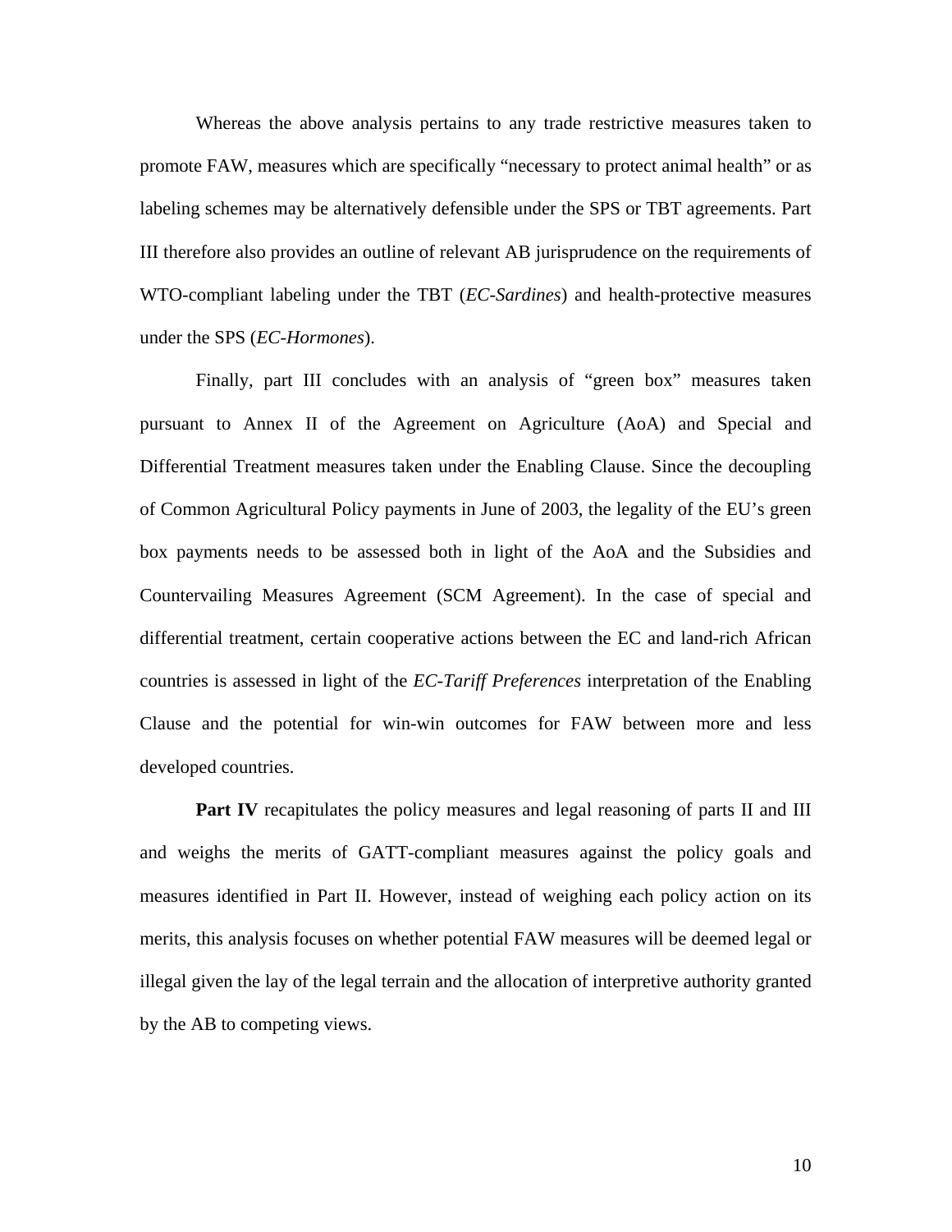Whereas the above analysis pertains to any trade restrictive measures taken to promote FAW, measures which are specifically "necessary to protect animal health" or as labeling schemes may be alternatively defensible under the SPS or TBT agreements. Part III therefore also provides an outline of relevant AB jurisprudence on the requirements of WTO-compliant labeling under the TBT (*EC-Sardines*) and health-protective measures under the SPS (*EC-Hormones*).

Finally, part III concludes with an analysis of "green box" measures taken pursuant to Annex II of the Agreement on Agriculture (AoA) and Special and Differential Treatment measures taken under the Enabling Clause. Since the decoupling of Common Agricultural Policy payments in June of 2003, the legality of the EU's green box payments needs to be assessed both in light of the AoA and the Subsidies and Countervailing Measures Agreement (SCM Agreement). In the case of special and differential treatment, certain cooperative actions between the EC and land-rich African countries is assessed in light of the *EC-Tariff Preferences* interpretation of the Enabling Clause and the potential for win-win outcomes for FAW between more and less developed countries.

**Part IV** recapitulates the policy measures and legal reasoning of parts II and III and weighs the merits of GATT-compliant measures against the policy goals and measures identified in Part II. However, instead of weighing each policy action on its merits, this analysis focuses on whether potential FAW measures will be deemed legal or illegal given the lay of the legal terrain and the allocation of interpretive authority granted by the AB to competing views.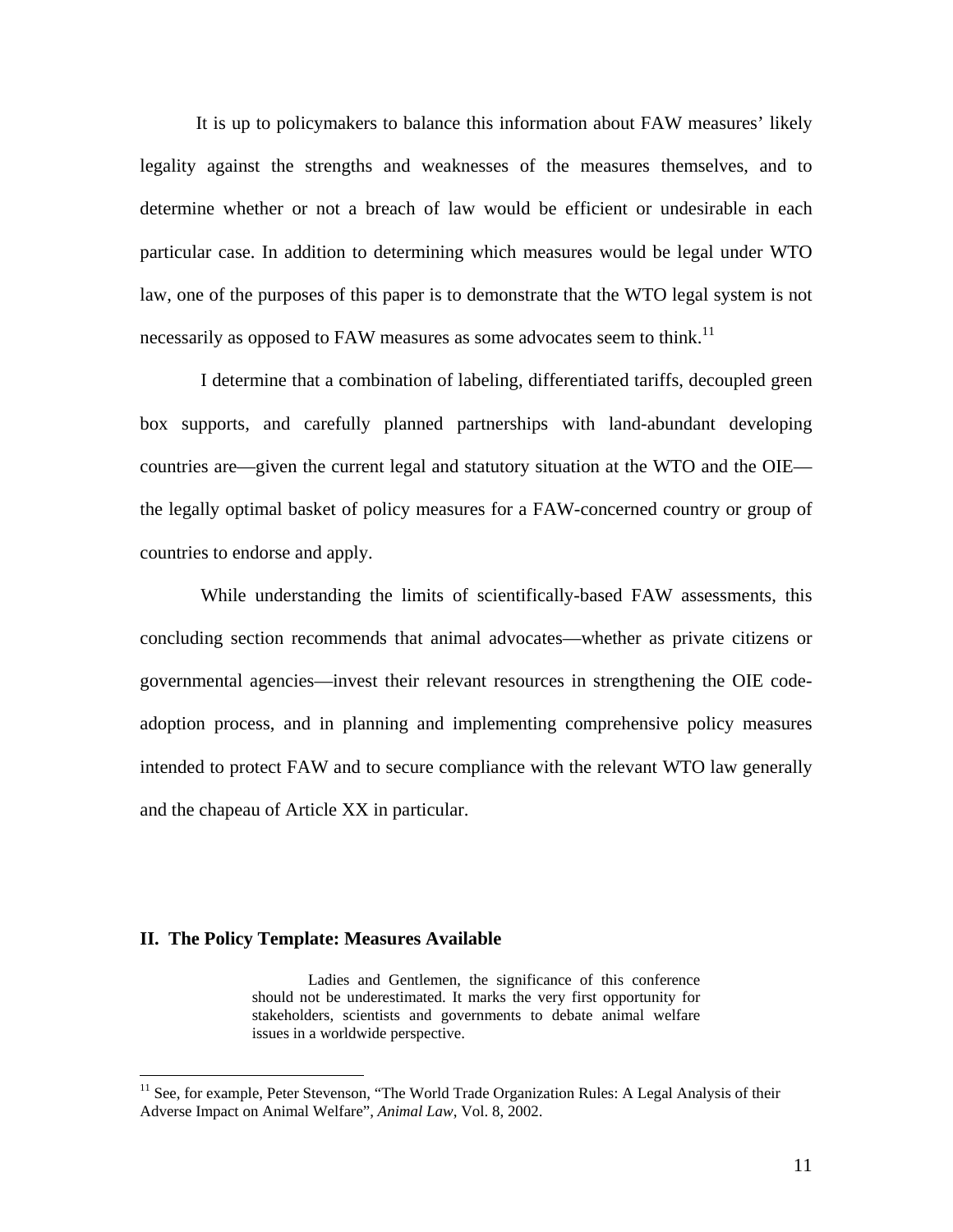It is up to policymakers to balance this information about FAW measures' likely legality against the strengths and weaknesses of the measures themselves, and to determine whether or not a breach of law would be efficient or undesirable in each particular case. In addition to determining which measures would be legal under WTO law, one of the purposes of this paper is to demonstrate that the WTO legal system is not necessarily as opposed to FAW measures as some advocates seem to think.[11]

I determine that a combination of labeling, differentiated tariffs, decoupled green box supports, and carefully planned partnerships with land-abundant developing countries are—given the current legal and statutory situation at the WTO and the OIE—the legally optimal basket of policy measures for a FAW-concerned country or group of countries to endorse and apply.

While understanding the limits of scientifically-based FAW assessments, this concluding section recommends that animal advocates—whether as private citizens or governmental agencies—invest their relevant resources in strengthening the OIE code-adoption process, and in planning and implementing comprehensive policy measures intended to protect FAW and to secure compliance with the relevant WTO law generally and the chapeau of Article XX in particular.

## II. The Policy Template: Measures Available

> Ladies and Gentlemen, the significance of this conference should not be underestimated. It marks the very first opportunity for stakeholders, scientists and governments to debate animal welfare issues in a worldwide perspective.

[11] See, for example, Peter Stevenson, "The World Trade Organization Rules: A Legal Analysis of their Adverse Impact on Animal Welfare", *Animal Law*, Vol. 8, 2002.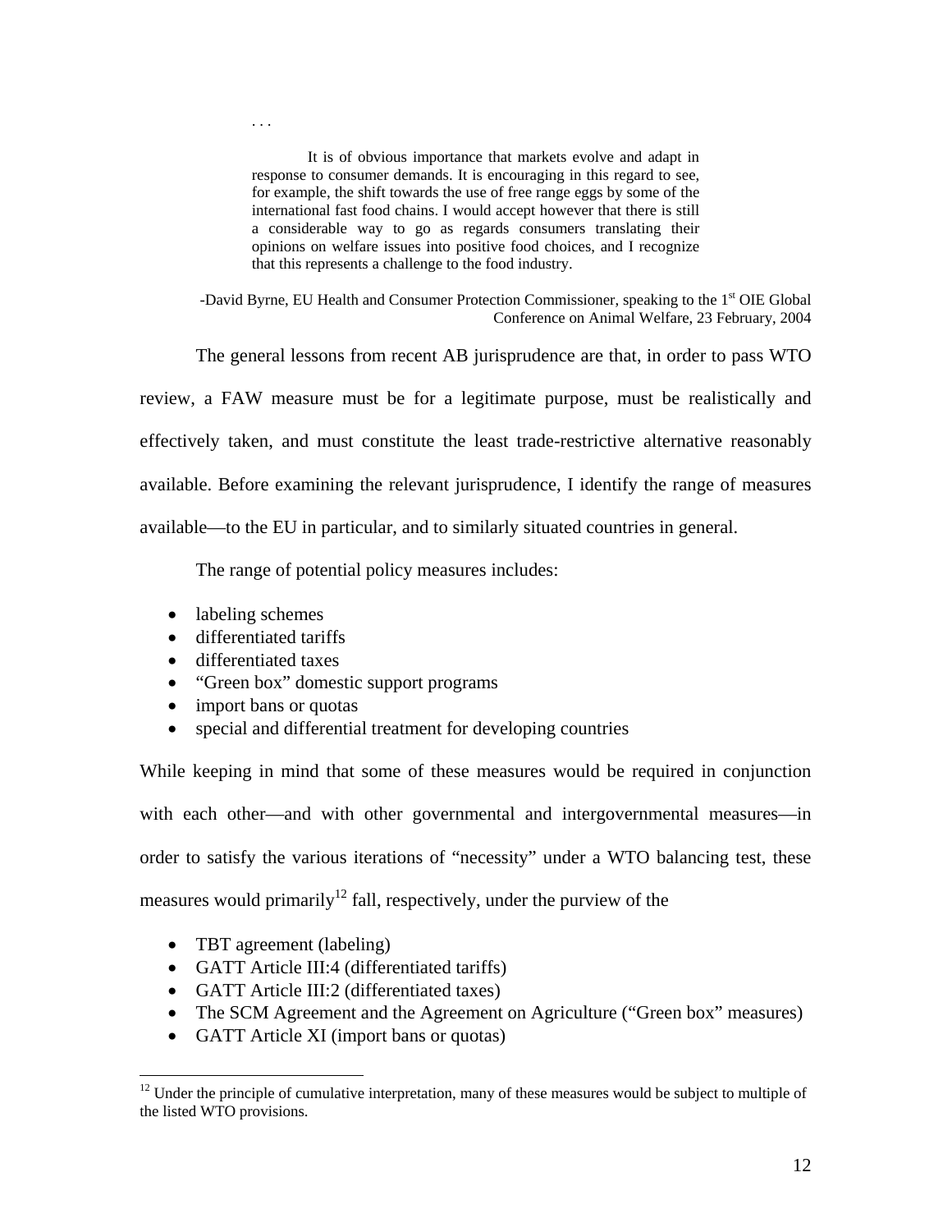> . . .
>
> It is of obvious importance that markets evolve and adapt in response to consumer demands. It is encouraging in this regard to see, for example, the shift towards the use of free range eggs by some of the international fast food chains. I would accept however that there is still a considerable way to go as regards consumers translating their opinions on welfare issues into positive food choices, and I recognize that this represents a challenge to the food industry.

-David Byrne, EU Health and Consumer Protection Commissioner, speaking to the 1st OIE Global Conference on Animal Welfare, 23 February, 2004

The general lessons from recent AB jurisprudence are that, in order to pass WTO review, a FAW measure must be for a legitimate purpose, must be realistically and effectively taken, and must constitute the least trade-restrictive alternative reasonably available. Before examining the relevant jurisprudence, I identify the range of measures available—to the EU in particular, and to similarly situated countries in general.

The range of potential policy measures includes:

- labeling schemes
- differentiated tariffs
- differentiated taxes
- "Green box" domestic support programs
- import bans or quotas
- special and differential treatment for developing countries

While keeping in mind that some of these measures would be required in conjunction with each other—and with other governmental and intergovernmental measures—in order to satisfy the various iterations of "necessity" under a WTO balancing test, these measures would primarily[12] fall, respectively, under the purview of the

- TBT agreement (labeling)
- GATT Article III:4 (differentiated tariffs)
- GATT Article III:2 (differentiated taxes)
- The SCM Agreement and the Agreement on Agriculture ("Green box" measures)
- GATT Article XI (import bans or quotas)

[12] Under the principle of cumulative interpretation, many of these measures would be subject to multiple of the listed WTO provisions.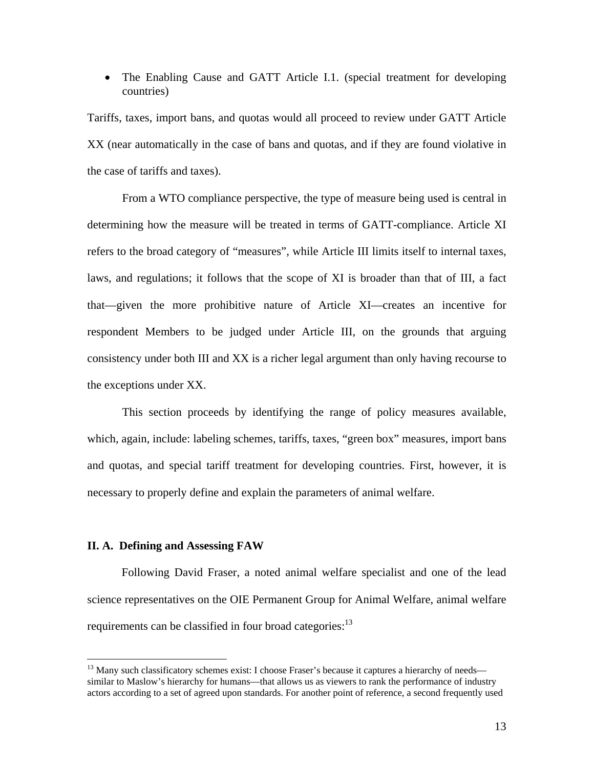- The Enabling Cause and GATT Article I.1. (special treatment for developing countries)

Tariffs, taxes, import bans, and quotas would all proceed to review under GATT Article XX (near automatically in the case of bans and quotas, and if they are found violative in the case of tariffs and taxes).

From a WTO compliance perspective, the type of measure being used is central in determining how the measure will be treated in terms of GATT-compliance. Article XI refers to the broad category of "measures", while Article III limits itself to internal taxes, laws, and regulations; it follows that the scope of XI is broader than that of III, a fact that—given the more prohibitive nature of Article XI—creates an incentive for respondent Members to be judged under Article III, on the grounds that arguing consistency under both III and XX is a richer legal argument than only having recourse to the exceptions under XX.

This section proceeds by identifying the range of policy measures available, which, again, include: labeling schemes, tariffs, taxes, "green box" measures, import bans and quotas, and special tariff treatment for developing countries. First, however, it is necessary to properly define and explain the parameters of animal welfare.

### II. A. Defining and Assessing FAW

Following David Fraser, a noted animal welfare specialist and one of the lead science representatives on the OIE Permanent Group for Animal Welfare, animal welfare requirements can be classified in four broad categories:[13]

---

[13] Many such classificatory schemes exist: I choose Fraser's because it captures a hierarchy of needs—similar to Maslow's hierarchy for humans—that allows us as viewers to rank the performance of industry actors according to a set of agreed upon standards. For another point of reference, a second frequently used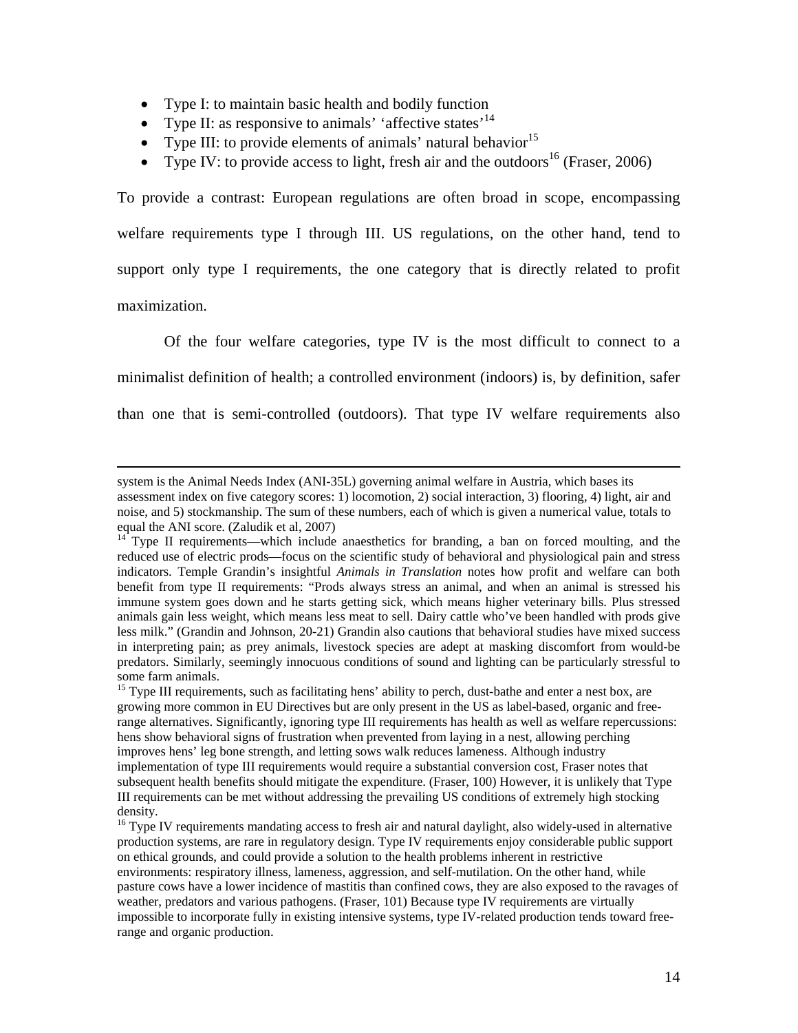- Type I: to maintain basic health and bodily function
- Type II: as responsive to animals' 'affective states'[14]
- Type III: to provide elements of animals' natural behavior[15]
- Type IV: to provide access to light, fresh air and the outdoors[16] (Fraser, 2006)

To provide a contrast: European regulations are often broad in scope, encompassing welfare requirements type I through III. US regulations, on the other hand, tend to support only type I requirements, the one category that is directly related to profit maximization.

Of the four welfare categories, type IV is the most difficult to connect to a minimalist definition of health; a controlled environment (indoors) is, by definition, safer than one that is semi-controlled (outdoors). That type IV welfare requirements also

---

system is the Animal Needs Index (ANI-35L) governing animal welfare in Austria, which bases its assessment index on five category scores: 1) locomotion, 2) social interaction, 3) flooring, 4) light, air and noise, and 5) stockmanship. The sum of these numbers, each of which is given a numerical value, totals to equal the ANI score. (Zaludik et al, 2007)

[14] Type II requirements—which include anaesthetics for branding, a ban on forced moulting, and the reduced use of electric prods—focus on the scientific study of behavioral and physiological pain and stress indicators. Temple Grandin's insightful *Animals in Translation* notes how profit and welfare can both benefit from type II requirements: "Prods always stress an animal, and when an animal is stressed his immune system goes down and he starts getting sick, which means higher veterinary bills. Plus stressed animals gain less weight, which means less meat to sell. Dairy cattle who've been handled with prods give less milk." (Grandin and Johnson, 20-21) Grandin also cautions that behavioral studies have mixed success in interpreting pain; as prey animals, livestock species are adept at masking discomfort from would-be predators. Similarly, seemingly innocuous conditions of sound and lighting can be particularly stressful to some farm animals.

[15] Type III requirements, such as facilitating hens' ability to perch, dust-bathe and enter a nest box, are growing more common in EU Directives but are only present in the US as label-based, organic and free-range alternatives. Significantly, ignoring type III requirements has health as well as welfare repercussions: hens show behavioral signs of frustration when prevented from laying in a nest, allowing perching improves hens' leg bone strength, and letting sows walk reduces lameness. Although industry implementation of type III requirements would require a substantial conversion cost, Fraser notes that subsequent health benefits should mitigate the expenditure. (Fraser, 100) However, it is unlikely that Type III requirements can be met without addressing the prevailing US conditions of extremely high stocking density.

[16] Type IV requirements mandating access to fresh air and natural daylight, also widely-used in alternative production systems, are rare in regulatory design. Type IV requirements enjoy considerable public support on ethical grounds, and could provide a solution to the health problems inherent in restrictive environments: respiratory illness, lameness, aggression, and self-mutilation. On the other hand, while pasture cows have a lower incidence of mastitis than confined cows, they are also exposed to the ravages of weather, predators and various pathogens. (Fraser, 101) Because type IV requirements are virtually impossible to incorporate fully in existing intensive systems, type IV-related production tends toward free-range and organic production.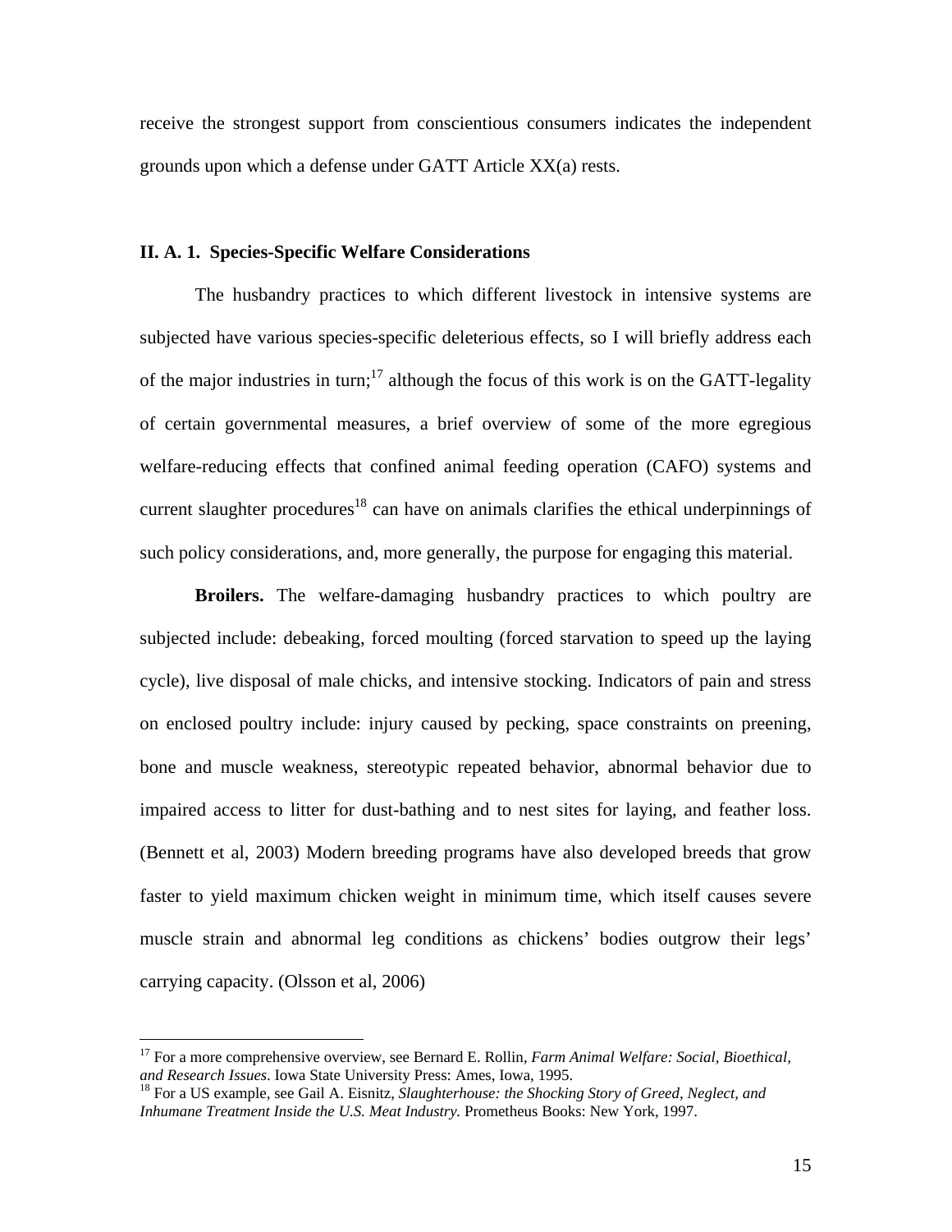receive the strongest support from conscientious consumers indicates the independent grounds upon which a defense under GATT Article XX(a) rests.

### II. A. 1. Species-Specific Welfare Considerations

The husbandry practices to which different livestock in intensive systems are subjected have various species-specific deleterious effects, so I will briefly address each of the major industries in turn;[17] although the focus of this work is on the GATT-legality of certain governmental measures, a brief overview of some of the more egregious welfare-reducing effects that confined animal feeding operation (CAFO) systems and current slaughter procedures[18] can have on animals clarifies the ethical underpinnings of such policy considerations, and, more generally, the purpose for engaging this material.

**Broilers.** The welfare-damaging husbandry practices to which poultry are subjected include: debeaking, forced moulting (forced starvation to speed up the laying cycle), live disposal of male chicks, and intensive stocking. Indicators of pain and stress on enclosed poultry include: injury caused by pecking, space constraints on preening, bone and muscle weakness, stereotypic repeated behavior, abnormal behavior due to impaired access to litter for dust-bathing and to nest sites for laying, and feather loss. (Bennett et al, 2003) Modern breeding programs have also developed breeds that grow faster to yield maximum chicken weight in minimum time, which itself causes severe muscle strain and abnormal leg conditions as chickens' bodies outgrow their legs' carrying capacity. (Olsson et al, 2006)

---

[17] For a more comprehensive overview, see Bernard E. Rollin, *Farm Animal Welfare: Social, Bioethical, and Research Issues.* Iowa State University Press: Ames, Iowa, 1995.

[18] For a US example, see Gail A. Eisnitz, *Slaughterhouse: the Shocking Story of Greed, Neglect, and Inhumane Treatment Inside the U.S. Meat Industry.* Prometheus Books: New York, 1997.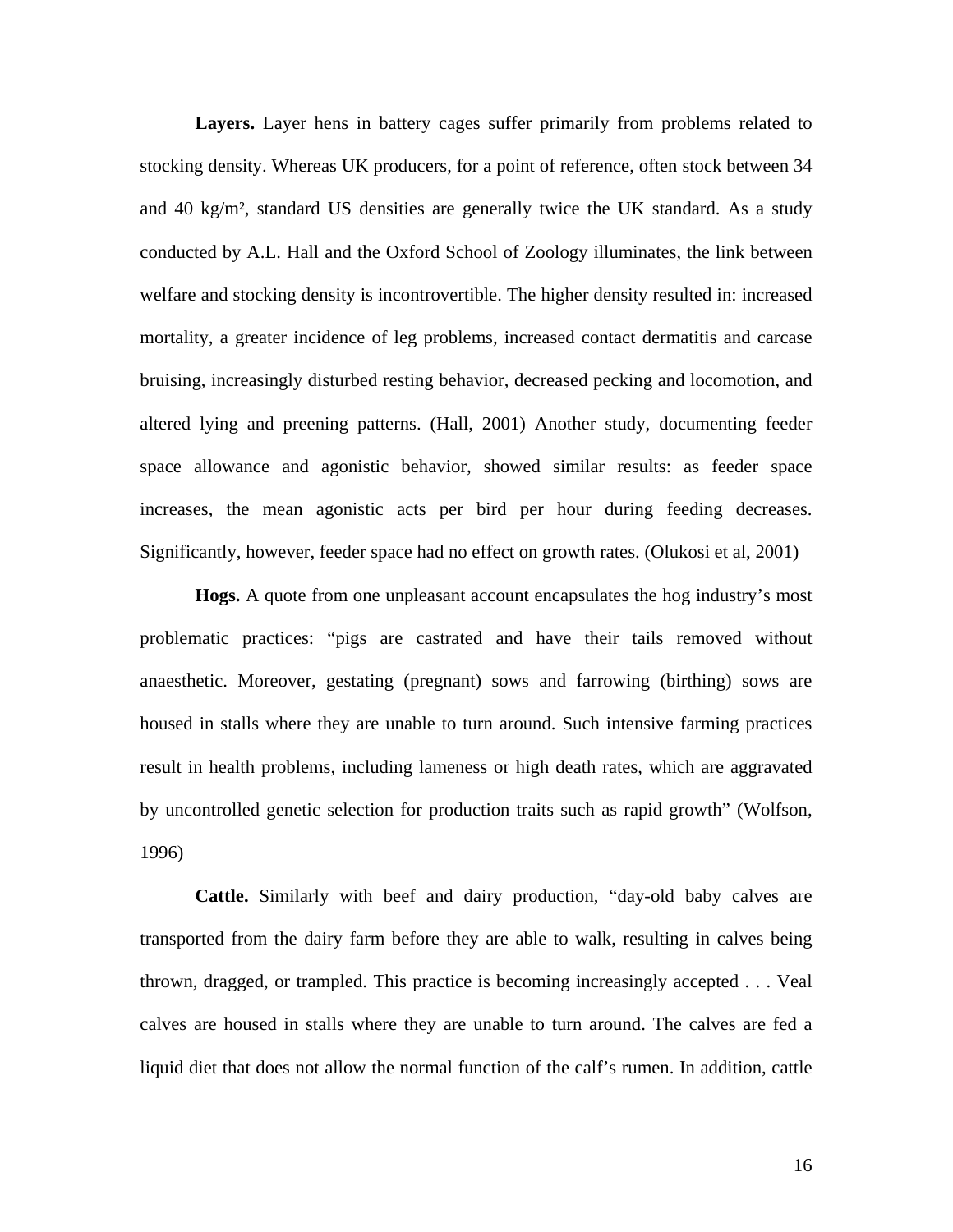**Layers.** Layer hens in battery cages suffer primarily from problems related to stocking density. Whereas UK producers, for a point of reference, often stock between 34 and 40 kg/m², standard US densities are generally twice the UK standard. As a study conducted by A.L. Hall and the Oxford School of Zoology illuminates, the link between welfare and stocking density is incontrovertible. The higher density resulted in: increased mortality, a greater incidence of leg problems, increased contact dermatitis and carcase bruising, increasingly disturbed resting behavior, decreased pecking and locomotion, and altered lying and preening patterns. (Hall, 2001) Another study, documenting feeder space allowance and agonistic behavior, showed similar results: as feeder space increases, the mean agonistic acts per bird per hour during feeding decreases. Significantly, however, feeder space had no effect on growth rates. (Olukosi et al, 2001)

**Hogs.** A quote from one unpleasant account encapsulates the hog industry's most problematic practices: "pigs are castrated and have their tails removed without anaesthetic. Moreover, gestating (pregnant) sows and farrowing (birthing) sows are housed in stalls where they are unable to turn around. Such intensive farming practices result in health problems, including lameness or high death rates, which are aggravated by uncontrolled genetic selection for production traits such as rapid growth" (Wolfson, 1996)

**Cattle.** Similarly with beef and dairy production, "day-old baby calves are transported from the dairy farm before they are able to walk, resulting in calves being thrown, dragged, or trampled. This practice is becoming increasingly accepted . . . Veal calves are housed in stalls where they are unable to turn around. The calves are fed a liquid diet that does not allow the normal function of the calf's rumen. In addition, cattle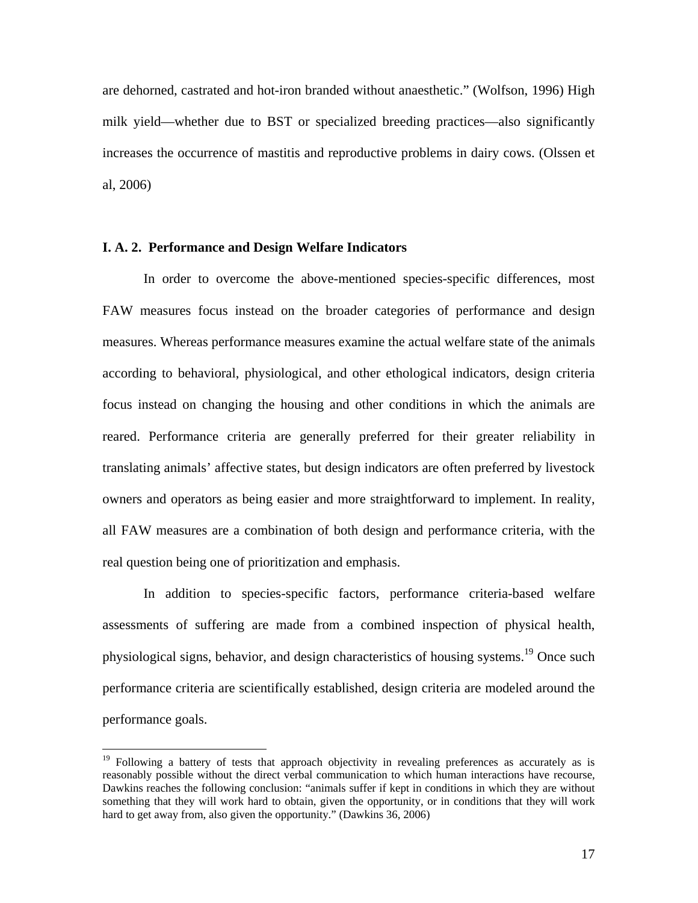are dehorned, castrated and hot-iron branded without anaesthetic." (Wolfson, 1996) High milk yield—whether due to BST or specialized breeding practices—also significantly increases the occurrence of mastitis and reproductive problems in dairy cows. (Olssen et al, 2006)

### I. A. 2. Performance and Design Welfare Indicators

In order to overcome the above-mentioned species-specific differences, most FAW measures focus instead on the broader categories of performance and design measures. Whereas performance measures examine the actual welfare state of the animals according to behavioral, physiological, and other ethological indicators, design criteria focus instead on changing the housing and other conditions in which the animals are reared. Performance criteria are generally preferred for their greater reliability in translating animals' affective states, but design indicators are often preferred by livestock owners and operators as being easier and more straightforward to implement. In reality, all FAW measures are a combination of both design and performance criteria, with the real question being one of prioritization and emphasis.

In addition to species-specific factors, performance criteria-based welfare assessments of suffering are made from a combined inspection of physical health, physiological signs, behavior, and design characteristics of housing systems.[19] Once such performance criteria are scientifically established, design criteria are modeled around the performance goals.

---

[19] Following a battery of tests that approach objectivity in revealing preferences as accurately as is reasonably possible without the direct verbal communication to which human interactions have recourse, Dawkins reaches the following conclusion: "animals suffer if kept in conditions in which they are without something that they will work hard to obtain, given the opportunity, or in conditions that they will work hard to get away from, also given the opportunity." (Dawkins 36, 2006)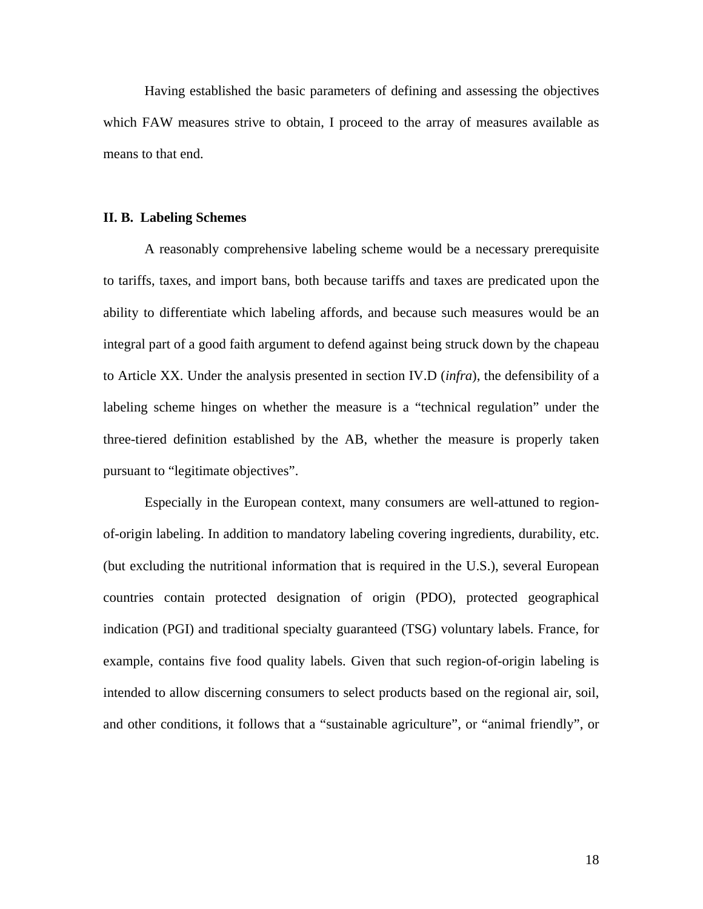Having established the basic parameters of defining and assessing the objectives which FAW measures strive to obtain, I proceed to the array of measures available as means to that end.

### II. B. Labeling Schemes

A reasonably comprehensive labeling scheme would be a necessary prerequisite to tariffs, taxes, and import bans, both because tariffs and taxes are predicated upon the ability to differentiate which labeling affords, and because such measures would be an integral part of a good faith argument to defend against being struck down by the chapeau to Article XX. Under the analysis presented in section IV.D (*infra*), the defensibility of a labeling scheme hinges on whether the measure is a "technical regulation" under the three-tiered definition established by the AB, whether the measure is properly taken pursuant to "legitimate objectives".

Especially in the European context, many consumers are well-attuned to region-of-origin labeling. In addition to mandatory labeling covering ingredients, durability, etc. (but excluding the nutritional information that is required in the U.S.), several European countries contain protected designation of origin (PDO), protected geographical indication (PGI) and traditional specialty guaranteed (TSG) voluntary labels. France, for example, contains five food quality labels. Given that such region-of-origin labeling is intended to allow discerning consumers to select products based on the regional air, soil, and other conditions, it follows that a "sustainable agriculture", or "animal friendly", or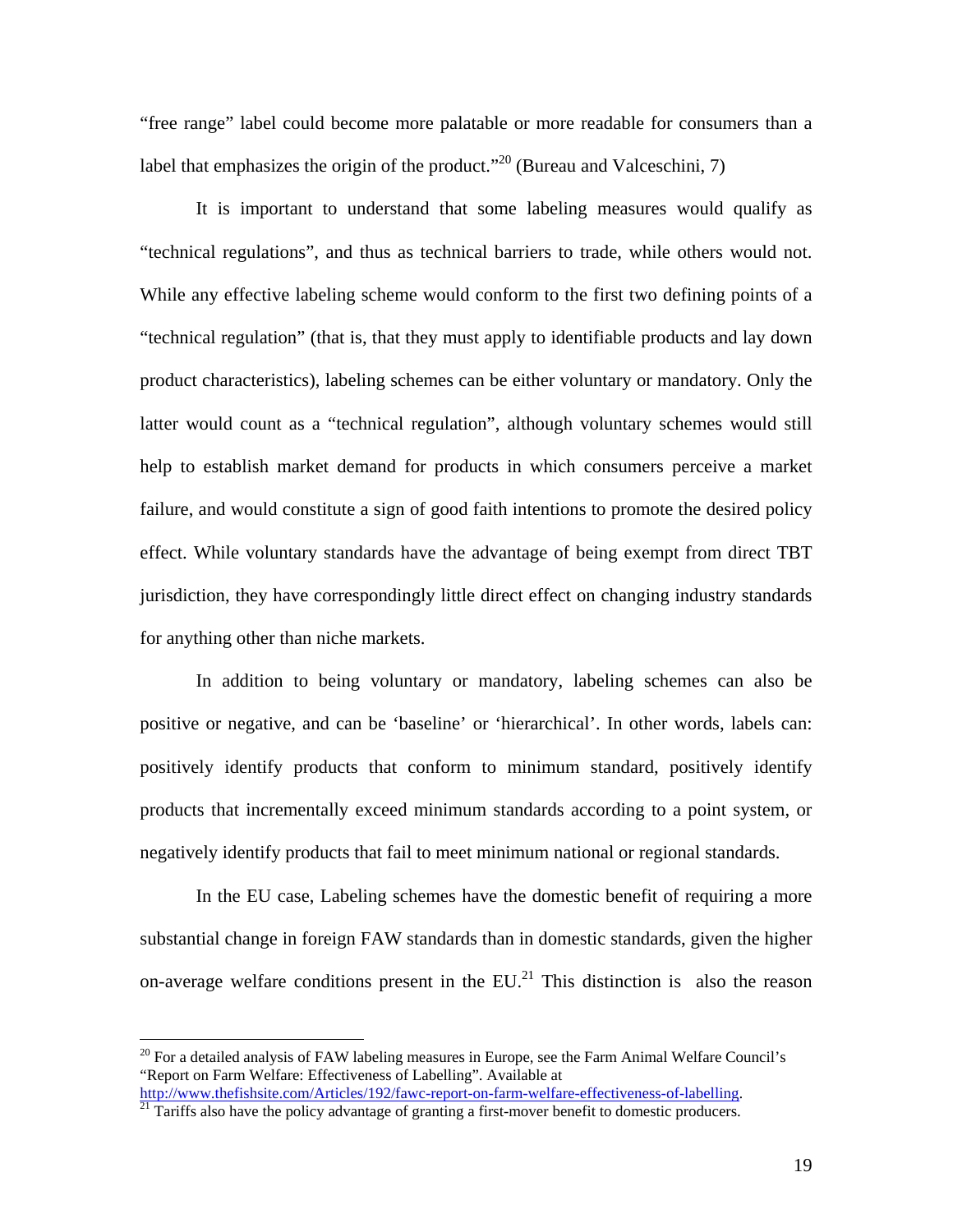"free range" label could become more palatable or more readable for consumers than a label that emphasizes the origin of the product."[20] (Bureau and Valceschini, 7)

It is important to understand that some labeling measures would qualify as "technical regulations", and thus as technical barriers to trade, while others would not. While any effective labeling scheme would conform to the first two defining points of a "technical regulation" (that is, that they must apply to identifiable products and lay down product characteristics), labeling schemes can be either voluntary or mandatory. Only the latter would count as a "technical regulation", although voluntary schemes would still help to establish market demand for products in which consumers perceive a market failure, and would constitute a sign of good faith intentions to promote the desired policy effect. While voluntary standards have the advantage of being exempt from direct TBT jurisdiction, they have correspondingly little direct effect on changing industry standards for anything other than niche markets.

In addition to being voluntary or mandatory, labeling schemes can also be positive or negative, and can be 'baseline' or 'hierarchical'. In other words, labels can: positively identify products that conform to minimum standard, positively identify products that incrementally exceed minimum standards according to a point system, or negatively identify products that fail to meet minimum national or regional standards.

In the EU case, Labeling schemes have the domestic benefit of requiring a more substantial change in foreign FAW standards than in domestic standards, given the higher on-average welfare conditions present in the EU.[21] This distinction is also the reason

---

[20] For a detailed analysis of FAW labeling measures in Europe, see the Farm Animal Welfare Council's "Report on Farm Welfare: Effectiveness of Labelling". Available at http://www.thefishsite.com/Articles/192/fawc-report-on-farm-welfare-effectiveness-of-labelling.

[21] Tariffs also have the policy advantage of granting a first-mover benefit to domestic producers.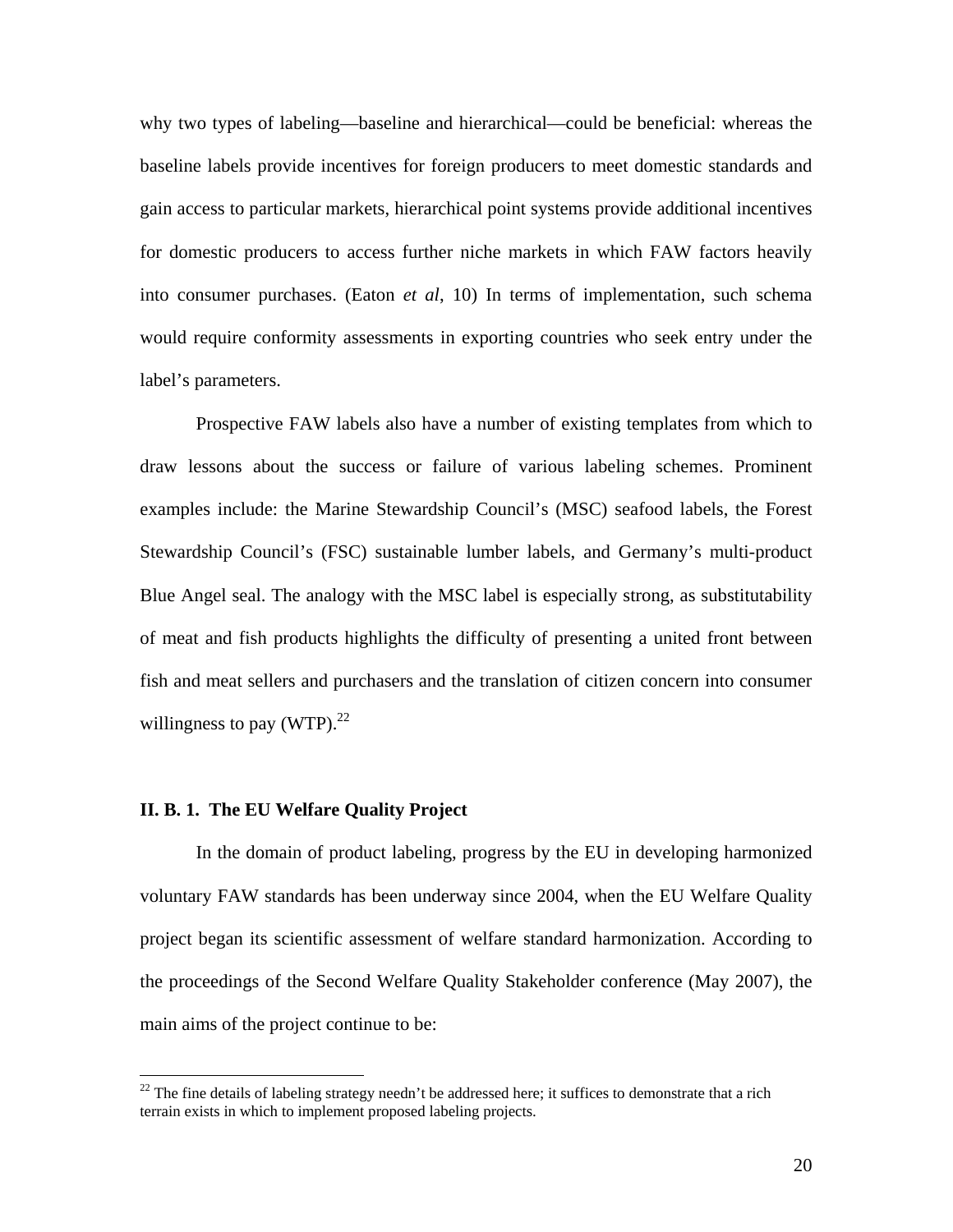why two types of labeling—baseline and hierarchical—could be beneficial: whereas the baseline labels provide incentives for foreign producers to meet domestic standards and gain access to particular markets, hierarchical point systems provide additional incentives for domestic producers to access further niche markets in which FAW factors heavily into consumer purchases. (Eaton *et al*, 10) In terms of implementation, such schema would require conformity assessments in exporting countries who seek entry under the label's parameters.

Prospective FAW labels also have a number of existing templates from which to draw lessons about the success or failure of various labeling schemes. Prominent examples include: the Marine Stewardship Council's (MSC) seafood labels, the Forest Stewardship Council's (FSC) sustainable lumber labels, and Germany's multi-product Blue Angel seal. The analogy with the MSC label is especially strong, as substitutability of meat and fish products highlights the difficulty of presenting a united front between fish and meat sellers and purchasers and the translation of citizen concern into consumer willingness to pay (WTP).[22]

### II. B. 1. The EU Welfare Quality Project

In the domain of product labeling, progress by the EU in developing harmonized voluntary FAW standards has been underway since 2004, when the EU Welfare Quality project began its scientific assessment of welfare standard harmonization. According to the proceedings of the Second Welfare Quality Stakeholder conference (May 2007), the main aims of the project continue to be:

---

[22] The fine details of labeling strategy needn't be addressed here; it suffices to demonstrate that a rich terrain exists in which to implement proposed labeling projects.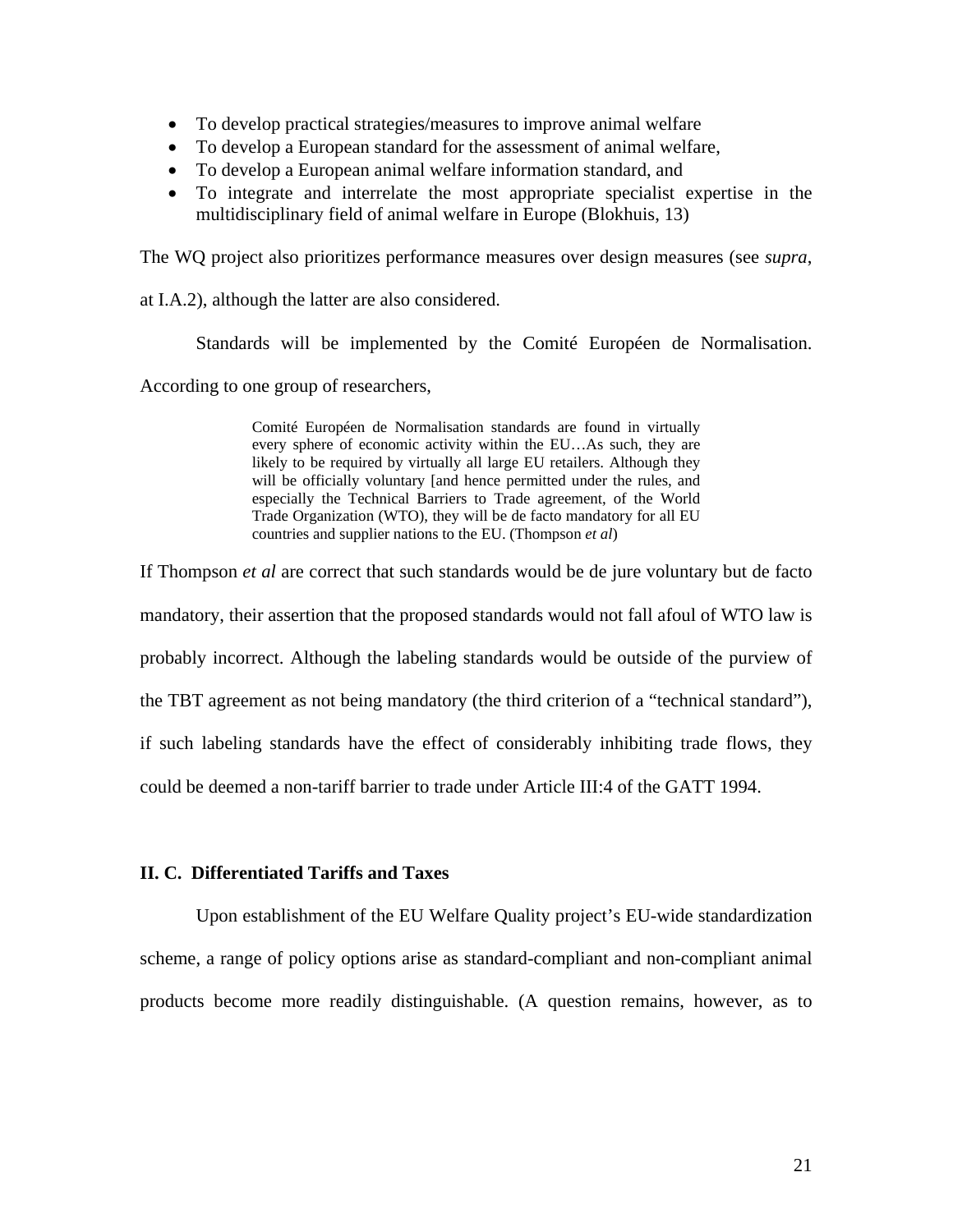- To develop practical strategies/measures to improve animal welfare
- To develop a European standard for the assessment of animal welfare,
- To develop a European animal welfare information standard, and
- To integrate and interrelate the most appropriate specialist expertise in the multidisciplinary field of animal welfare in Europe (Blokhuis, 13)

The WQ project also prioritizes performance measures over design measures (see *supra*, at I.A.2), although the latter are also considered.

Standards will be implemented by the Comité Européen de Normalisation. According to one group of researchers,

> Comité Européen de Normalisation standards are found in virtually every sphere of economic activity within the EU…As such, they are likely to be required by virtually all large EU retailers. Although they will be officially voluntary [and hence permitted under the rules, and especially the Technical Barriers to Trade agreement, of the World Trade Organization (WTO), they will be de facto mandatory for all EU countries and supplier nations to the EU. (Thompson *et al*)

If Thompson *et al* are correct that such standards would be de jure voluntary but de facto mandatory, their assertion that the proposed standards would not fall afoul of WTO law is probably incorrect. Although the labeling standards would be outside of the purview of the TBT agreement as not being mandatory (the third criterion of a "technical standard"), if such labeling standards have the effect of considerably inhibiting trade flows, they could be deemed a non-tariff barrier to trade under Article III:4 of the GATT 1994.

### II. C. Differentiated Tariffs and Taxes

Upon establishment of the EU Welfare Quality project's EU-wide standardization scheme, a range of policy options arise as standard-compliant and non-compliant animal products become more readily distinguishable. (A question remains, however, as to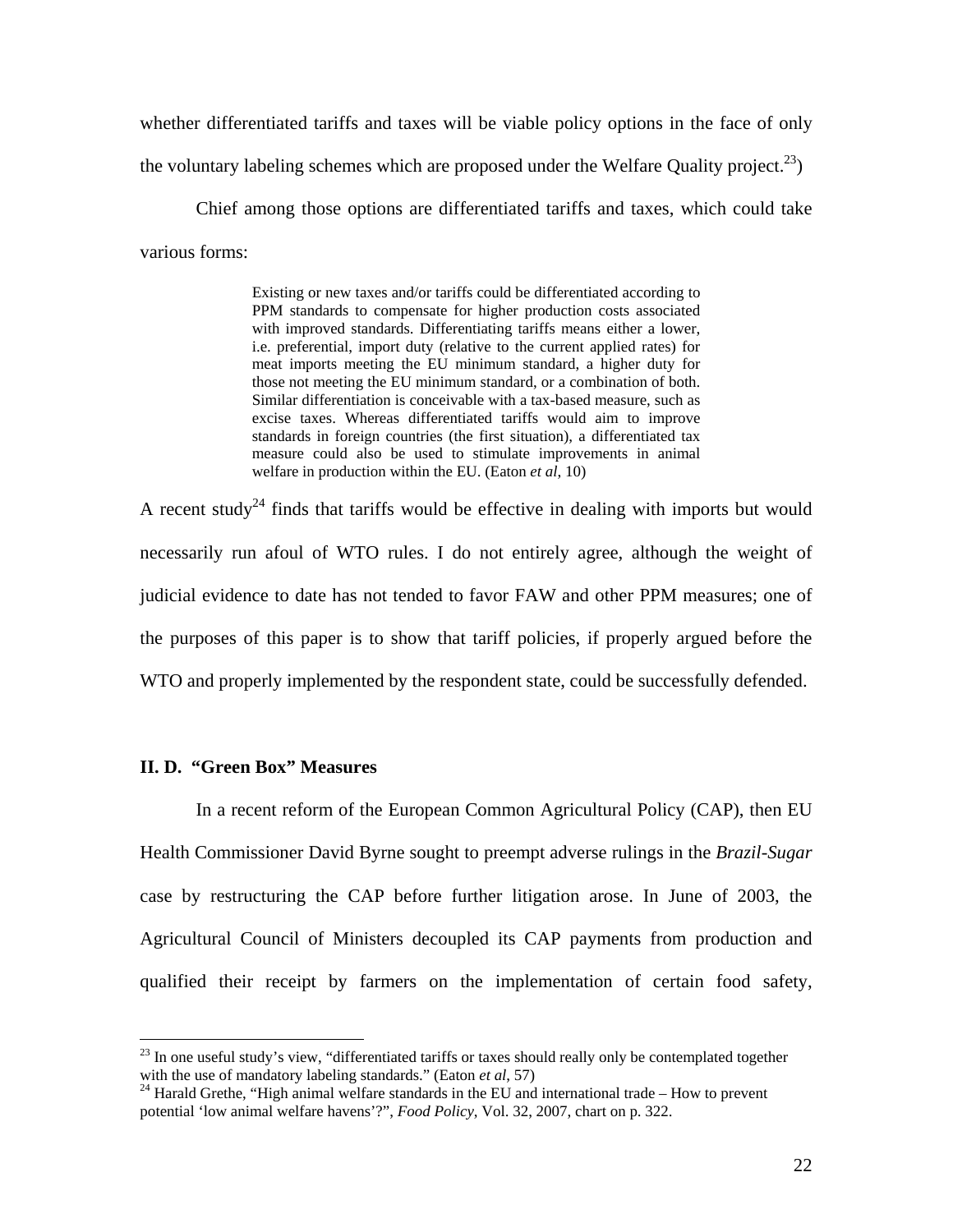whether differentiated tariffs and taxes will be viable policy options in the face of only the voluntary labeling schemes which are proposed under the Welfare Quality project.[23])

Chief among those options are differentiated tariffs and taxes, which could take various forms:

> Existing or new taxes and/or tariffs could be differentiated according to PPM standards to compensate for higher production costs associated with improved standards. Differentiating tariffs means either a lower, i.e. preferential, import duty (relative to the current applied rates) for meat imports meeting the EU minimum standard, a higher duty for those not meeting the EU minimum standard, or a combination of both. Similar differentiation is conceivable with a tax-based measure, such as excise taxes. Whereas differentiated tariffs would aim to improve standards in foreign countries (the first situation), a differentiated tax measure could also be used to stimulate improvements in animal welfare in production within the EU. (Eaton *et al*, 10)

A recent study[24] finds that tariffs would be effective in dealing with imports but would necessarily run afoul of WTO rules. I do not entirely agree, although the weight of judicial evidence to date has not tended to favor FAW and other PPM measures; one of the purposes of this paper is to show that tariff policies, if properly argued before the WTO and properly implemented by the respondent state, could be successfully defended.

### II. D. "Green Box" Measures

In a recent reform of the European Common Agricultural Policy (CAP), then EU Health Commissioner David Byrne sought to preempt adverse rulings in the *Brazil-Sugar* case by restructuring the CAP before further litigation arose. In June of 2003, the Agricultural Council of Ministers decoupled its CAP payments from production and qualified their receipt by farmers on the implementation of certain food safety,

---

[23] In one useful study's view, "differentiated tariffs or taxes should really only be contemplated together with the use of mandatory labeling standards." (Eaton *et al*, 57)

[24] Harald Grethe, "High animal welfare standards in the EU and international trade – How to prevent potential 'low animal welfare havens'?", *Food Policy*, Vol. 32, 2007, chart on p. 322.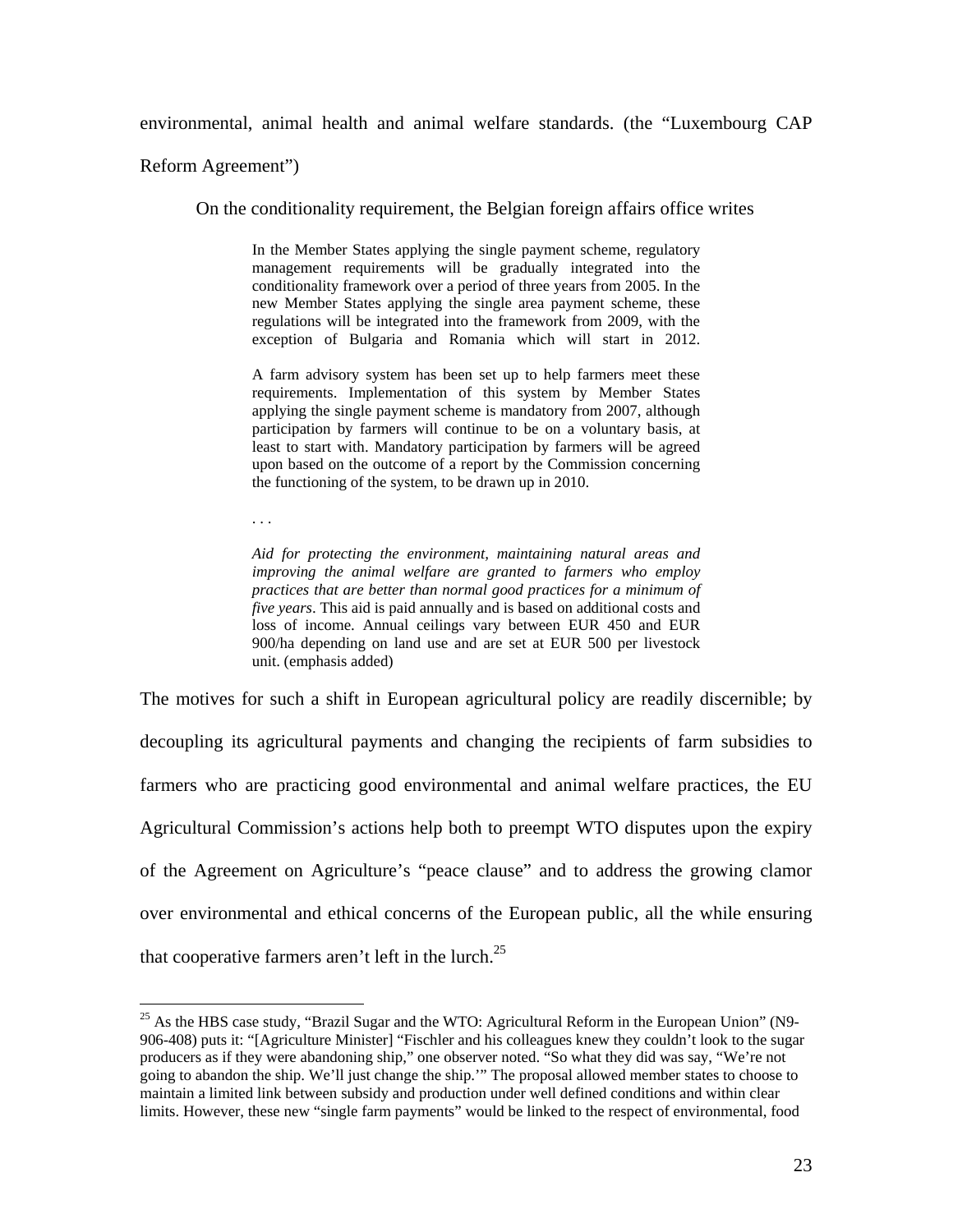environmental, animal health and animal welfare standards. (the "Luxembourg CAP Reform Agreement")

On the conditionality requirement, the Belgian foreign affairs office writes

> In the Member States applying the single payment scheme, regulatory management requirements will be gradually integrated into the conditionality framework over a period of three years from 2005. In the new Member States applying the single area payment scheme, these regulations will be integrated into the framework from 2009, with the exception of Bulgaria and Romania which will start in 2012.
>
> A farm advisory system has been set up to help farmers meet these requirements. Implementation of this system by Member States applying the single payment scheme is mandatory from 2007, although participation by farmers will continue to be on a voluntary basis, at least to start with. Mandatory participation by farmers will be agreed upon based on the outcome of a report by the Commission concerning the functioning of the system, to be drawn up in 2010.
>
> . . .
>
> *Aid for protecting the environment, maintaining natural areas and improving the animal welfare are granted to farmers who employ practices that are better than normal good practices for a minimum of five years*. This aid is paid annually and is based on additional costs and loss of income. Annual ceilings vary between EUR 450 and EUR 900/ha depending on land use and are set at EUR 500 per livestock unit. (emphasis added)

The motives for such a shift in European agricultural policy are readily discernible; by decoupling its agricultural payments and changing the recipients of farm subsidies to farmers who are practicing good environmental and animal welfare practices, the EU Agricultural Commission's actions help both to preempt WTO disputes upon the expiry of the Agreement on Agriculture's "peace clause" and to address the growing clamor over environmental and ethical concerns of the European public, all the while ensuring that cooperative farmers aren't left in the lurch.[25]

---

[25] As the HBS case study, "Brazil Sugar and the WTO: Agricultural Reform in the European Union" (N9-906-408) puts it: "[Agriculture Minister] "Fischler and his colleagues knew they couldn't look to the sugar producers as if they were abandoning ship," one observer noted. "So what they did was say, "We're not going to abandon the ship. We'll just change the ship.'" The proposal allowed member states to choose to maintain a limited link between subsidy and production under well defined conditions and within clear limits. However, these new "single farm payments" would be linked to the respect of environmental, food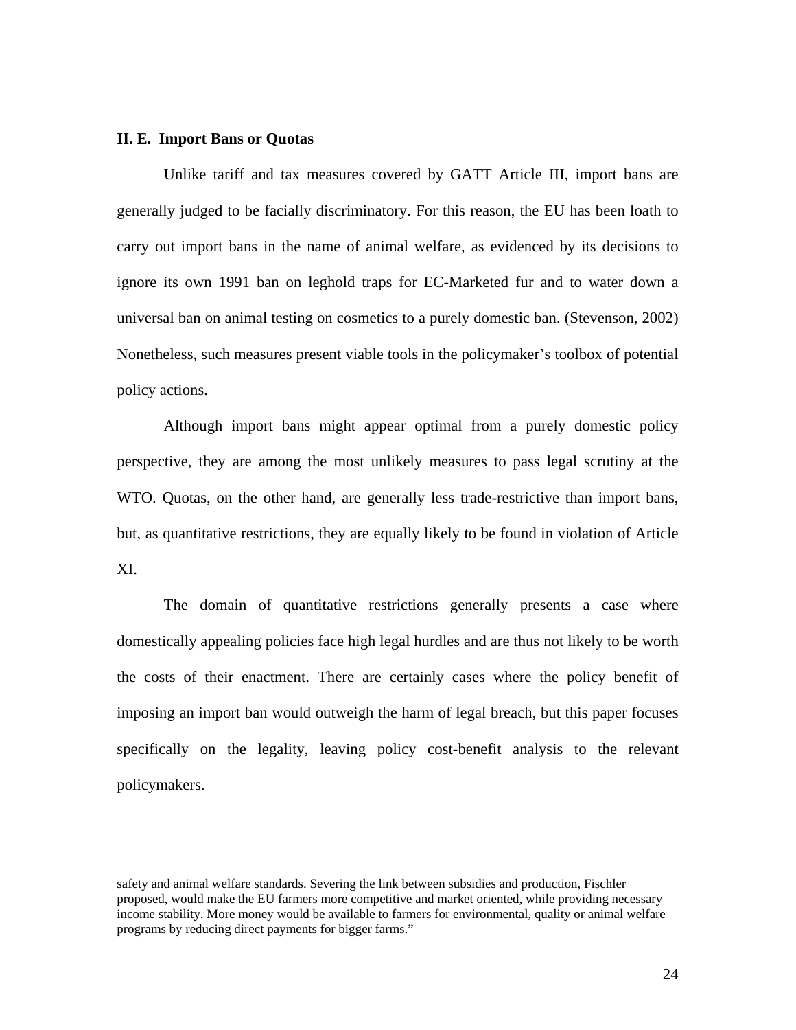### II. E. Import Bans or Quotas

Unlike tariff and tax measures covered by GATT Article III, import bans are generally judged to be facially discriminatory. For this reason, the EU has been loath to carry out import bans in the name of animal welfare, as evidenced by its decisions to ignore its own 1991 ban on leghold traps for EC-Marketed fur and to water down a universal ban on animal testing on cosmetics to a purely domestic ban. (Stevenson, 2002) Nonetheless, such measures present viable tools in the policymaker's toolbox of potential policy actions.

Although import bans might appear optimal from a purely domestic policy perspective, they are among the most unlikely measures to pass legal scrutiny at the WTO. Quotas, on the other hand, are generally less trade-restrictive than import bans, but, as quantitative restrictions, they are equally likely to be found in violation of Article XI.

The domain of quantitative restrictions generally presents a case where domestically appealing policies face high legal hurdles and are thus not likely to be worth the costs of their enactment. There are certainly cases where the policy benefit of imposing an import ban would outweigh the harm of legal breach, but this paper focuses specifically on the legality, leaving policy cost-benefit analysis to the relevant policymakers.

---

safety and animal welfare standards. Severing the link between subsidies and production, Fischler proposed, would make the EU farmers more competitive and market oriented, while providing necessary income stability. More money would be available to farmers for environmental, quality or animal welfare programs by reducing direct payments for bigger farms."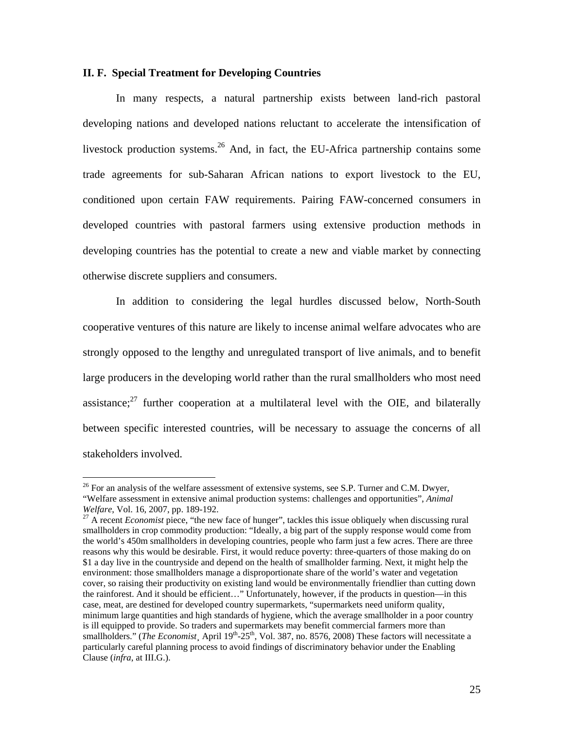**II. F. Special Treatment for Developing Countries**

In many respects, a natural partnership exists between land-rich pastoral developing nations and developed nations reluctant to accelerate the intensification of livestock production systems.[26] And, in fact, the EU-Africa partnership contains some trade agreements for sub-Saharan African nations to export livestock to the EU, conditioned upon certain FAW requirements. Pairing FAW-concerned consumers in developed countries with pastoral farmers using extensive production methods in developing countries has the potential to create a new and viable market by connecting otherwise discrete suppliers and consumers.

In addition to considering the legal hurdles discussed below, North-South cooperative ventures of this nature are likely to incense animal welfare advocates who are strongly opposed to the lengthy and unregulated transport of live animals, and to benefit large producers in the developing world rather than the rural smallholders who most need assistance;[27] further cooperation at a multilateral level with the OIE, and bilaterally between specific interested countries, will be necessary to assuage the concerns of all stakeholders involved.

---

[26] For an analysis of the welfare assessment of extensive systems, see S.P. Turner and C.M. Dwyer, "Welfare assessment in extensive animal production systems: challenges and opportunities", *Animal Welfare*, Vol. 16, 2007, pp. 189-192.

[27] A recent *Economist* piece, "the new face of hunger", tackles this issue obliquely when discussing rural smallholders in crop commodity production: "Ideally, a big part of the supply response would come from the world's 450m smallholders in developing countries, people who farm just a few acres. There are three reasons why this would be desirable. First, it would reduce poverty: three-quarters of those making do on \$1 a day live in the countryside and depend on the health of smallholder farming. Next, it might help the environment: those smallholders manage a disproportionate share of the world's water and vegetation cover, so raising their productivity on existing land would be environmentally friendlier than cutting down the rainforest. And it should be efficient…" Unfortunately, however, if the products in question—in this case, meat, are destined for developed country supermarkets, "supermarkets need uniform quality, minimum large quantities and high standards of hygiene, which the average smallholder in a poor country is ill equipped to provide. So traders and supermarkets may benefit commercial farmers more than smallholders." (*The Economist*¸ April 19th-25th, Vol. 387, no. 8576, 2008) These factors will necessitate a particularly careful planning process to avoid findings of discriminatory behavior under the Enabling Clause (*infra*, at III.G.).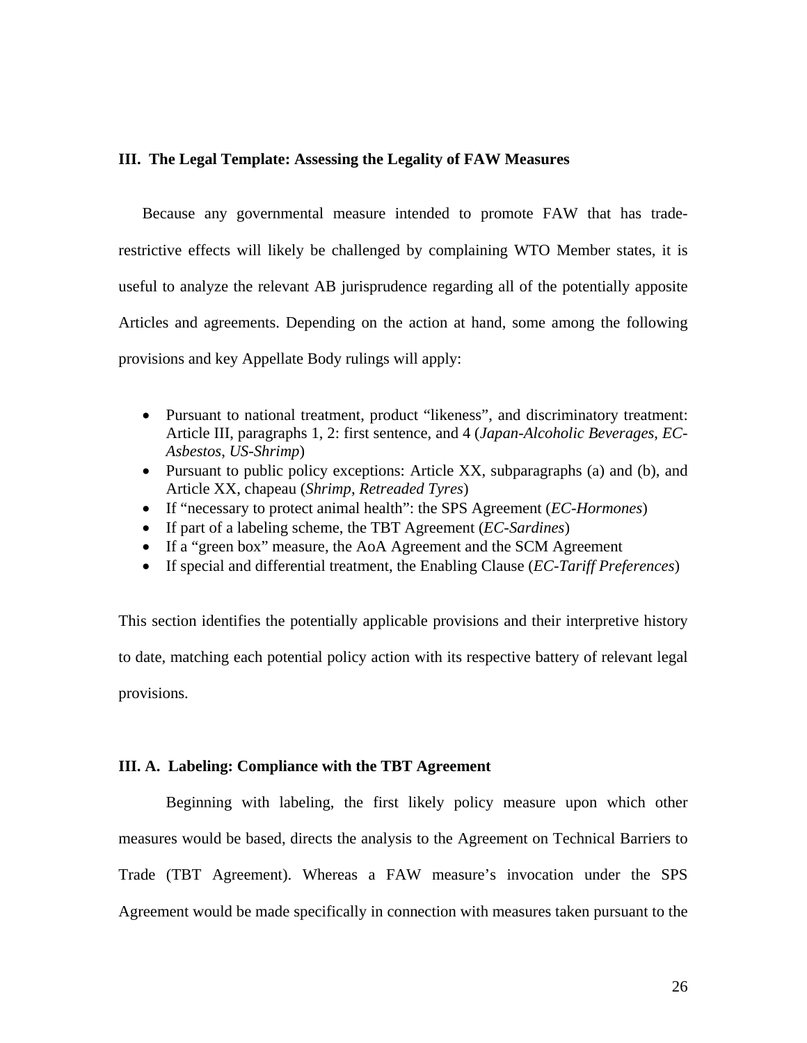## III. The Legal Template: Assessing the Legality of FAW Measures

Because any governmental measure intended to promote FAW that has trade-restrictive effects will likely be challenged by complaining WTO Member states, it is useful to analyze the relevant AB jurisprudence regarding all of the potentially apposite Articles and agreements. Depending on the action at hand, some among the following provisions and key Appellate Body rulings will apply:

- Pursuant to national treatment, product "likeness", and discriminatory treatment: Article III, paragraphs 1, 2: first sentence, and 4 (*Japan-Alcoholic Beverages*, *EC-Asbestos*, *US-Shrimp*)
- Pursuant to public policy exceptions: Article XX, subparagraphs (a) and (b), and Article XX, chapeau (*Shrimp*, *Retreaded Tyres*)
- If "necessary to protect animal health": the SPS Agreement (*EC-Hormones*)
- If part of a labeling scheme, the TBT Agreement (*EC-Sardines*)
- If a "green box" measure, the AoA Agreement and the SCM Agreement
- If special and differential treatment, the Enabling Clause (*EC-Tariff Preferences*)

This section identifies the potentially applicable provisions and their interpretive history to date, matching each potential policy action with its respective battery of relevant legal provisions.

### III. A. Labeling: Compliance with the TBT Agreement

Beginning with labeling, the first likely policy measure upon which other measures would be based, directs the analysis to the Agreement on Technical Barriers to Trade (TBT Agreement). Whereas a FAW measure's invocation under the SPS Agreement would be made specifically in connection with measures taken pursuant to the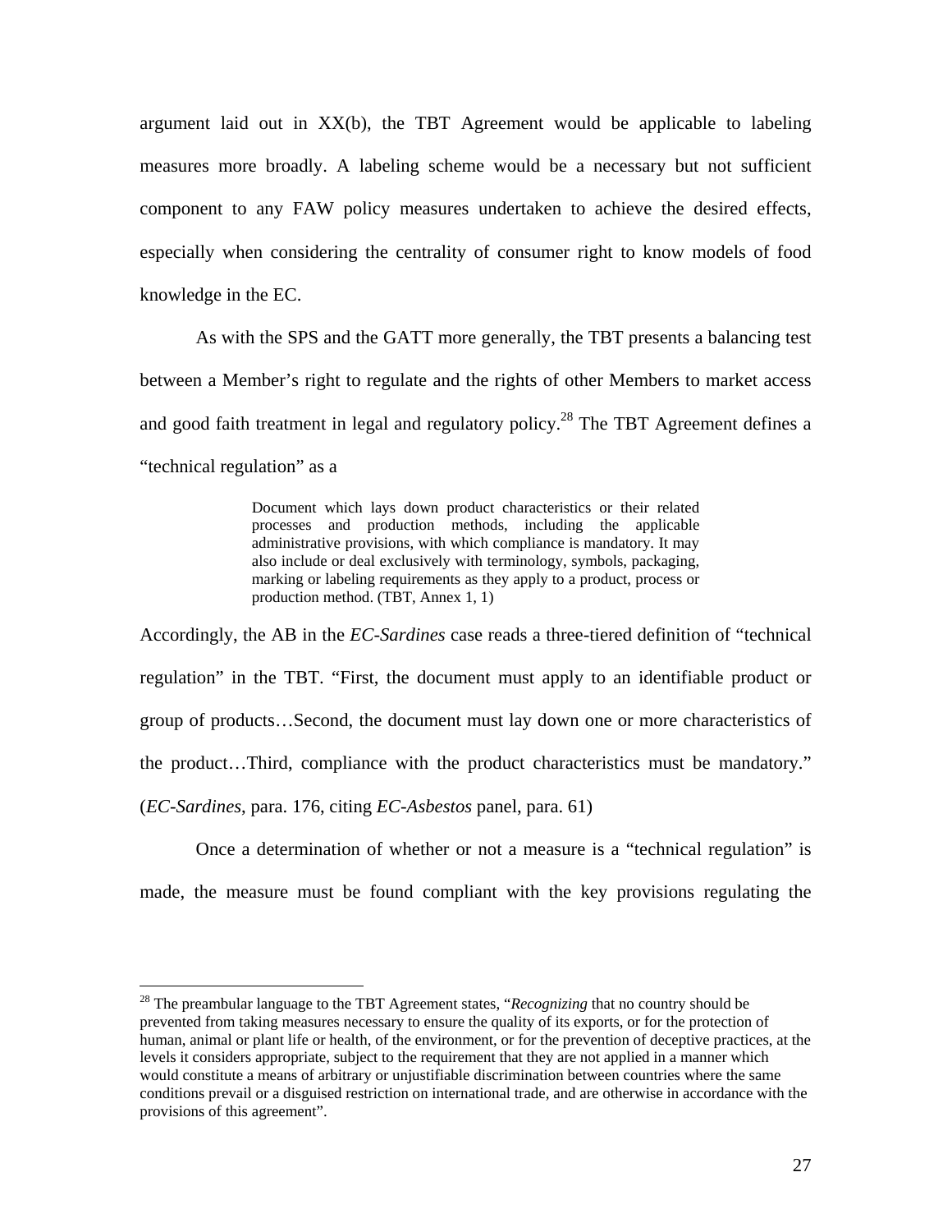argument laid out in XX(b), the TBT Agreement would be applicable to labeling measures more broadly. A labeling scheme would be a necessary but not sufficient component to any FAW policy measures undertaken to achieve the desired effects, especially when considering the centrality of consumer right to know models of food knowledge in the EC.

As with the SPS and the GATT more generally, the TBT presents a balancing test between a Member's right to regulate and the rights of other Members to market access and good faith treatment in legal and regulatory policy.[28] The TBT Agreement defines a "technical regulation" as a

> Document which lays down product characteristics or their related processes and production methods, including the applicable administrative provisions, with which compliance is mandatory. It may also include or deal exclusively with terminology, symbols, packaging, marking or labeling requirements as they apply to a product, process or production method. (TBT, Annex 1, 1)

Accordingly, the AB in the *EC-Sardines* case reads a three-tiered definition of "technical regulation" in the TBT. "First, the document must apply to an identifiable product or group of products…Second, the document must lay down one or more characteristics of the product…Third, compliance with the product characteristics must be mandatory." (*EC-Sardines*, para. 176, citing *EC-Asbestos* panel, para. 61)

Once a determination of whether or not a measure is a "technical regulation" is made, the measure must be found compliant with the key provisions regulating the

---

[28] The preambular language to the TBT Agreement states, "*Recognizing* that no country should be prevented from taking measures necessary to ensure the quality of its exports, or for the protection of human, animal or plant life or health, of the environment, or for the prevention of deceptive practices, at the levels it considers appropriate, subject to the requirement that they are not applied in a manner which would constitute a means of arbitrary or unjustifiable discrimination between countries where the same conditions prevail or a disguised restriction on international trade, and are otherwise in accordance with the provisions of this agreement".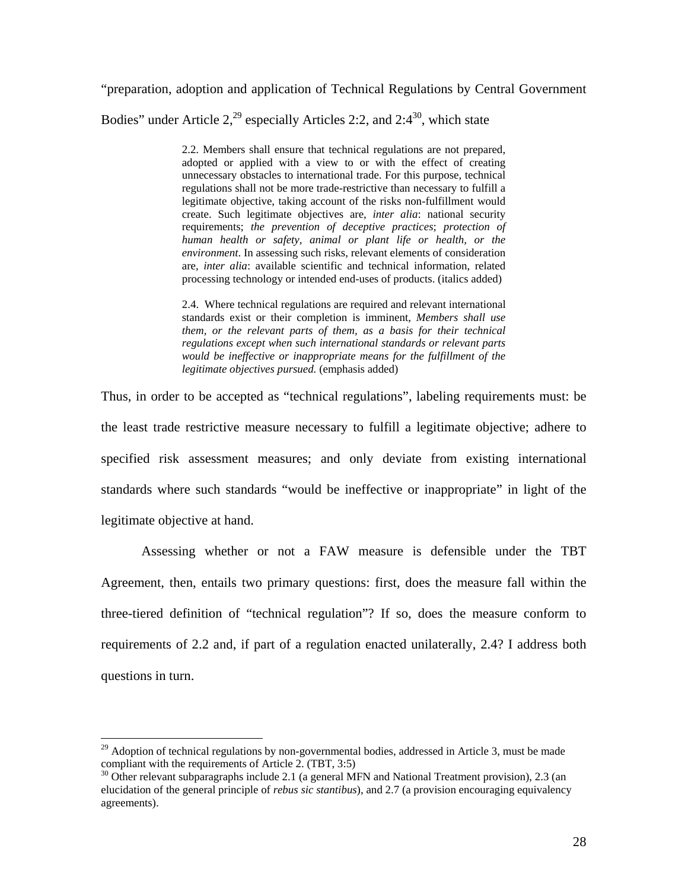"preparation, adoption and application of Technical Regulations by Central Government Bodies" under Article 2,[29] especially Articles 2:2, and 2:4[30], which state

> 2.2. Members shall ensure that technical regulations are not prepared, adopted or applied with a view to or with the effect of creating unnecessary obstacles to international trade. For this purpose, technical regulations shall not be more trade-restrictive than necessary to fulfill a legitimate objective, taking account of the risks non-fulfillment would create. Such legitimate objectives are, *inter alia*: national security requirements; *the prevention of deceptive practices*; *protection of human health or safety, animal or plant life or health, or the environment*. In assessing such risks, relevant elements of consideration are, *inter alia*: available scientific and technical information, related processing technology or intended end-uses of products. (italics added)
>
> 2.4. Where technical regulations are required and relevant international standards exist or their completion is imminent, *Members shall use them, or the relevant parts of them, as a basis for their technical regulations except when such international standards or relevant parts would be ineffective or inappropriate means for the fulfillment of the legitimate objectives pursued.* (emphasis added)

Thus, in order to be accepted as "technical regulations", labeling requirements must: be the least trade restrictive measure necessary to fulfill a legitimate objective; adhere to specified risk assessment measures; and only deviate from existing international standards where such standards "would be ineffective or inappropriate" in light of the legitimate objective at hand.

Assessing whether or not a FAW measure is defensible under the TBT Agreement, then, entails two primary questions: first, does the measure fall within the three-tiered definition of "technical regulation"? If so, does the measure conform to requirements of 2.2 and, if part of a regulation enacted unilaterally, 2.4? I address both questions in turn.

---

[29] Adoption of technical regulations by non-governmental bodies, addressed in Article 3, must be made compliant with the requirements of Article 2. (TBT, 3:5)

[30] Other relevant subparagraphs include 2.1 (a general MFN and National Treatment provision), 2.3 (an elucidation of the general principle of *rebus sic stantibus*), and 2.7 (a provision encouraging equivalency agreements).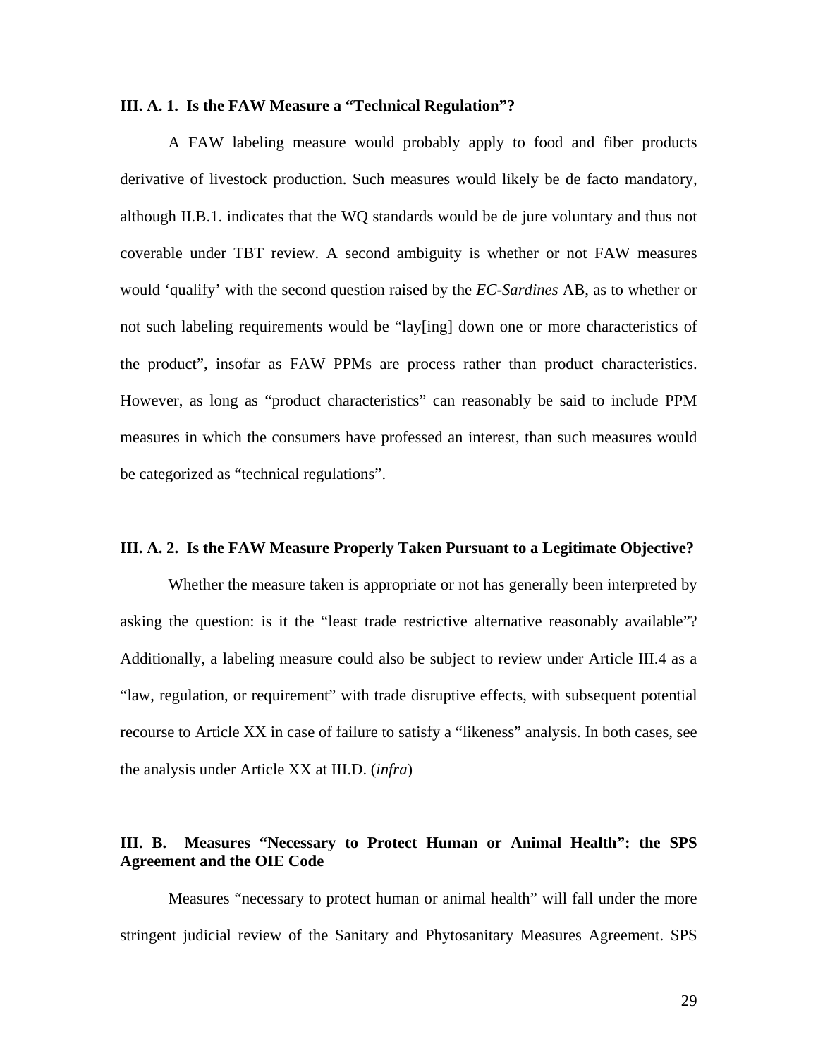### III. A. 1. Is the FAW Measure a "Technical Regulation"?

A FAW labeling measure would probably apply to food and fiber products derivative of livestock production. Such measures would likely be de facto mandatory, although II.B.1. indicates that the WQ standards would be de jure voluntary and thus not coverable under TBT review. A second ambiguity is whether or not FAW measures would 'qualify' with the second question raised by the *EC-Sardines* AB, as to whether or not such labeling requirements would be "lay[ing] down one or more characteristics of the product", insofar as FAW PPMs are process rather than product characteristics. However, as long as "product characteristics" can reasonably be said to include PPM measures in which the consumers have professed an interest, than such measures would be categorized as "technical regulations".

### III. A. 2. Is the FAW Measure Properly Taken Pursuant to a Legitimate Objective?

Whether the measure taken is appropriate or not has generally been interpreted by asking the question: is it the "least trade restrictive alternative reasonably available"? Additionally, a labeling measure could also be subject to review under Article III.4 as a "law, regulation, or requirement" with trade disruptive effects, with subsequent potential recourse to Article XX in case of failure to satisfy a "likeness" analysis. In both cases, see the analysis under Article XX at III.D. (*infra*)

## III. B. Measures "Necessary to Protect Human or Animal Health": the SPS Agreement and the OIE Code

Measures "necessary to protect human or animal health" will fall under the more stringent judicial review of the Sanitary and Phytosanitary Measures Agreement. SPS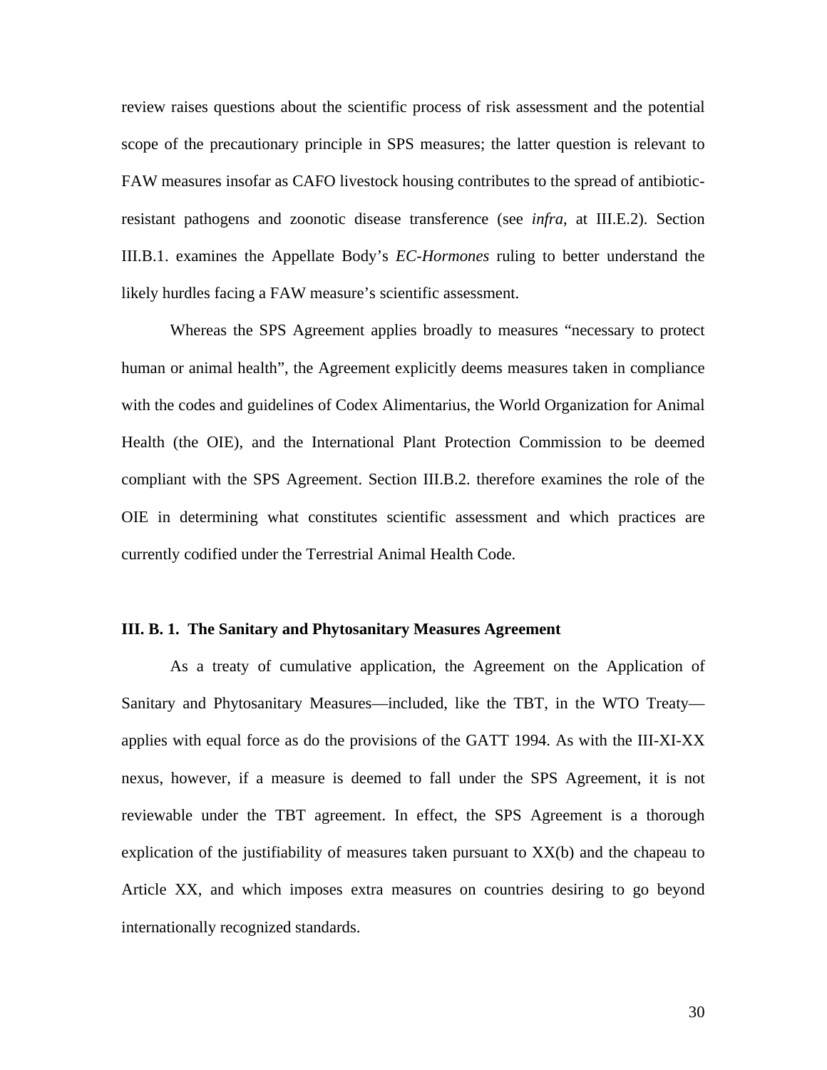review raises questions about the scientific process of risk assessment and the potential scope of the precautionary principle in SPS measures; the latter question is relevant to FAW measures insofar as CAFO livestock housing contributes to the spread of antibiotic-resistant pathogens and zoonotic disease transference (see *infra*, at III.E.2). Section III.B.1. examines the Appellate Body's *EC-Hormones* ruling to better understand the likely hurdles facing a FAW measure's scientific assessment.

Whereas the SPS Agreement applies broadly to measures "necessary to protect human or animal health", the Agreement explicitly deems measures taken in compliance with the codes and guidelines of Codex Alimentarius, the World Organization for Animal Health (the OIE), and the International Plant Protection Commission to be deemed compliant with the SPS Agreement. Section III.B.2. therefore examines the role of the OIE in determining what constitutes scientific assessment and which practices are currently codified under the Terrestrial Animal Health Code.

### III. B. 1. The Sanitary and Phytosanitary Measures Agreement

As a treaty of cumulative application, the Agreement on the Application of Sanitary and Phytosanitary Measures—included, like the TBT, in the WTO Treaty—applies with equal force as do the provisions of the GATT 1994. As with the III-XI-XX nexus, however, if a measure is deemed to fall under the SPS Agreement, it is not reviewable under the TBT agreement. In effect, the SPS Agreement is a thorough explication of the justifiability of measures taken pursuant to XX(b) and the chapeau to Article XX, and which imposes extra measures on countries desiring to go beyond internationally recognized standards.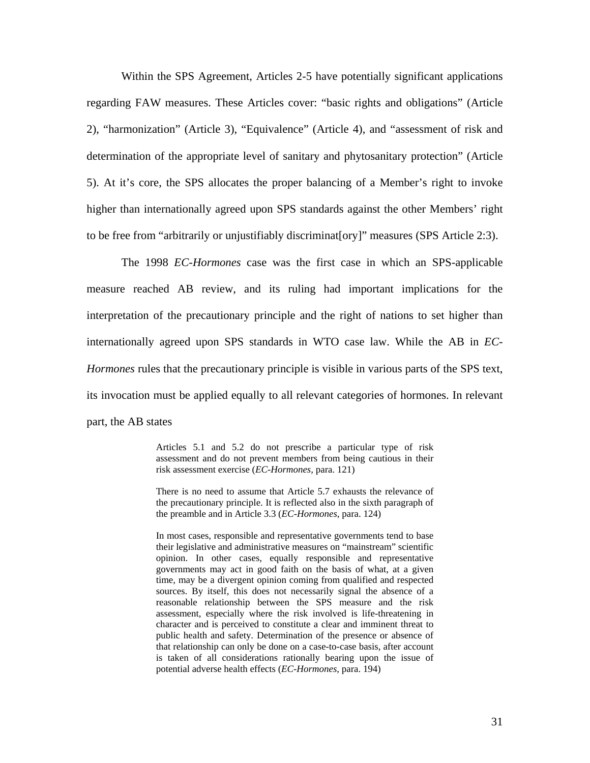Within the SPS Agreement, Articles 2-5 have potentially significant applications regarding FAW measures. These Articles cover: "basic rights and obligations" (Article 2), "harmonization" (Article 3), "Equivalence" (Article 4), and "assessment of risk and determination of the appropriate level of sanitary and phytosanitary protection" (Article 5). At it's core, the SPS allocates the proper balancing of a Member's right to invoke higher than internationally agreed upon SPS standards against the other Members' right to be free from "arbitrarily or unjustifiably discriminat[ory]" measures (SPS Article 2:3).

The 1998 *EC-Hormones* case was the first case in which an SPS-applicable measure reached AB review, and its ruling had important implications for the interpretation of the precautionary principle and the right of nations to set higher than internationally agreed upon SPS standards in WTO case law. While the AB in *EC-Hormones* rules that the precautionary principle is visible in various parts of the SPS text, its invocation must be applied equally to all relevant categories of hormones. In relevant part, the AB states

> Articles 5.1 and 5.2 do not prescribe a particular type of risk assessment and do not prevent members from being cautious in their risk assessment exercise (*EC-Hormones,* para. 121)
>
> There is no need to assume that Article 5.7 exhausts the relevance of the precautionary principle. It is reflected also in the sixth paragraph of the preamble and in Article 3.3 (*EC-Hormones*, para. 124)
>
> In most cases, responsible and representative governments tend to base their legislative and administrative measures on "mainstream" scientific opinion. In other cases, equally responsible and representative governments may act in good faith on the basis of what, at a given time, may be a divergent opinion coming from qualified and respected sources. By itself, this does not necessarily signal the absence of a reasonable relationship between the SPS measure and the risk assessment, especially where the risk involved is life-threatening in character and is perceived to constitute a clear and imminent threat to public health and safety. Determination of the presence or absence of that relationship can only be done on a case-to-case basis, after account is taken of all considerations rationally bearing upon the issue of potential adverse health effects (*EC-Hormones*, para. 194)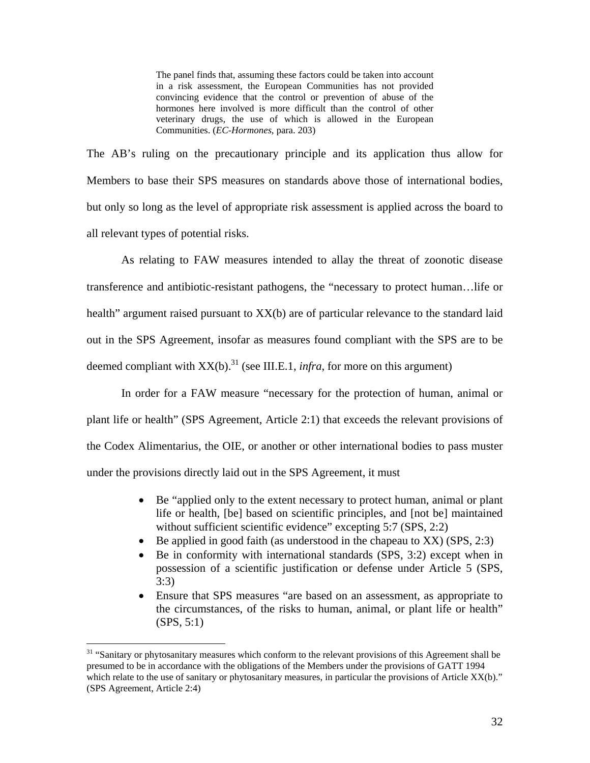> The panel finds that, assuming these factors could be taken into account in a risk assessment, the European Communities has not provided convincing evidence that the control or prevention of abuse of the hormones here involved is more difficult than the control of other veterinary drugs, the use of which is allowed in the European Communities. (*EC-Hormones*, para. 203)

The AB's ruling on the precautionary principle and its application thus allow for Members to base their SPS measures on standards above those of international bodies, but only so long as the level of appropriate risk assessment is applied across the board to all relevant types of potential risks.

As relating to FAW measures intended to allay the threat of zoonotic disease transference and antibiotic-resistant pathogens, the "necessary to protect human…life or health" argument raised pursuant to XX(b) are of particular relevance to the standard laid out in the SPS Agreement, insofar as measures found compliant with the SPS are to be deemed compliant with XX(b).[31] (see III.E.1, *infra*, for more on this argument)

In order for a FAW measure "necessary for the protection of human, animal or plant life or health" (SPS Agreement, Article 2:1) that exceeds the relevant provisions of the Codex Alimentarius, the OIE, or another or other international bodies to pass muster under the provisions directly laid out in the SPS Agreement, it must

- Be "applied only to the extent necessary to protect human, animal or plant life or health, [be] based on scientific principles, and [not be] maintained without sufficient scientific evidence" excepting 5:7 (SPS, 2:2)
- Be applied in good faith (as understood in the chapeau to XX) (SPS, 2:3)
- Be in conformity with international standards (SPS, 3:2) except when in possession of a scientific justification or defense under Article 5 (SPS, 3:3)
- Ensure that SPS measures "are based on an assessment, as appropriate to the circumstances, of the risks to human, animal, or plant life or health" (SPS, 5:1)

[31] "Sanitary or phytosanitary measures which conform to the relevant provisions of this Agreement shall be presumed to be in accordance with the obligations of the Members under the provisions of GATT 1994 which relate to the use of sanitary or phytosanitary measures, in particular the provisions of Article XX(b)." (SPS Agreement, Article 2:4)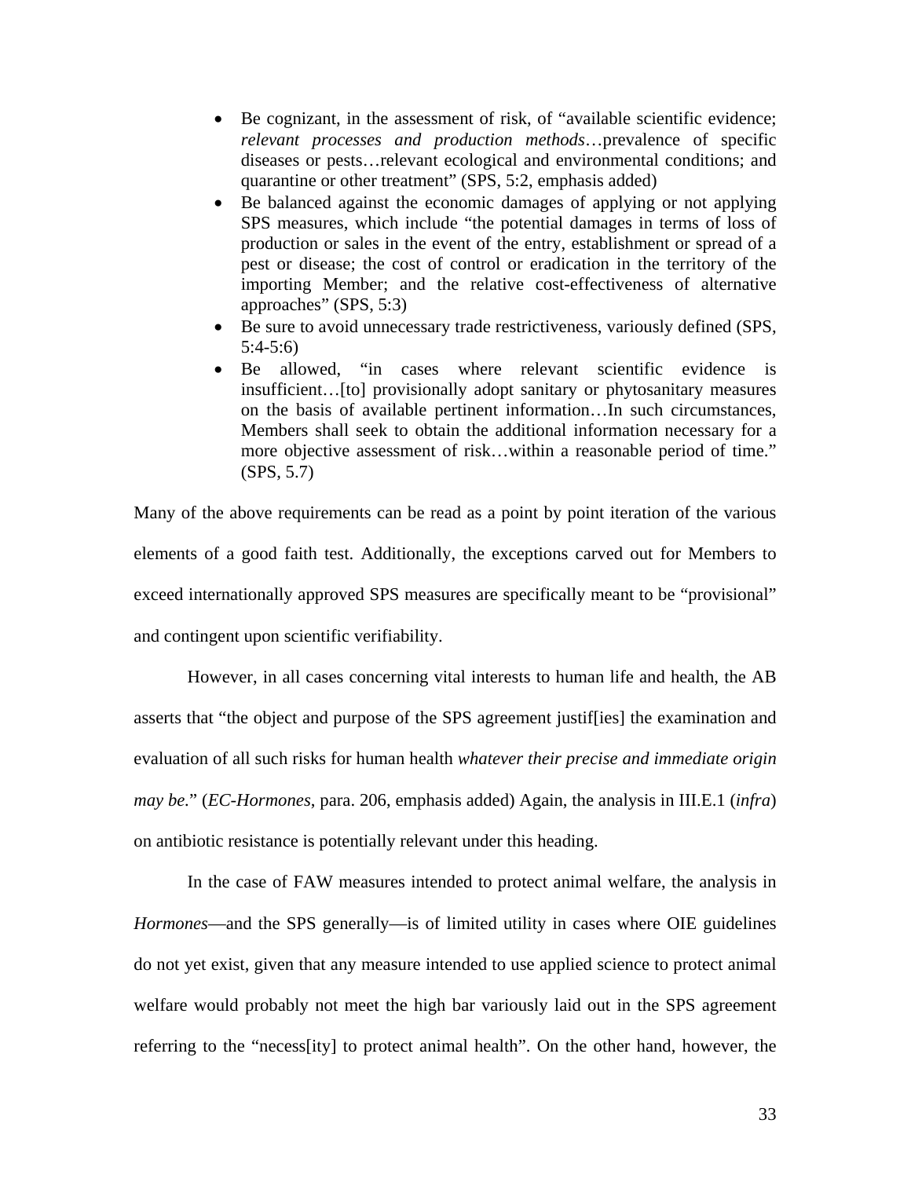- Be cognizant, in the assessment of risk, of "available scientific evidence; *relevant processes and production methods*…prevalence of specific diseases or pests…relevant ecological and environmental conditions; and quarantine or other treatment" (SPS, 5:2, emphasis added)
- Be balanced against the economic damages of applying or not applying SPS measures, which include "the potential damages in terms of loss of production or sales in the event of the entry, establishment or spread of a pest or disease; the cost of control or eradication in the territory of the importing Member; and the relative cost-effectiveness of alternative approaches" (SPS, 5:3)
- Be sure to avoid unnecessary trade restrictiveness, variously defined (SPS, 5:4-5:6)
- Be allowed, "in cases where relevant scientific evidence is insufficient…[to] provisionally adopt sanitary or phytosanitary measures on the basis of available pertinent information…In such circumstances, Members shall seek to obtain the additional information necessary for a more objective assessment of risk…within a reasonable period of time." (SPS, 5.7)

Many of the above requirements can be read as a point by point iteration of the various elements of a good faith test. Additionally, the exceptions carved out for Members to exceed internationally approved SPS measures are specifically meant to be "provisional" and contingent upon scientific verifiability.

However, in all cases concerning vital interests to human life and health, the AB asserts that "the object and purpose of the SPS agreement justif[ies] the examination and evaluation of all such risks for human health *whatever their precise and immediate origin may be.*" (*EC-Hormones*, para. 206, emphasis added) Again, the analysis in III.E.1 (*infra*) on antibiotic resistance is potentially relevant under this heading.

In the case of FAW measures intended to protect animal welfare, the analysis in *Hormones*—and the SPS generally—is of limited utility in cases where OIE guidelines do not yet exist, given that any measure intended to use applied science to protect animal welfare would probably not meet the high bar variously laid out in the SPS agreement referring to the "necess[ity] to protect animal health". On the other hand, however, the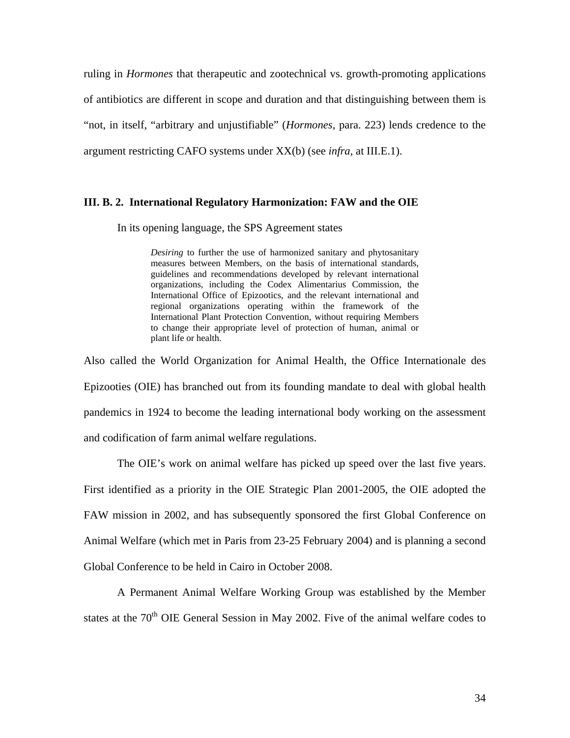ruling in *Hormones* that therapeutic and zootechnical vs. growth-promoting applications of antibiotics are different in scope and duration and that distinguishing between them is "not, in itself, "arbitrary and unjustifiable" (*Hormones*, para. 223) lends credence to the argument restricting CAFO systems under XX(b) (see *infra*, at III.E.1).

### III. B. 2. International Regulatory Harmonization: FAW and the OIE

In its opening language, the SPS Agreement states

> *Desiring* to further the use of harmonized sanitary and phytosanitary measures between Members, on the basis of international standards, guidelines and recommendations developed by relevant international organizations, including the Codex Alimentarius Commission, the International Office of Epizootics, and the relevant international and regional organizations operating within the framework of the International Plant Protection Convention, without requiring Members to change their appropriate level of protection of human, animal or plant life or health.

Also called the World Organization for Animal Health, the Office Internationale des Epizooties (OIE) has branched out from its founding mandate to deal with global health pandemics in 1924 to become the leading international body working on the assessment and codification of farm animal welfare regulations.

The OIE's work on animal welfare has picked up speed over the last five years. First identified as a priority in the OIE Strategic Plan 2001-2005, the OIE adopted the FAW mission in 2002, and has subsequently sponsored the first Global Conference on Animal Welfare (which met in Paris from 23-25 February 2004) and is planning a second Global Conference to be held in Cairo in October 2008.

A Permanent Animal Welfare Working Group was established by the Member states at the 70th OIE General Session in May 2002. Five of the animal welfare codes to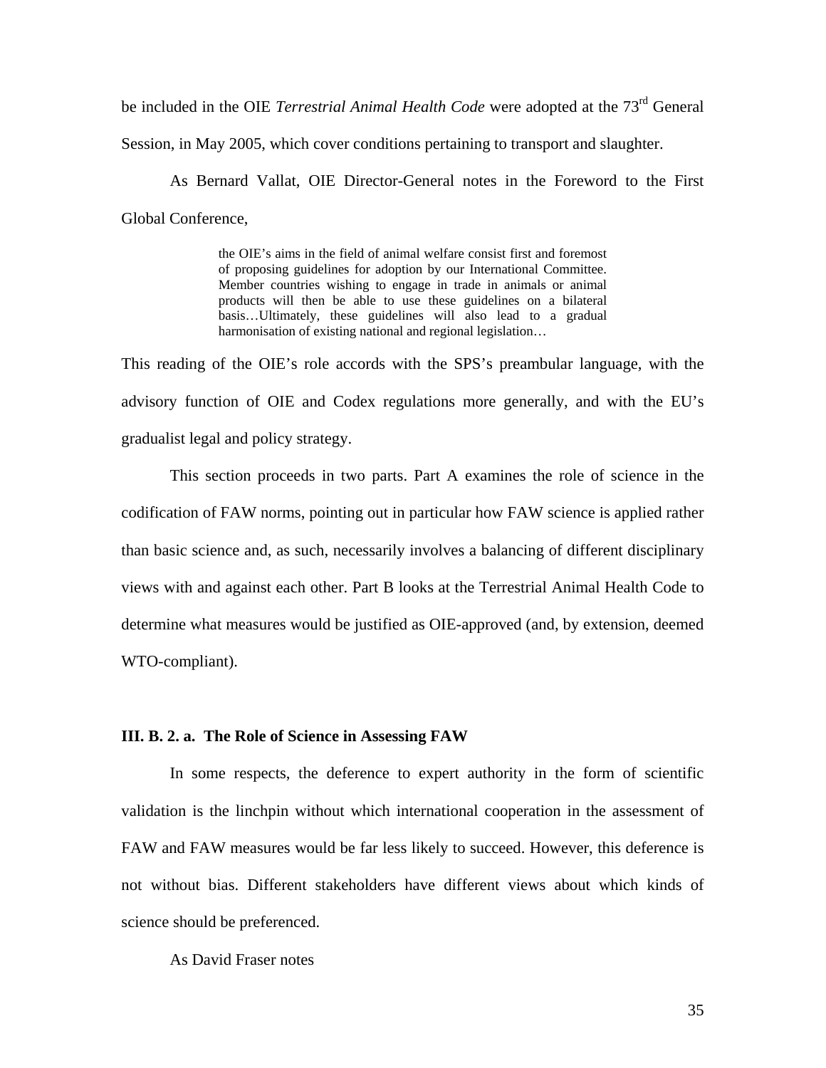be included in the OIE *Terrestrial Animal Health Code* were adopted at the 73rd General Session, in May 2005, which cover conditions pertaining to transport and slaughter.

As Bernard Vallat, OIE Director-General notes in the Foreword to the First Global Conference,

> the OIE's aims in the field of animal welfare consist first and foremost of proposing guidelines for adoption by our International Committee. Member countries wishing to engage in trade in animals or animal products will then be able to use these guidelines on a bilateral basis…Ultimately, these guidelines will also lead to a gradual harmonisation of existing national and regional legislation…

This reading of the OIE's role accords with the SPS's preambular language, with the advisory function of OIE and Codex regulations more generally, and with the EU's gradualist legal and policy strategy.

This section proceeds in two parts. Part A examines the role of science in the codification of FAW norms, pointing out in particular how FAW science is applied rather than basic science and, as such, necessarily involves a balancing of different disciplinary views with and against each other. Part B looks at the Terrestrial Animal Health Code to determine what measures would be justified as OIE-approved (and, by extension, deemed WTO-compliant).

### III. B. 2. a. The Role of Science in Assessing FAW

In some respects, the deference to expert authority in the form of scientific validation is the linchpin without which international cooperation in the assessment of FAW and FAW measures would be far less likely to succeed. However, this deference is not without bias. Different stakeholders have different views about which kinds of science should be preferenced.

As David Fraser notes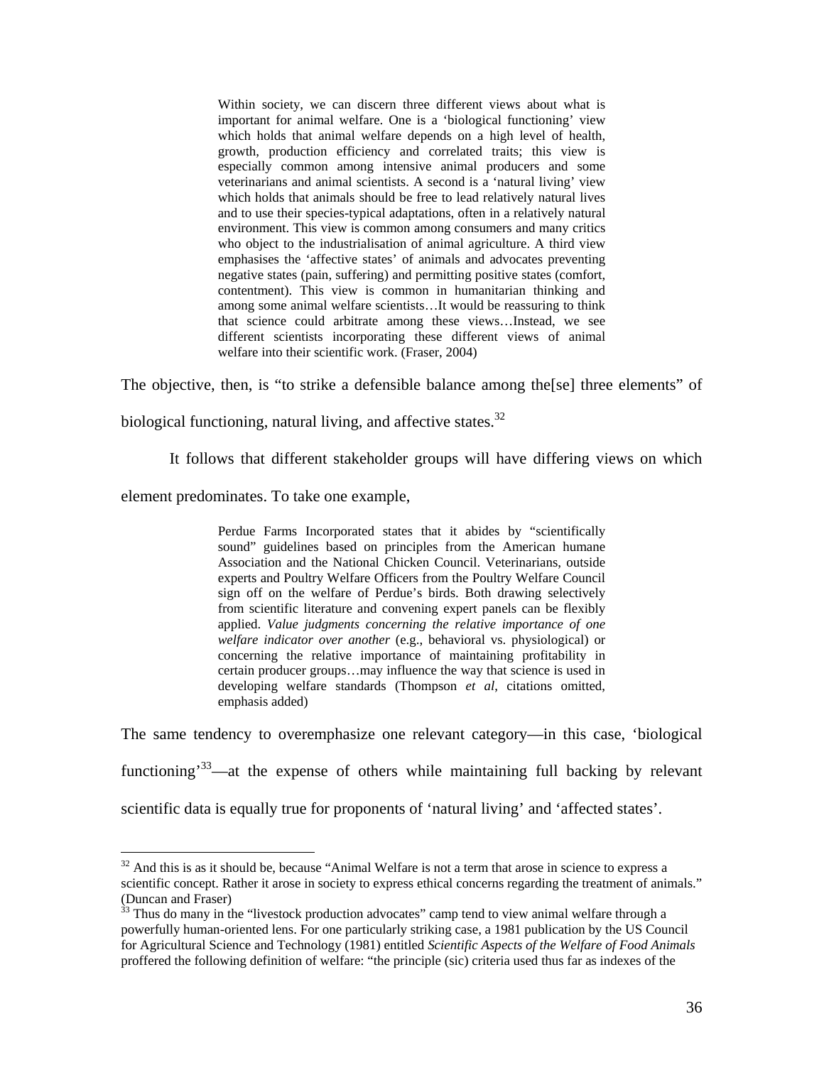> Within society, we can discern three different views about what is important for animal welfare. One is a 'biological functioning' view which holds that animal welfare depends on a high level of health, growth, production efficiency and correlated traits; this view is especially common among intensive animal producers and some veterinarians and animal scientists. A second is a 'natural living' view which holds that animals should be free to lead relatively natural lives and to use their species-typical adaptations, often in a relatively natural environment. This view is common among consumers and many critics who object to the industrialisation of animal agriculture. A third view emphasises the 'affective states' of animals and advocates preventing negative states (pain, suffering) and permitting positive states (comfort, contentment). This view is common in humanitarian thinking and among some animal welfare scientists…It would be reassuring to think that science could arbitrate among these views…Instead, we see different scientists incorporating these different views of animal welfare into their scientific work. (Fraser, 2004)

The objective, then, is "to strike a defensible balance among the[se] three elements" of biological functioning, natural living, and affective states.[32]

It follows that different stakeholder groups will have differing views on which element predominates. To take one example,

> Perdue Farms Incorporated states that it abides by "scientifically sound" guidelines based on principles from the American humane Association and the National Chicken Council. Veterinarians, outside experts and Poultry Welfare Officers from the Poultry Welfare Council sign off on the welfare of Perdue's birds. Both drawing selectively from scientific literature and convening expert panels can be flexibly applied. *Value judgments concerning the relative importance of one welfare indicator over another* (e.g., behavioral vs. physiological) or concerning the relative importance of maintaining profitability in certain producer groups…may influence the way that science is used in developing welfare standards (Thompson *et al*, citations omitted, emphasis added)

The same tendency to overemphasize one relevant category—in this case, 'biological functioning'[33]—at the expense of others while maintaining full backing by relevant scientific data is equally true for proponents of 'natural living' and 'affected states'.

---

[32] And this is as it should be, because "Animal Welfare is not a term that arose in science to express a scientific concept. Rather it arose in society to express ethical concerns regarding the treatment of animals." (Duncan and Fraser)

[33] Thus do many in the "livestock production advocates" camp tend to view animal welfare through a powerfully human-oriented lens. For one particularly striking case, a 1981 publication by the US Council for Agricultural Science and Technology (1981) entitled *Scientific Aspects of the Welfare of Food Animals* proffered the following definition of welfare: "the principle (sic) criteria used thus far as indexes of the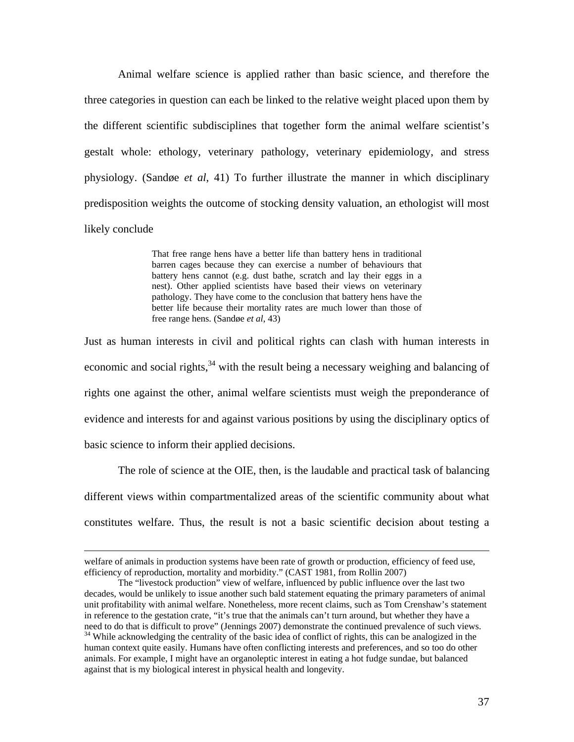Animal welfare science is applied rather than basic science, and therefore the three categories in question can each be linked to the relative weight placed upon them by the different scientific subdisciplines that together form the animal welfare scientist's gestalt whole: ethology, veterinary pathology, veterinary epidemiology, and stress physiology. (Sandøe *et al*, 41) To further illustrate the manner in which disciplinary predisposition weights the outcome of stocking density valuation, an ethologist will most likely conclude

> That free range hens have a better life than battery hens in traditional barren cages because they can exercise a number of behaviours that battery hens cannot (e.g. dust bathe, scratch and lay their eggs in a nest). Other applied scientists have based their views on veterinary pathology. They have come to the conclusion that battery hens have the better life because their mortality rates are much lower than those of free range hens. (Sandøe *et al*, 43)

Just as human interests in civil and political rights can clash with human interests in economic and social rights,[34] with the result being a necessary weighing and balancing of rights one against the other, animal welfare scientists must weigh the preponderance of evidence and interests for and against various positions by using the disciplinary optics of basic science to inform their applied decisions.

The role of science at the OIE, then, is the laudable and practical task of balancing different views within compartmentalized areas of the scientific community about what constitutes welfare. Thus, the result is not a basic scientific decision about testing a

---

welfare of animals in production systems have been rate of growth or production, efficiency of feed use, efficiency of reproduction, mortality and morbidity." (CAST 1981, from Rollin 2007)

The "livestock production" view of welfare, influenced by public influence over the last two decades, would be unlikely to issue another such bald statement equating the primary parameters of animal unit profitability with animal welfare. Nonetheless, more recent claims, such as Tom Crenshaw's statement in reference to the gestation crate, "it's true that the animals can't turn around, but whether they have a need to do that is difficult to prove" (Jennings 2007) demonstrate the continued prevalence of such views.

[34] While acknowledging the centrality of the basic idea of conflict of rights, this can be analogized in the human context quite easily. Humans have often conflicting interests and preferences, and so too do other animals. For example, I might have an organoleptic interest in eating a hot fudge sundae, but balanced against that is my biological interest in physical health and longevity.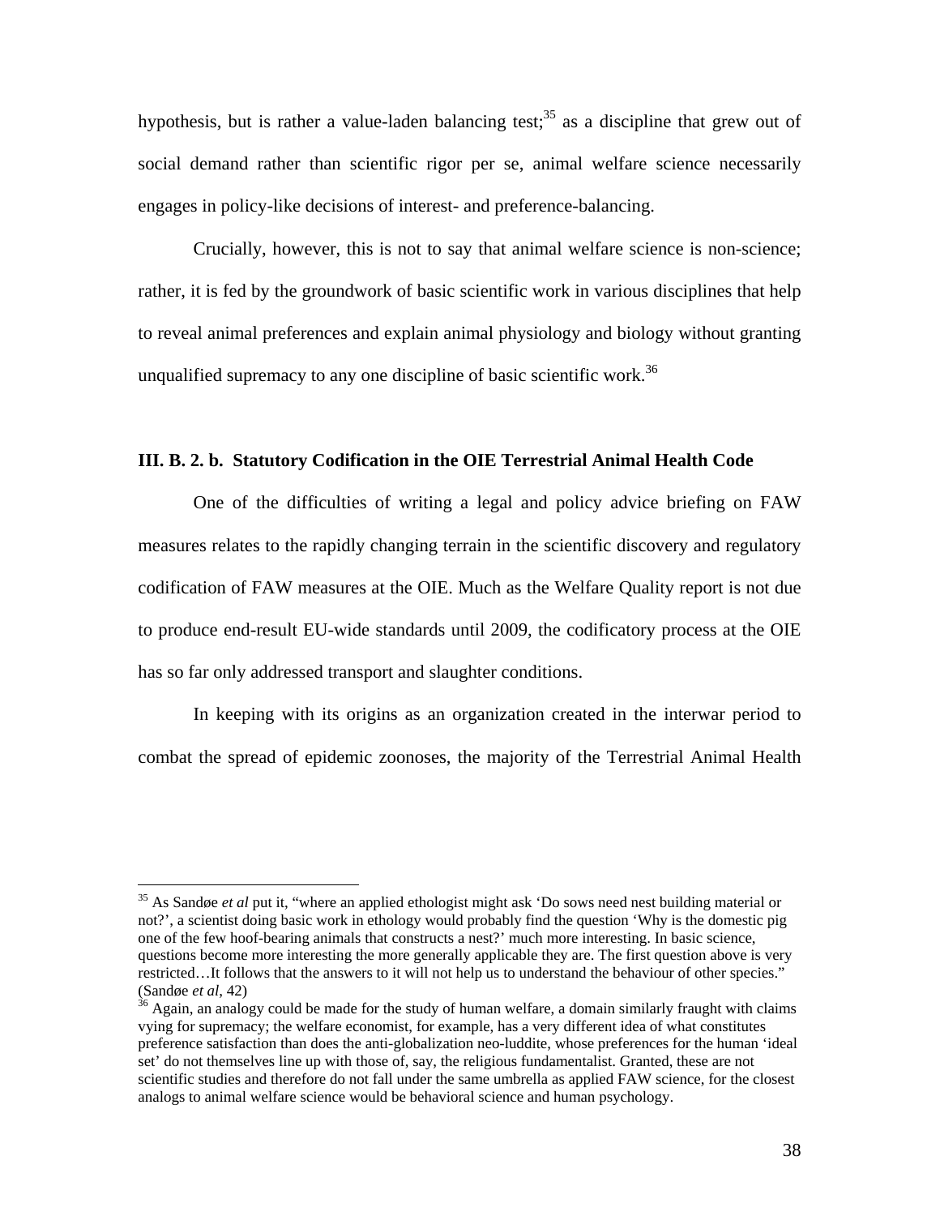hypothesis, but is rather a value-laden balancing test;[35] as a discipline that grew out of social demand rather than scientific rigor per se, animal welfare science necessarily engages in policy-like decisions of interest- and preference-balancing.

Crucially, however, this is not to say that animal welfare science is non-science; rather, it is fed by the groundwork of basic scientific work in various disciplines that help to reveal animal preferences and explain animal physiology and biology without granting unqualified supremacy to any one discipline of basic scientific work.[36]

### III. B. 2. b. Statutory Codification in the OIE Terrestrial Animal Health Code

One of the difficulties of writing a legal and policy advice briefing on FAW measures relates to the rapidly changing terrain in the scientific discovery and regulatory codification of FAW measures at the OIE. Much as the Welfare Quality report is not due to produce end-result EU-wide standards until 2009, the codificatory process at the OIE has so far only addressed transport and slaughter conditions.

In keeping with its origins as an organization created in the interwar period to combat the spread of epidemic zoonoses, the majority of the Terrestrial Animal Health

---

[35] As Sandøe *et al* put it, "where an applied ethologist might ask 'Do sows need nest building material or not?', a scientist doing basic work in ethology would probably find the question 'Why is the domestic pig one of the few hoof-bearing animals that constructs a nest?' much more interesting. In basic science, questions become more interesting the more generally applicable they are. The first question above is very restricted…It follows that the answers to it will not help us to understand the behaviour of other species." (Sandøe *et al*, 42)

[36] Again, an analogy could be made for the study of human welfare, a domain similarly fraught with claims vying for supremacy; the welfare economist, for example, has a very different idea of what constitutes preference satisfaction than does the anti-globalization neo-luddite, whose preferences for the human 'ideal set' do not themselves line up with those of, say, the religious fundamentalist. Granted, these are not scientific studies and therefore do not fall under the same umbrella as applied FAW science, for the closest analogs to animal welfare science would be behavioral science and human psychology.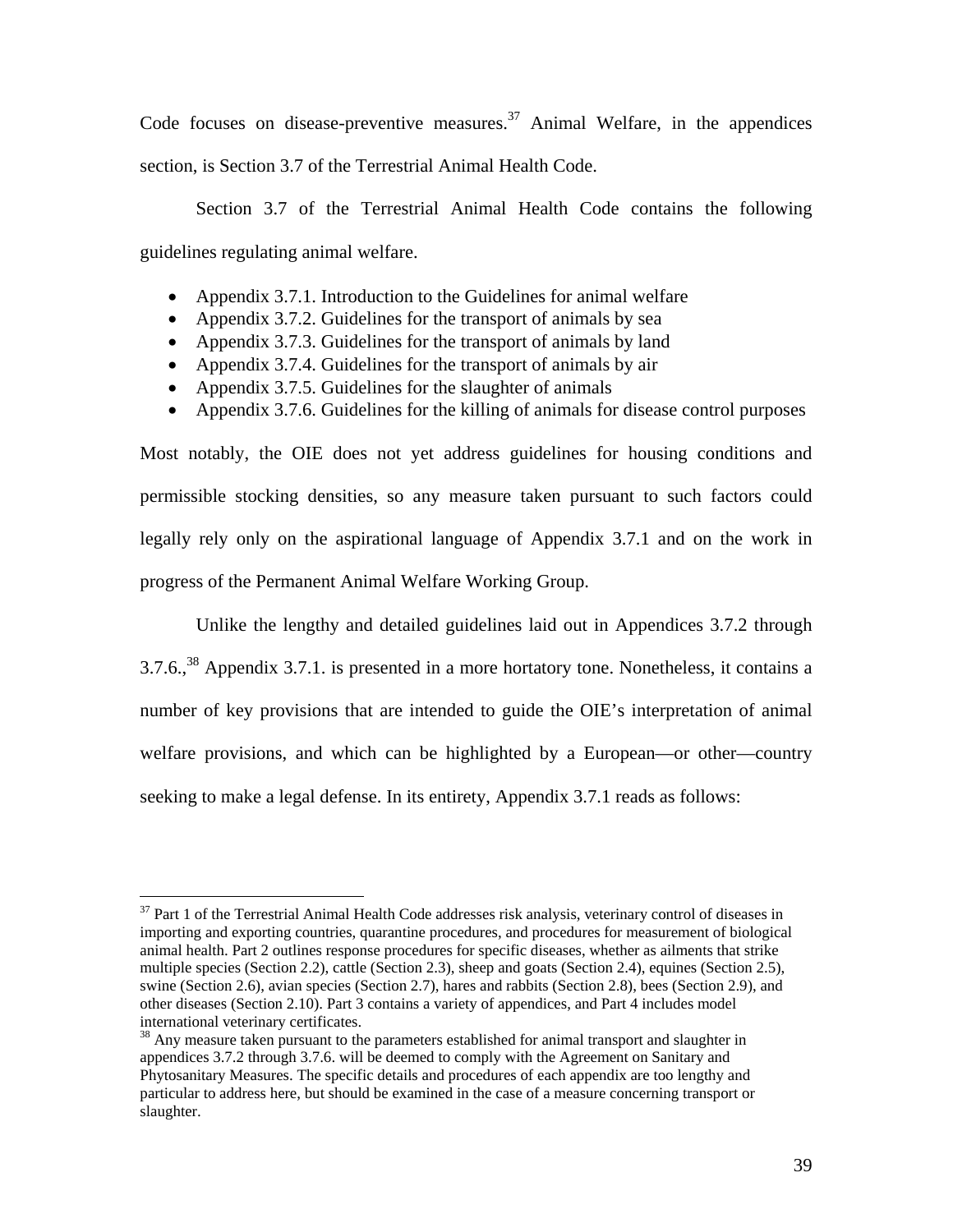Code focuses on disease-preventive measures.[37] Animal Welfare, in the appendices section, is Section 3.7 of the Terrestrial Animal Health Code.

Section 3.7 of the Terrestrial Animal Health Code contains the following guidelines regulating animal welfare.

- Appendix 3.7.1. Introduction to the Guidelines for animal welfare
- Appendix 3.7.2. Guidelines for the transport of animals by sea
- Appendix 3.7.3. Guidelines for the transport of animals by land
- Appendix 3.7.4. Guidelines for the transport of animals by air
- Appendix 3.7.5. Guidelines for the slaughter of animals
- Appendix 3.7.6. Guidelines for the killing of animals for disease control purposes

Most notably, the OIE does not yet address guidelines for housing conditions and permissible stocking densities, so any measure taken pursuant to such factors could legally rely only on the aspirational language of Appendix 3.7.1 and on the work in progress of the Permanent Animal Welfare Working Group.

Unlike the lengthy and detailed guidelines laid out in Appendices 3.7.2 through 3.7.6.,[38] Appendix 3.7.1. is presented in a more hortatory tone. Nonetheless, it contains a number of key provisions that are intended to guide the OIE's interpretation of animal welfare provisions, and which can be highlighted by a European—or other—country seeking to make a legal defense. In its entirety, Appendix 3.7.1 reads as follows:

---

[37] Part 1 of the Terrestrial Animal Health Code addresses risk analysis, veterinary control of diseases in importing and exporting countries, quarantine procedures, and procedures for measurement of biological animal health. Part 2 outlines response procedures for specific diseases, whether as ailments that strike multiple species (Section 2.2), cattle (Section 2.3), sheep and goats (Section 2.4), equines (Section 2.5), swine (Section 2.6), avian species (Section 2.7), hares and rabbits (Section 2.8), bees (Section 2.9), and other diseases (Section 2.10). Part 3 contains a variety of appendices, and Part 4 includes model international veterinary certificates.

[38] Any measure taken pursuant to the parameters established for animal transport and slaughter in appendices 3.7.2 through 3.7.6. will be deemed to comply with the Agreement on Sanitary and Phytosanitary Measures. The specific details and procedures of each appendix are too lengthy and particular to address here, but should be examined in the case of a measure concerning transport or slaughter.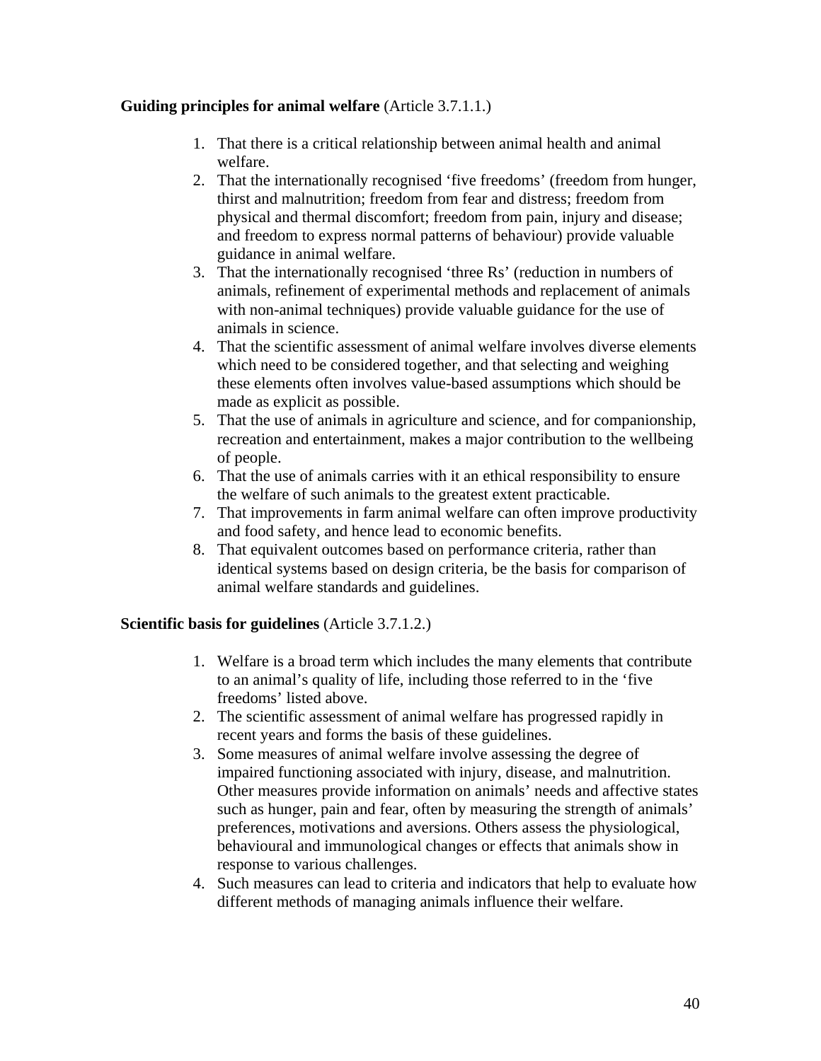**Guiding principles for animal welfare** (Article 3.7.1.1.)

1. That there is a critical relationship between animal health and animal welfare.
2. That the internationally recognised 'five freedoms' (freedom from hunger, thirst and malnutrition; freedom from fear and distress; freedom from physical and thermal discomfort; freedom from pain, injury and disease; and freedom to express normal patterns of behaviour) provide valuable guidance in animal welfare.
3. That the internationally recognised 'three Rs' (reduction in numbers of animals, refinement of experimental methods and replacement of animals with non-animal techniques) provide valuable guidance for the use of animals in science.
4. That the scientific assessment of animal welfare involves diverse elements which need to be considered together, and that selecting and weighing these elements often involves value-based assumptions which should be made as explicit as possible.
5. That the use of animals in agriculture and science, and for companionship, recreation and entertainment, makes a major contribution to the wellbeing of people.
6. That the use of animals carries with it an ethical responsibility to ensure the welfare of such animals to the greatest extent practicable.
7. That improvements in farm animal welfare can often improve productivity and food safety, and hence lead to economic benefits.
8. That equivalent outcomes based on performance criteria, rather than identical systems based on design criteria, be the basis for comparison of animal welfare standards and guidelines.

**Scientific basis for guidelines** (Article 3.7.1.2.)

1. Welfare is a broad term which includes the many elements that contribute to an animal's quality of life, including those referred to in the 'five freedoms' listed above.
2. The scientific assessment of animal welfare has progressed rapidly in recent years and forms the basis of these guidelines.
3. Some measures of animal welfare involve assessing the degree of impaired functioning associated with injury, disease, and malnutrition. Other measures provide information on animals' needs and affective states such as hunger, pain and fear, often by measuring the strength of animals' preferences, motivations and aversions. Others assess the physiological, behavioural and immunological changes or effects that animals show in response to various challenges.
4. Such measures can lead to criteria and indicators that help to evaluate how different methods of managing animals influence their welfare.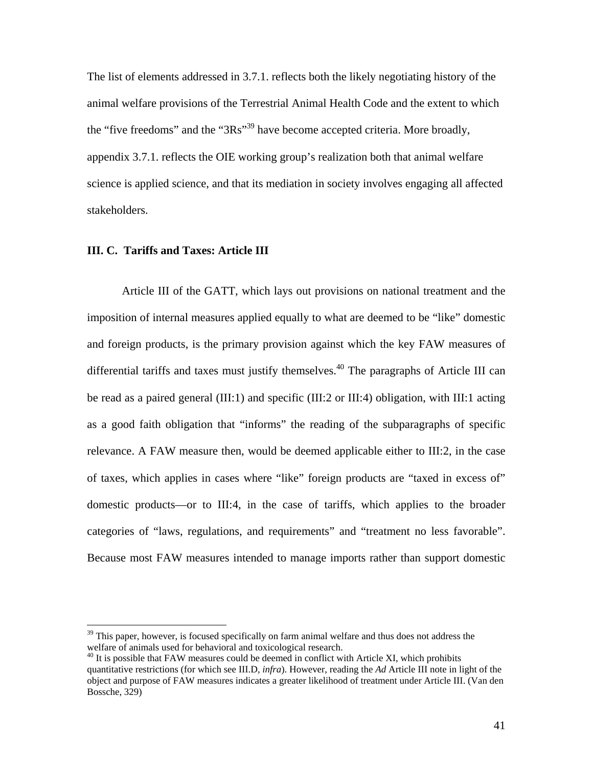The list of elements addressed in 3.7.1. reflects both the likely negotiating history of the animal welfare provisions of the Terrestrial Animal Health Code and the extent to which the "five freedoms" and the "3Rs"[39] have become accepted criteria. More broadly, appendix 3.7.1. reflects the OIE working group's realization both that animal welfare science is applied science, and that its mediation in society involves engaging all affected stakeholders.

**III. C. Tariffs and Taxes: Article III**

Article III of the GATT, which lays out provisions on national treatment and the imposition of internal measures applied equally to what are deemed to be "like" domestic and foreign products, is the primary provision against which the key FAW measures of differential tariffs and taxes must justify themselves.[40] The paragraphs of Article III can be read as a paired general (III:1) and specific (III:2 or III:4) obligation, with III:1 acting as a good faith obligation that "informs" the reading of the subparagraphs of specific relevance. A FAW measure then, would be deemed applicable either to III:2, in the case of taxes, which applies in cases where "like" foreign products are "taxed in excess of" domestic products—or to III:4, in the case of tariffs, which applies to the broader categories of "laws, regulations, and requirements" and "treatment no less favorable". Because most FAW measures intended to manage imports rather than support domestic

---

[39] This paper, however, is focused specifically on farm animal welfare and thus does not address the welfare of animals used for behavioral and toxicological research.

[40] It is possible that FAW measures could be deemed in conflict with Article XI, which prohibits quantitative restrictions (for which see III.D, *infra*). However, reading the *Ad* Article III note in light of the object and purpose of FAW measures indicates a greater likelihood of treatment under Article III. (Van den Bossche, 329)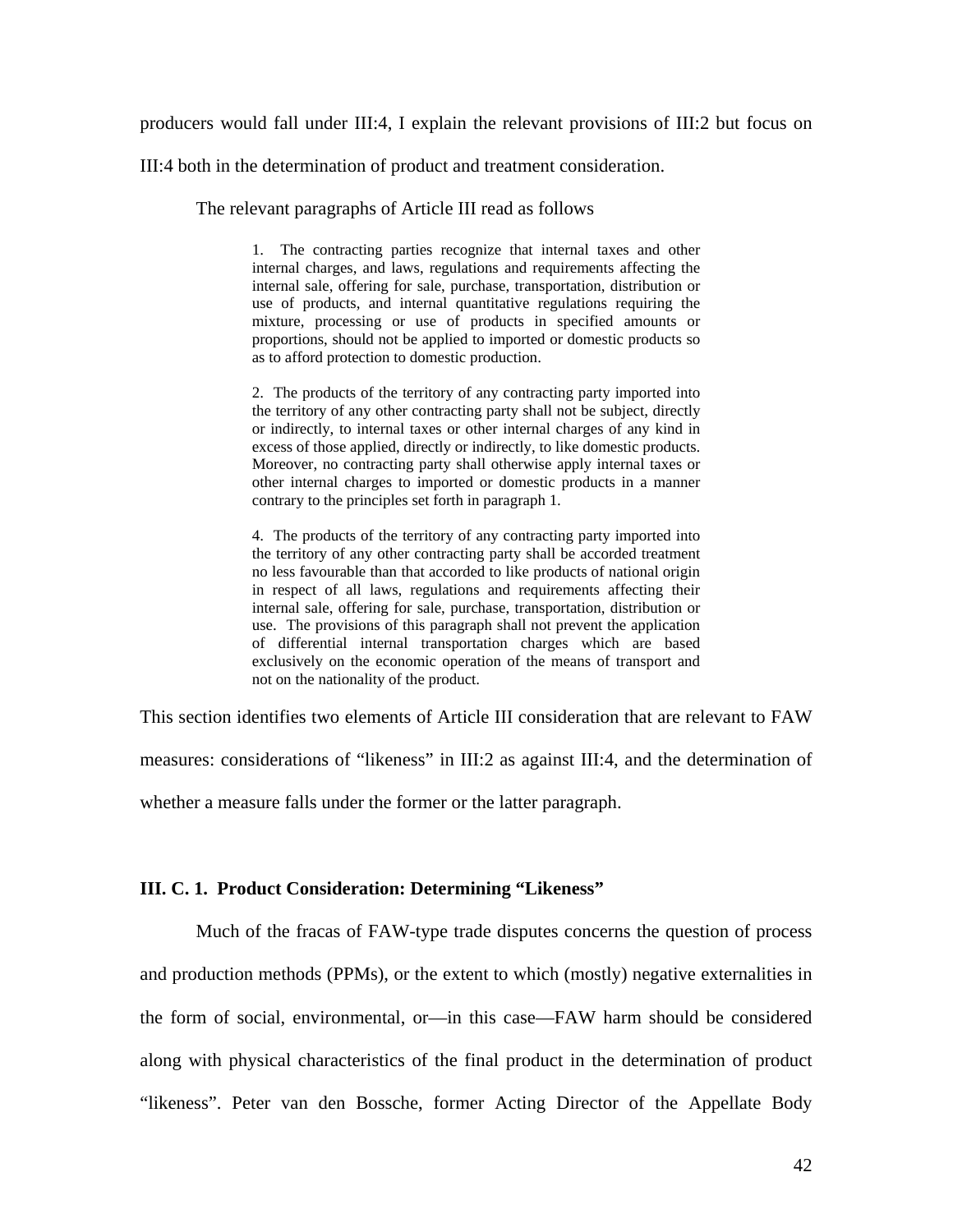producers would fall under III:4, I explain the relevant provisions of III:2 but focus on III:4 both in the determination of product and treatment consideration.

The relevant paragraphs of Article III read as follows

> 1. The contracting parties recognize that internal taxes and other internal charges, and laws, regulations and requirements affecting the internal sale, offering for sale, purchase, transportation, distribution or use of products, and internal quantitative regulations requiring the mixture, processing or use of products in specified amounts or proportions, should not be applied to imported or domestic products so as to afford protection to domestic production.
>
> 2. The products of the territory of any contracting party imported into the territory of any other contracting party shall not be subject, directly or indirectly, to internal taxes or other internal charges of any kind in excess of those applied, directly or indirectly, to like domestic products. Moreover, no contracting party shall otherwise apply internal taxes or other internal charges to imported or domestic products in a manner contrary to the principles set forth in paragraph 1.
>
> 4. The products of the territory of any contracting party imported into the territory of any other contracting party shall be accorded treatment no less favourable than that accorded to like products of national origin in respect of all laws, regulations and requirements affecting their internal sale, offering for sale, purchase, transportation, distribution or use. The provisions of this paragraph shall not prevent the application of differential internal transportation charges which are based exclusively on the economic operation of the means of transport and not on the nationality of the product.

This section identifies two elements of Article III consideration that are relevant to FAW measures: considerations of "likeness" in III:2 as against III:4, and the determination of whether a measure falls under the former or the latter paragraph.

### III. C. 1. Product Consideration: Determining "Likeness"

Much of the fracas of FAW-type trade disputes concerns the question of process and production methods (PPMs), or the extent to which (mostly) negative externalities in the form of social, environmental, or—in this case—FAW harm should be considered along with physical characteristics of the final product in the determination of product "likeness". Peter van den Bossche, former Acting Director of the Appellate Body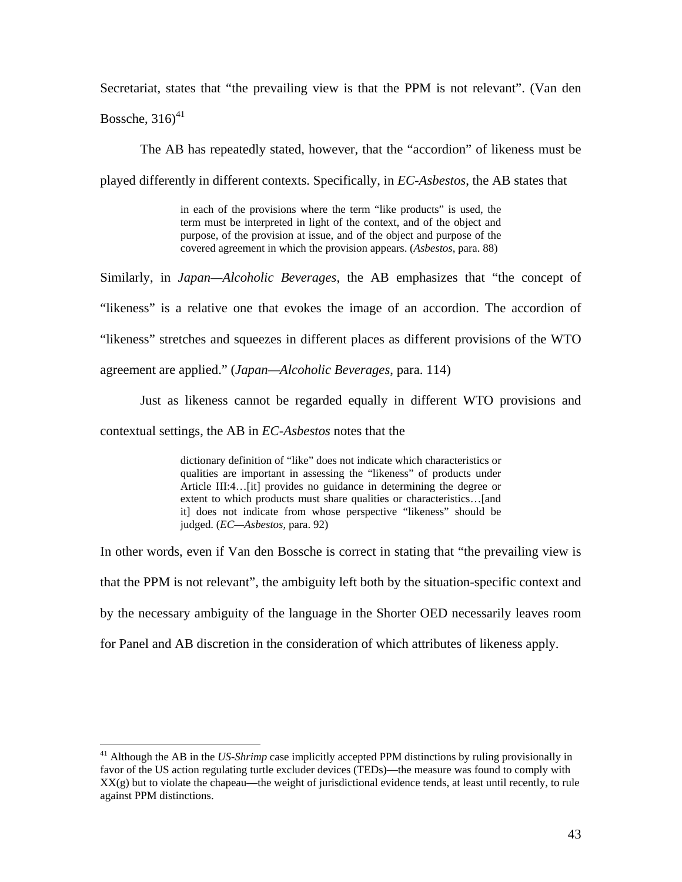Secretariat, states that "the prevailing view is that the PPM is not relevant". (Van den Bossche, 316)[41]

The AB has repeatedly stated, however, that the "accordion" of likeness must be played differently in different contexts. Specifically, in *EC-Asbestos*, the AB states that

> in each of the provisions where the term "like products" is used, the term must be interpreted in light of the context, and of the object and purpose, of the provision at issue, and of the object and purpose of the covered agreement in which the provision appears. (*Asbestos,* para. 88)

Similarly, in *Japan—Alcoholic Beverages*, the AB emphasizes that "the concept of "likeness" is a relative one that evokes the image of an accordion. The accordion of "likeness" stretches and squeezes in different places as different provisions of the WTO agreement are applied." (*Japan—Alcoholic Beverages*, para. 114)

Just as likeness cannot be regarded equally in different WTO provisions and contextual settings, the AB in *EC-Asbestos* notes that the

> dictionary definition of "like" does not indicate which characteristics or qualities are important in assessing the "likeness" of products under Article III:4…[it] provides no guidance in determining the degree or extent to which products must share qualities or characteristics…[and it] does not indicate from whose perspective "likeness" should be judged. (*EC—Asbestos,* para. 92)

In other words, even if Van den Bossche is correct in stating that "the prevailing view is that the PPM is not relevant", the ambiguity left both by the situation-specific context and by the necessary ambiguity of the language in the Shorter OED necessarily leaves room for Panel and AB discretion in the consideration of which attributes of likeness apply.

---

[41] Although the AB in the *US-Shrimp* case implicitly accepted PPM distinctions by ruling provisionally in favor of the US action regulating turtle excluder devices (TEDs)—the measure was found to comply with XX(g) but to violate the chapeau—the weight of jurisdictional evidence tends, at least until recently, to rule against PPM distinctions.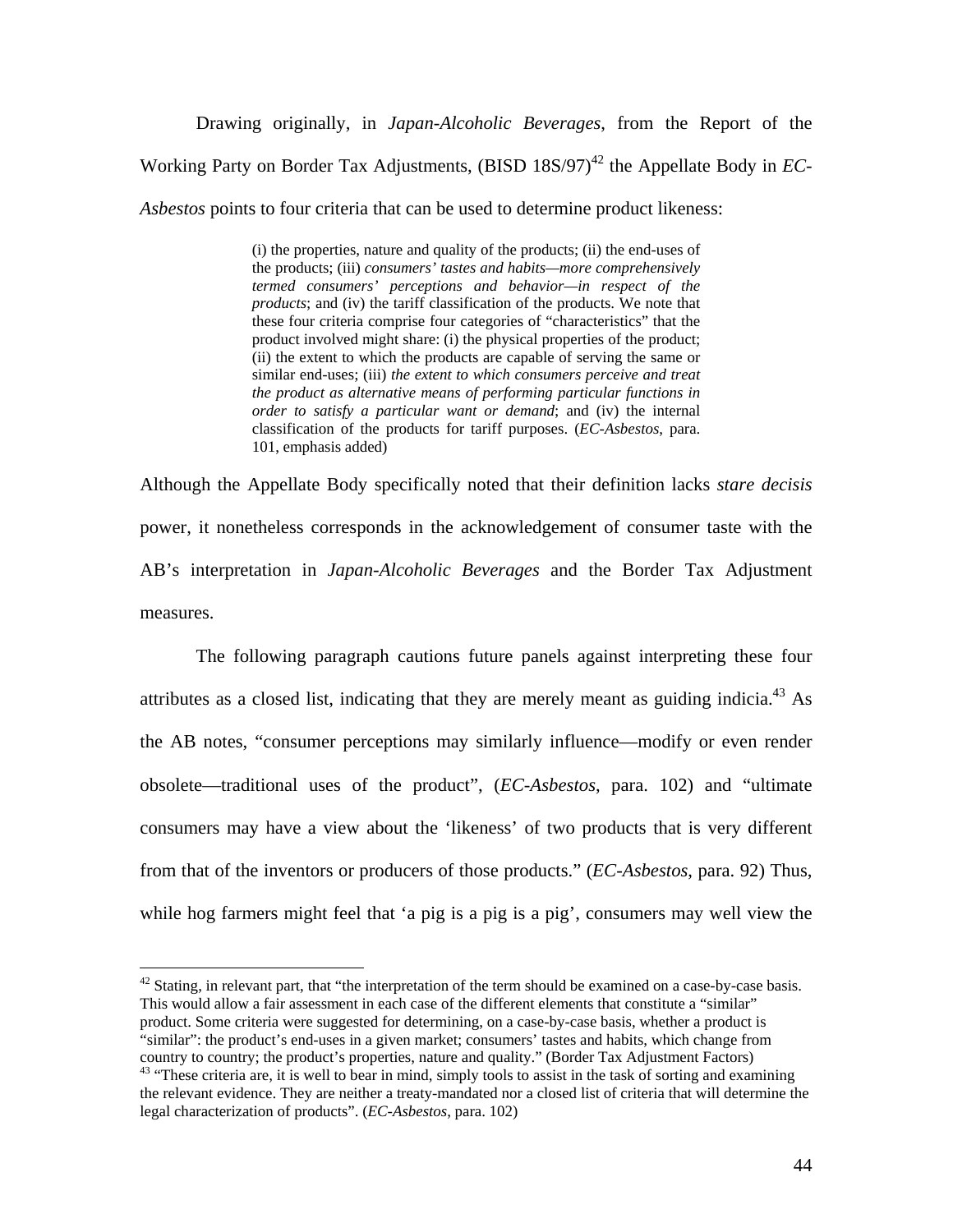Drawing originally, in *Japan-Alcoholic Beverages*, from the Report of the Working Party on Border Tax Adjustments, (BISD 18S/97)[42] the Appellate Body in *EC-Asbestos* points to four criteria that can be used to determine product likeness:

> (i) the properties, nature and quality of the products; (ii) the end-uses of the products; (iii) *consumers' tastes and habits—more comprehensively termed consumers' perceptions and behavior—in respect of the products*; and (iv) the tariff classification of the products. We note that these four criteria comprise four categories of "characteristics" that the product involved might share: (i) the physical properties of the product; (ii) the extent to which the products are capable of serving the same or similar end-uses; (iii) *the extent to which consumers perceive and treat the product as alternative means of performing particular functions in order to satisfy a particular want or demand*; and (iv) the internal classification of the products for tariff purposes. (*EC-Asbestos*, para. 101, emphasis added)

Although the Appellate Body specifically noted that their definition lacks *stare decisis* power, it nonetheless corresponds in the acknowledgement of consumer taste with the AB's interpretation in *Japan-Alcoholic Beverages* and the Border Tax Adjustment measures.

The following paragraph cautions future panels against interpreting these four attributes as a closed list, indicating that they are merely meant as guiding indicia.[43] As the AB notes, "consumer perceptions may similarly influence—modify or even render obsolete—traditional uses of the product", (*EC-Asbestos*, para. 102) and "ultimate consumers may have a view about the 'likeness' of two products that is very different from that of the inventors or producers of those products." (*EC-Asbestos*, para. 92) Thus, while hog farmers might feel that 'a pig is a pig is a pig', consumers may well view the

---

[42] Stating, in relevant part, that "the interpretation of the term should be examined on a case-by-case basis. This would allow a fair assessment in each case of the different elements that constitute a "similar" product. Some criteria were suggested for determining, on a case-by-case basis, whether a product is "similar": the product's end-uses in a given market; consumers' tastes and habits, which change from country to country; the product's properties, nature and quality." (Border Tax Adjustment Factors)

[43] "These criteria are, it is well to bear in mind, simply tools to assist in the task of sorting and examining the relevant evidence. They are neither a treaty-mandated nor a closed list of criteria that will determine the legal characterization of products". (*EC-Asbestos*, para. 102)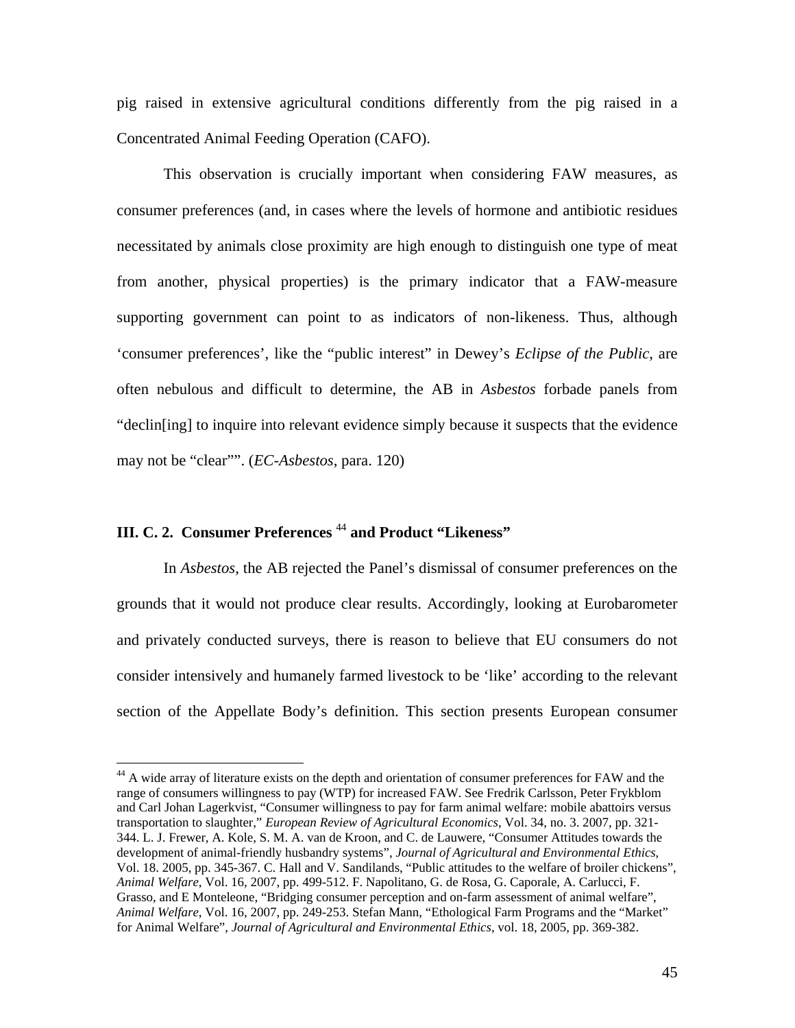pig raised in extensive agricultural conditions differently from the pig raised in a Concentrated Animal Feeding Operation (CAFO).

This observation is crucially important when considering FAW measures, as consumer preferences (and, in cases where the levels of hormone and antibiotic residues necessitated by animals close proximity are high enough to distinguish one type of meat from another, physical properties) is the primary indicator that a FAW-measure supporting government can point to as indicators of non-likeness. Thus, although 'consumer preferences', like the "public interest" in Dewey's *Eclipse of the Public*, are often nebulous and difficult to determine, the AB in *Asbestos* forbade panels from "declin[ing] to inquire into relevant evidence simply because it suspects that the evidence may not be "clear"". (*EC-Asbestos*, para. 120)

### III. C. 2. Consumer Preferences [44] and Product "Likeness"

In *Asbestos*, the AB rejected the Panel's dismissal of consumer preferences on the grounds that it would not produce clear results. Accordingly, looking at Eurobarometer and privately conducted surveys, there is reason to believe that EU consumers do not consider intensively and humanely farmed livestock to be 'like' according to the relevant section of the Appellate Body's definition. This section presents European consumer

---

[44] A wide array of literature exists on the depth and orientation of consumer preferences for FAW and the range of consumers willingness to pay (WTP) for increased FAW. See Fredrik Carlsson, Peter Frykblom and Carl Johan Lagerkvist, "Consumer willingness to pay for farm animal welfare: mobile abattoirs versus transportation to slaughter," *European Review of Agricultural Economics*, Vol. 34, no. 3. 2007, pp. 321-344. L. J. Frewer, A. Kole, S. M. A. van de Kroon, and C. de Lauwere, "Consumer Attitudes towards the development of animal-friendly husbandry systems", *Journal of Agricultural and Environmental Ethics*, Vol. 18. 2005, pp. 345-367. C. Hall and V. Sandilands, "Public attitudes to the welfare of broiler chickens", *Animal Welfare*, Vol. 16, 2007, pp. 499-512. F. Napolitano, G. de Rosa, G. Caporale, A. Carlucci, F. Grasso, and E Monteleone, "Bridging consumer perception and on-farm assessment of animal welfare", *Animal Welfare*, Vol. 16, 2007, pp. 249-253. Stefan Mann, "Ethological Farm Programs and the "Market" for Animal Welfare", *Journal of Agricultural and Environmental Ethics*, vol. 18, 2005, pp. 369-382.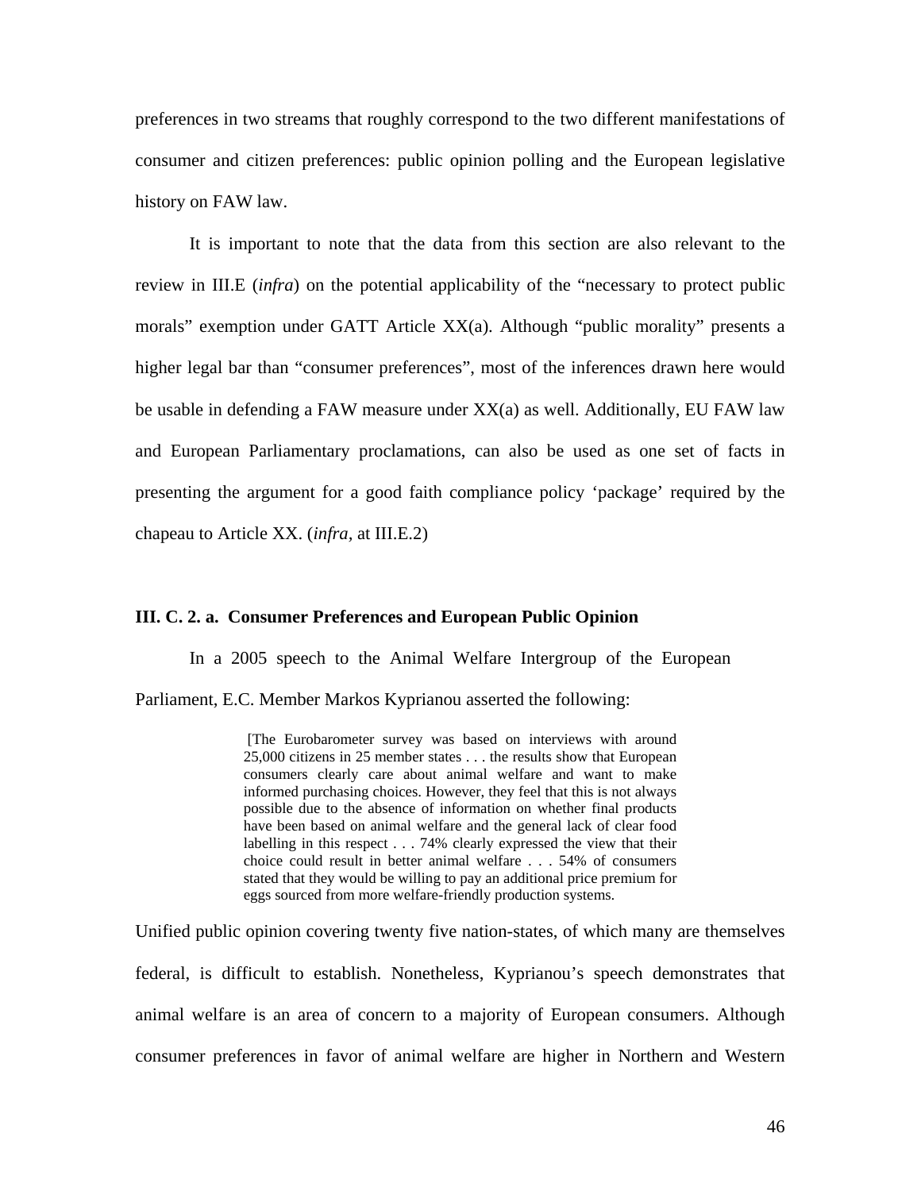preferences in two streams that roughly correspond to the two different manifestations of consumer and citizen preferences: public opinion polling and the European legislative history on FAW law.

It is important to note that the data from this section are also relevant to the review in III.E (*infra*) on the potential applicability of the "necessary to protect public morals" exemption under GATT Article XX(a). Although "public morality" presents a higher legal bar than "consumer preferences", most of the inferences drawn here would be usable in defending a FAW measure under XX(a) as well. Additionally, EU FAW law and European Parliamentary proclamations, can also be used as one set of facts in presenting the argument for a good faith compliance policy 'package' required by the chapeau to Article XX. (*infra,* at III.E.2)

**III. C. 2. a. Consumer Preferences and European Public Opinion**

In a 2005 speech to the Animal Welfare Intergroup of the European Parliament, E.C. Member Markos Kyprianou asserted the following:

> [The Eurobarometer survey was based on interviews with around 25,000 citizens in 25 member states . . . the results show that European consumers clearly care about animal welfare and want to make informed purchasing choices. However, they feel that this is not always possible due to the absence of information on whether final products have been based on animal welfare and the general lack of clear food labelling in this respect . . . 74% clearly expressed the view that their choice could result in better animal welfare . . . 54% of consumers stated that they would be willing to pay an additional price premium for eggs sourced from more welfare-friendly production systems.

Unified public opinion covering twenty five nation-states, of which many are themselves federal, is difficult to establish. Nonetheless, Kyprianou's speech demonstrates that animal welfare is an area of concern to a majority of European consumers. Although consumer preferences in favor of animal welfare are higher in Northern and Western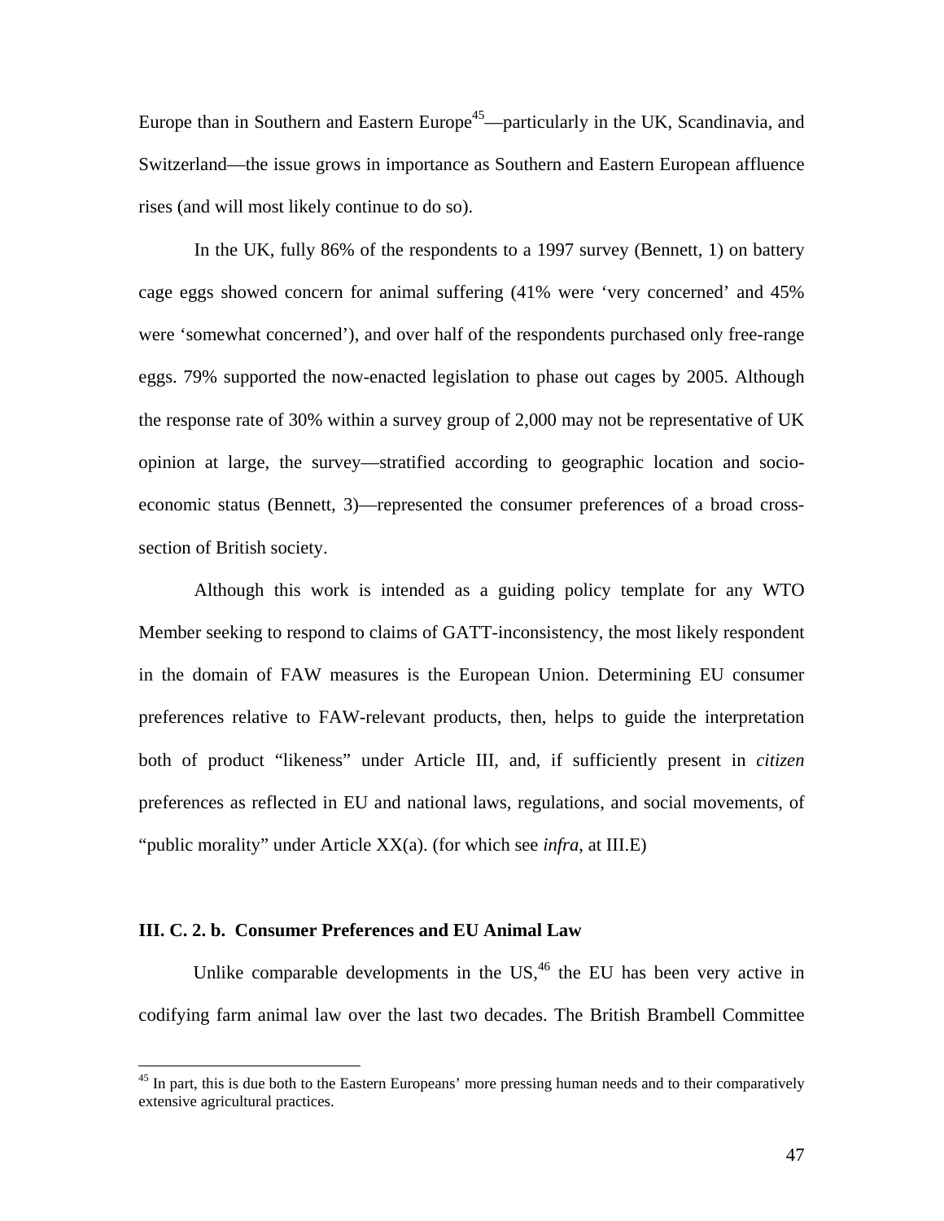Europe than in Southern and Eastern Europe[45]—particularly in the UK, Scandinavia, and Switzerland—the issue grows in importance as Southern and Eastern European affluence rises (and will most likely continue to do so).

In the UK, fully 86% of the respondents to a 1997 survey (Bennett, 1) on battery cage eggs showed concern for animal suffering (41% were 'very concerned' and 45% were 'somewhat concerned'), and over half of the respondents purchased only free-range eggs. 79% supported the now-enacted legislation to phase out cages by 2005. Although the response rate of 30% within a survey group of 2,000 may not be representative of UK opinion at large, the survey—stratified according to geographic location and socio-economic status (Bennett, 3)—represented the consumer preferences of a broad cross-section of British society.

Although this work is intended as a guiding policy template for any WTO Member seeking to respond to claims of GATT-inconsistency, the most likely respondent in the domain of FAW measures is the European Union. Determining EU consumer preferences relative to FAW-relevant products, then, helps to guide the interpretation both of product "likeness" under Article III, and, if sufficiently present in *citizen* preferences as reflected in EU and national laws, regulations, and social movements, of "public morality" under Article XX(a). (for which see *infra*, at III.E)

**III. C. 2. b. Consumer Preferences and EU Animal Law**

Unlike comparable developments in the US,[46] the EU has been very active in codifying farm animal law over the last two decades. The British Brambell Committee

[45] In part, this is due both to the Eastern Europeans' more pressing human needs and to their comparatively extensive agricultural practices.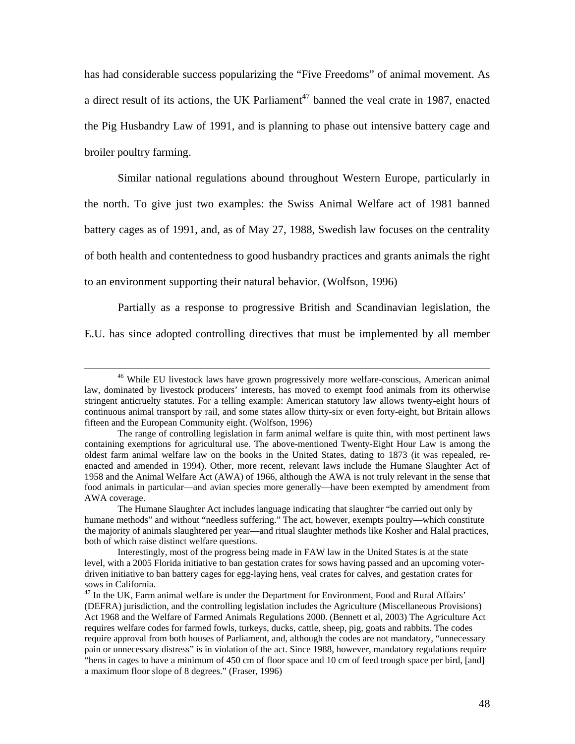has had considerable success popularizing the "Five Freedoms" of animal movement. As a direct result of its actions, the UK Parliament[47] banned the veal crate in 1987, enacted the Pig Husbandry Law of 1991, and is planning to phase out intensive battery cage and broiler poultry farming.

Similar national regulations abound throughout Western Europe, particularly in the north. To give just two examples: the Swiss Animal Welfare act of 1981 banned battery cages as of 1991, and, as of May 27, 1988, Swedish law focuses on the centrality of both health and contentedness to good husbandry practices and grants animals the right to an environment supporting their natural behavior. (Wolfson, 1996)

Partially as a response to progressive British and Scandinavian legislation, the E.U. has since adopted controlling directives that must be implemented by all member

---

[46] While EU livestock laws have grown progressively more welfare-conscious, American animal law, dominated by livestock producers' interests, has moved to exempt food animals from its otherwise stringent anticruelty statutes. For a telling example: American statutory law allows twenty-eight hours of continuous animal transport by rail, and some states allow thirty-six or even forty-eight, but Britain allows fifteen and the European Community eight. (Wolfson, 1996)

The range of controlling legislation in farm animal welfare is quite thin, with most pertinent laws containing exemptions for agricultural use. The above-mentioned Twenty-Eight Hour Law is among the oldest farm animal welfare law on the books in the United States, dating to 1873 (it was repealed, re-enacted and amended in 1994). Other, more recent, relevant laws include the Humane Slaughter Act of 1958 and the Animal Welfare Act (AWA) of 1966, although the AWA is not truly relevant in the sense that food animals in particular—and avian species more generally—have been exempted by amendment from AWA coverage.

The Humane Slaughter Act includes language indicating that slaughter "be carried out only by humane methods" and without "needless suffering." The act, however, exempts poultry—which constitute the majority of animals slaughtered per year—and ritual slaughter methods like Kosher and Halal practices, both of which raise distinct welfare questions.

Interestingly, most of the progress being made in FAW law in the United States is at the state level, with a 2005 Florida initiative to ban gestation crates for sows having passed and an upcoming voter-driven initiative to ban battery cages for egg-laying hens, veal crates for calves, and gestation crates for sows in California.

[47] In the UK, Farm animal welfare is under the Department for Environment, Food and Rural Affairs' (DEFRA) jurisdiction, and the controlling legislation includes the Agriculture (Miscellaneous Provisions) Act 1968 and the Welfare of Farmed Animals Regulations 2000. (Bennett et al, 2003) The Agriculture Act requires welfare codes for farmed fowls, turkeys, ducks, cattle, sheep, pig, goats and rabbits. The codes require approval from both houses of Parliament, and, although the codes are not mandatory, "unnecessary pain or unnecessary distress" is in violation of the act. Since 1988, however, mandatory regulations require "hens in cages to have a minimum of 450 cm of floor space and 10 cm of feed trough space per bird, [and] a maximum floor slope of 8 degrees." (Fraser, 1996)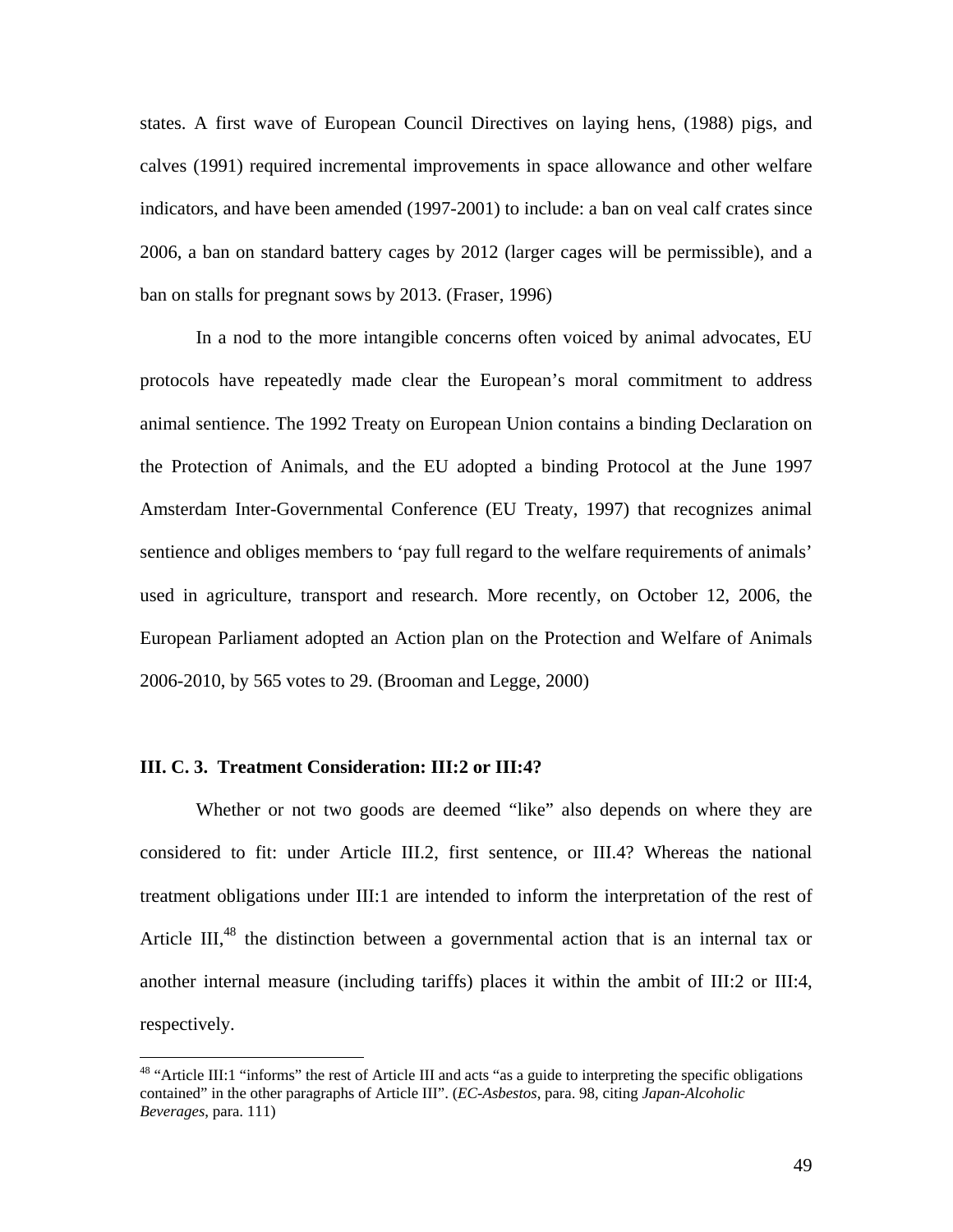states. A first wave of European Council Directives on laying hens, (1988) pigs, and calves (1991) required incremental improvements in space allowance and other welfare indicators, and have been amended (1997-2001) to include: a ban on veal calf crates since 2006, a ban on standard battery cages by 2012 (larger cages will be permissible), and a ban on stalls for pregnant sows by 2013. (Fraser, 1996)

In a nod to the more intangible concerns often voiced by animal advocates, EU protocols have repeatedly made clear the European's moral commitment to address animal sentience. The 1992 Treaty on European Union contains a binding Declaration on the Protection of Animals, and the EU adopted a binding Protocol at the June 1997 Amsterdam Inter-Governmental Conference (EU Treaty, 1997) that recognizes animal sentience and obliges members to 'pay full regard to the welfare requirements of animals' used in agriculture, transport and research. More recently, on October 12, 2006, the European Parliament adopted an Action plan on the Protection and Welfare of Animals 2006-2010, by 565 votes to 29. (Brooman and Legge, 2000)

### III. C. 3. Treatment Consideration: III:2 or III:4?

Whether or not two goods are deemed "like" also depends on where they are considered to fit: under Article III.2, first sentence, or III.4? Whereas the national treatment obligations under III:1 are intended to inform the interpretation of the rest of Article III,[48] the distinction between a governmental action that is an internal tax or another internal measure (including tariffs) places it within the ambit of III:2 or III:4, respectively.

---

[48] "Article III:1 "informs" the rest of Article III and acts "as a guide to interpreting the specific obligations contained" in the other paragraphs of Article III". (*EC-Asbestos*, para. 98, citing *Japan-Alcoholic Beverages*, para. 111)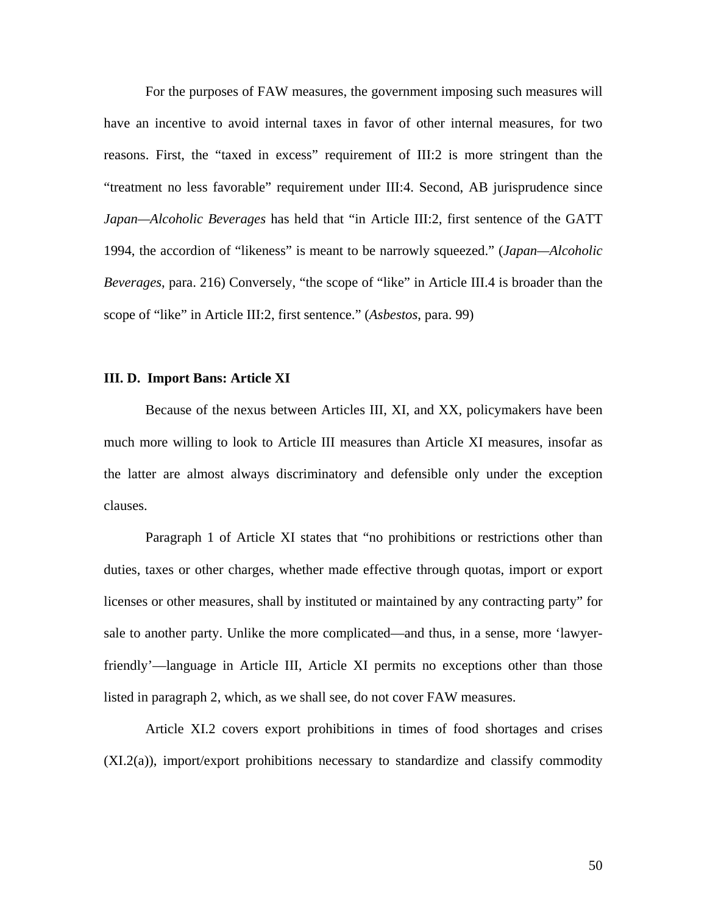For the purposes of FAW measures, the government imposing such measures will have an incentive to avoid internal taxes in favor of other internal measures, for two reasons. First, the "taxed in excess" requirement of III:2 is more stringent than the "treatment no less favorable" requirement under III:4. Second, AB jurisprudence since *Japan—Alcoholic Beverages* has held that "in Article III:2, first sentence of the GATT 1994, the accordion of "likeness" is meant to be narrowly squeezed." (*Japan—Alcoholic Beverages*, para. 216) Conversely, "the scope of "like" in Article III.4 is broader than the scope of "like" in Article III:2, first sentence." (*Asbestos*, para. 99)

### III. D. Import Bans: Article XI

Because of the nexus between Articles III, XI, and XX, policymakers have been much more willing to look to Article III measures than Article XI measures, insofar as the latter are almost always discriminatory and defensible only under the exception clauses.

Paragraph 1 of Article XI states that "no prohibitions or restrictions other than duties, taxes or other charges, whether made effective through quotas, import or export licenses or other measures, shall by instituted or maintained by any contracting party" for sale to another party. Unlike the more complicated—and thus, in a sense, more 'lawyer-friendly'—language in Article III, Article XI permits no exceptions other than those listed in paragraph 2, which, as we shall see, do not cover FAW measures.

Article XI.2 covers export prohibitions in times of food shortages and crises (XI.2(a)), import/export prohibitions necessary to standardize and classify commodity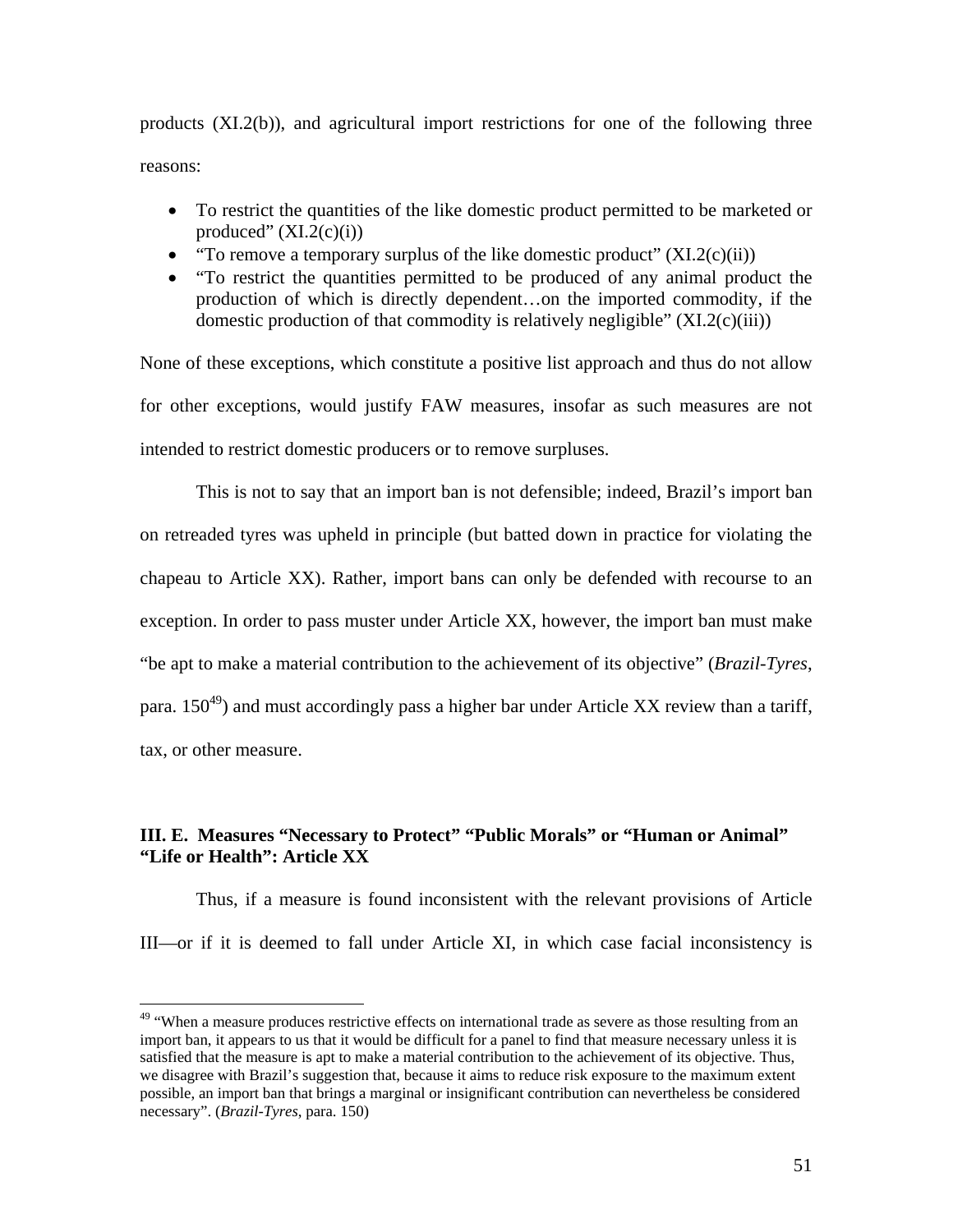products (XI.2(b)), and agricultural import restrictions for one of the following three reasons:

- To restrict the quantities of the like domestic product permitted to be marketed or produced" (XI.2(c)(i))
- "To remove a temporary surplus of the like domestic product" (XI.2(c)(ii))
- "To restrict the quantities permitted to be produced of any animal product the production of which is directly dependent…on the imported commodity, if the domestic production of that commodity is relatively negligible" (XI.2(c)(iii))

None of these exceptions, which constitute a positive list approach and thus do not allow for other exceptions, would justify FAW measures, insofar as such measures are not intended to restrict domestic producers or to remove surpluses.

This is not to say that an import ban is not defensible; indeed, Brazil's import ban on retreaded tyres was upheld in principle (but batted down in practice for violating the chapeau to Article XX). Rather, import bans can only be defended with recourse to an exception. In order to pass muster under Article XX, however, the import ban must make "be apt to make a material contribution to the achievement of its objective" (*Brazil-Tyres*, para. 150[49]) and must accordingly pass a higher bar under Article XX review than a tariff, tax, or other measure.

### III. E. Measures "Necessary to Protect" "Public Morals" or "Human or Animal" "Life or Health": Article XX

Thus, if a measure is found inconsistent with the relevant provisions of Article III—or if it is deemed to fall under Article XI, in which case facial inconsistency is

[49] "When a measure produces restrictive effects on international trade as severe as those resulting from an import ban, it appears to us that it would be difficult for a panel to find that measure necessary unless it is satisfied that the measure is apt to make a material contribution to the achievement of its objective. Thus, we disagree with Brazil's suggestion that, because it aims to reduce risk exposure to the maximum extent possible, an import ban that brings a marginal or insignificant contribution can nevertheless be considered necessary". (*Brazil-Tyres*, para. 150)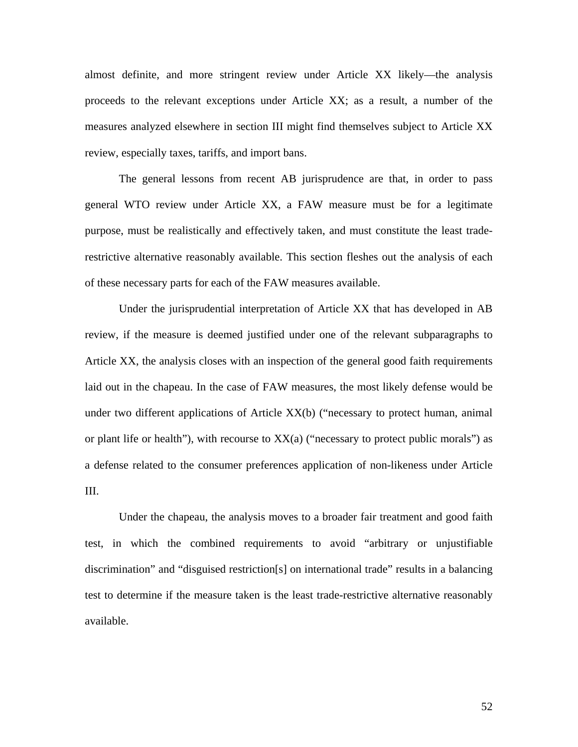almost definite, and more stringent review under Article XX likely—the analysis proceeds to the relevant exceptions under Article XX; as a result, a number of the measures analyzed elsewhere in section III might find themselves subject to Article XX review, especially taxes, tariffs, and import bans.

The general lessons from recent AB jurisprudence are that, in order to pass general WTO review under Article XX, a FAW measure must be for a legitimate purpose, must be realistically and effectively taken, and must constitute the least trade-restrictive alternative reasonably available. This section fleshes out the analysis of each of these necessary parts for each of the FAW measures available.

Under the jurisprudential interpretation of Article XX that has developed in AB review, if the measure is deemed justified under one of the relevant subparagraphs to Article XX, the analysis closes with an inspection of the general good faith requirements laid out in the chapeau. In the case of FAW measures, the most likely defense would be under two different applications of Article XX(b) ("necessary to protect human, animal or plant life or health"), with recourse to XX(a) ("necessary to protect public morals") as a defense related to the consumer preferences application of non-likeness under Article III.

Under the chapeau, the analysis moves to a broader fair treatment and good faith test, in which the combined requirements to avoid "arbitrary or unjustifiable discrimination" and "disguised restriction[s] on international trade" results in a balancing test to determine if the measure taken is the least trade-restrictive alternative reasonably available.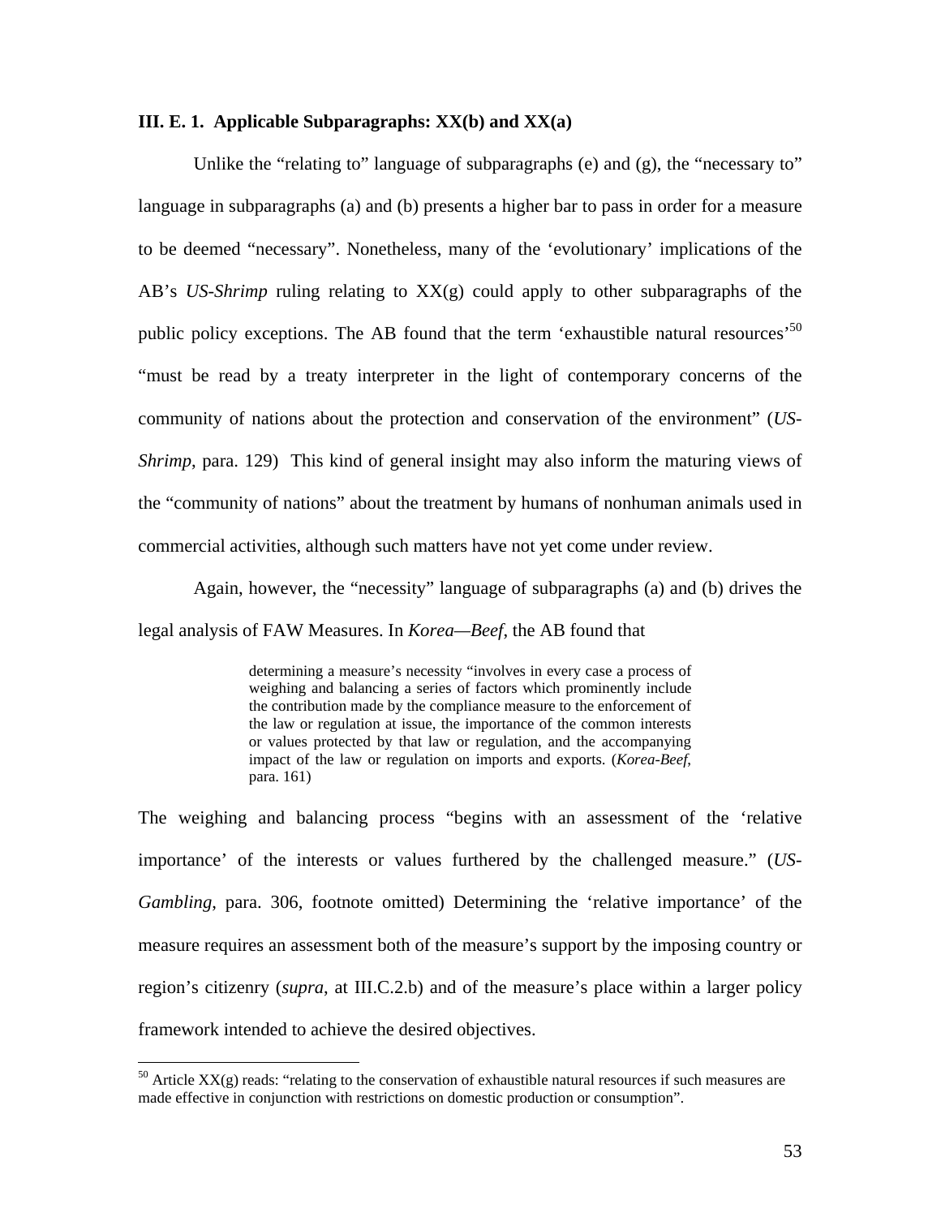### III. E. 1. Applicable Subparagraphs: XX(b) and XX(a)

Unlike the "relating to" language of subparagraphs (e) and (g), the "necessary to" language in subparagraphs (a) and (b) presents a higher bar to pass in order for a measure to be deemed "necessary". Nonetheless, many of the 'evolutionary' implications of the AB's *US-Shrimp* ruling relating to XX(g) could apply to other subparagraphs of the public policy exceptions. The AB found that the term 'exhaustible natural resources'[50] "must be read by a treaty interpreter in the light of contemporary concerns of the community of nations about the protection and conservation of the environment" (*US-Shrimp*, para. 129) This kind of general insight may also inform the maturing views of the "community of nations" about the treatment by humans of nonhuman animals used in commercial activities, although such matters have not yet come under review.

Again, however, the "necessity" language of subparagraphs (a) and (b) drives the legal analysis of FAW Measures. In *Korea—Beef*, the AB found that

> determining a measure's necessity "involves in every case a process of weighing and balancing a series of factors which prominently include the contribution made by the compliance measure to the enforcement of the law or regulation at issue, the importance of the common interests or values protected by that law or regulation, and the accompanying impact of the law or regulation on imports and exports. (*Korea-Beef*, para. 161)

The weighing and balancing process "begins with an assessment of the 'relative importance' of the interests or values furthered by the challenged measure." (*US-Gambling*, para. 306, footnote omitted) Determining the 'relative importance' of the measure requires an assessment both of the measure's support by the imposing country or region's citizenry (*supra*, at III.C.2.b) and of the measure's place within a larger policy framework intended to achieve the desired objectives.

---

[50] Article XX(g) reads: "relating to the conservation of exhaustible natural resources if such measures are made effective in conjunction with restrictions on domestic production or consumption".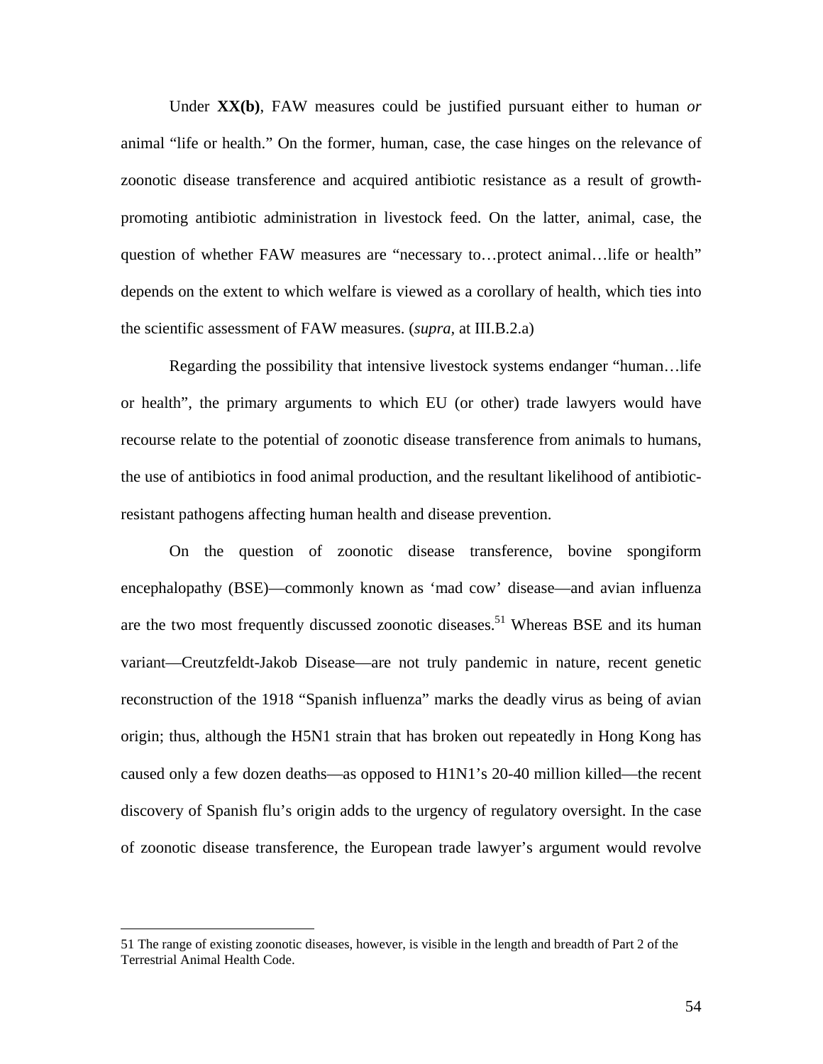Under **XX(b)**, FAW measures could be justified pursuant either to human *or* animal "life or health." On the former, human, case, the case hinges on the relevance of zoonotic disease transference and acquired antibiotic resistance as a result of growth-promoting antibiotic administration in livestock feed. On the latter, animal, case, the question of whether FAW measures are "necessary to…protect animal…life or health" depends on the extent to which welfare is viewed as a corollary of health, which ties into the scientific assessment of FAW measures. (*supra*, at III.B.2.a)

Regarding the possibility that intensive livestock systems endanger "human…life or health", the primary arguments to which EU (or other) trade lawyers would have recourse relate to the potential of zoonotic disease transference from animals to humans, the use of antibiotics in food animal production, and the resultant likelihood of antibiotic-resistant pathogens affecting human health and disease prevention.

On the question of zoonotic disease transference, bovine spongiform encephalopathy (BSE)—commonly known as 'mad cow' disease—and avian influenza are the two most frequently discussed zoonotic diseases.[51] Whereas BSE and its human variant—Creutzfeldt-Jakob Disease—are not truly pandemic in nature, recent genetic reconstruction of the 1918 "Spanish influenza" marks the deadly virus as being of avian origin; thus, although the H5N1 strain that has broken out repeatedly in Hong Kong has caused only a few dozen deaths—as opposed to H1N1's 20-40 million killed—the recent discovery of Spanish flu's origin adds to the urgency of regulatory oversight. In the case of zoonotic disease transference, the European trade lawyer's argument would revolve

---

51 The range of existing zoonotic diseases, however, is visible in the length and breadth of Part 2 of the Terrestrial Animal Health Code.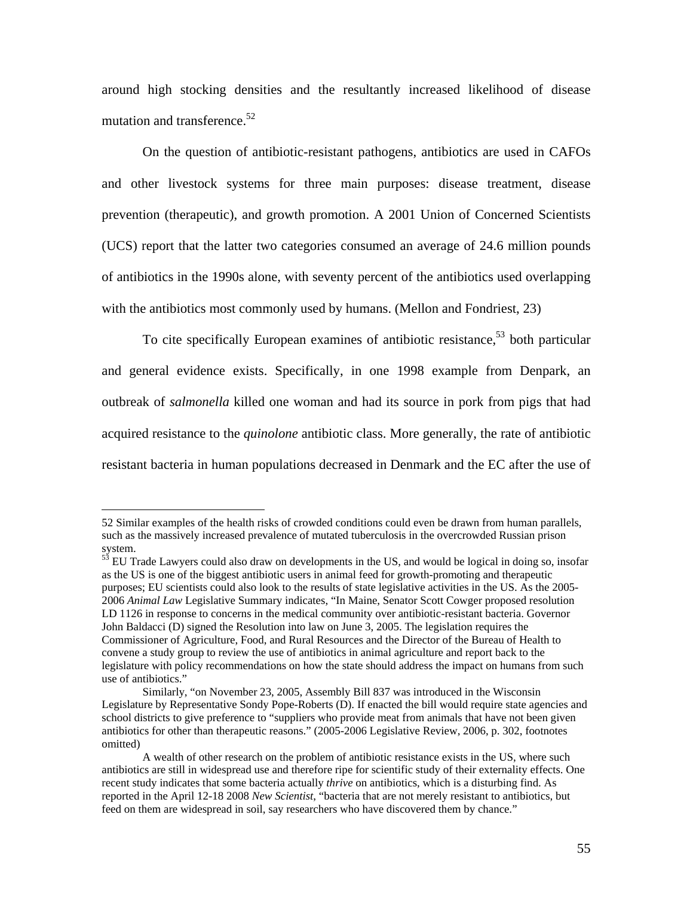around high stocking densities and the resultantly increased likelihood of disease mutation and transference.[52]

On the question of antibiotic-resistant pathogens, antibiotics are used in CAFOs and other livestock systems for three main purposes: disease treatment, disease prevention (therapeutic), and growth promotion. A 2001 Union of Concerned Scientists (UCS) report that the latter two categories consumed an average of 24.6 million pounds of antibiotics in the 1990s alone, with seventy percent of the antibiotics used overlapping with the antibiotics most commonly used by humans. (Mellon and Fondriest, 23)

To cite specifically European examines of antibiotic resistance,[53] both particular and general evidence exists. Specifically, in one 1998 example from Denpark, an outbreak of *salmonella* killed one woman and had its source in pork from pigs that had acquired resistance to the *quinolone* antibiotic class. More generally, the rate of antibiotic resistant bacteria in human populations decreased in Denmark and the EC after the use of

---

52 Similar examples of the health risks of crowded conditions could even be drawn from human parallels, such as the massively increased prevalence of mutated tuberculosis in the overcrowded Russian prison system.

53 EU Trade Lawyers could also draw on developments in the US, and would be logical in doing so, insofar as the US is one of the biggest antibiotic users in animal feed for growth-promoting and therapeutic purposes; EU scientists could also look to the results of state legislative activities in the US. As the 2005-2006 *Animal Law* Legislative Summary indicates, "In Maine, Senator Scott Cowger proposed resolution LD 1126 in response to concerns in the medical community over antibiotic-resistant bacteria. Governor John Baldacci (D) signed the Resolution into law on June 3, 2005. The legislation requires the Commissioner of Agriculture, Food, and Rural Resources and the Director of the Bureau of Health to convene a study group to review the use of antibiotics in animal agriculture and report back to the legislature with policy recommendations on how the state should address the impact on humans from such use of antibiotics."

Similarly, "on November 23, 2005, Assembly Bill 837 was introduced in the Wisconsin Legislature by Representative Sondy Pope-Roberts (D). If enacted the bill would require state agencies and school districts to give preference to "suppliers who provide meat from animals that have not been given antibiotics for other than therapeutic reasons." (2005-2006 Legislative Review, 2006, p. 302, footnotes omitted)

A wealth of other research on the problem of antibiotic resistance exists in the US, where such antibiotics are still in widespread use and therefore ripe for scientific study of their externality effects. One recent study indicates that some bacteria actually *thrive* on antibiotics, which is a disturbing find. As reported in the April 12-18 2008 *New Scientist*, "bacteria that are not merely resistant to antibiotics, but feed on them are widespread in soil, say researchers who have discovered them by chance."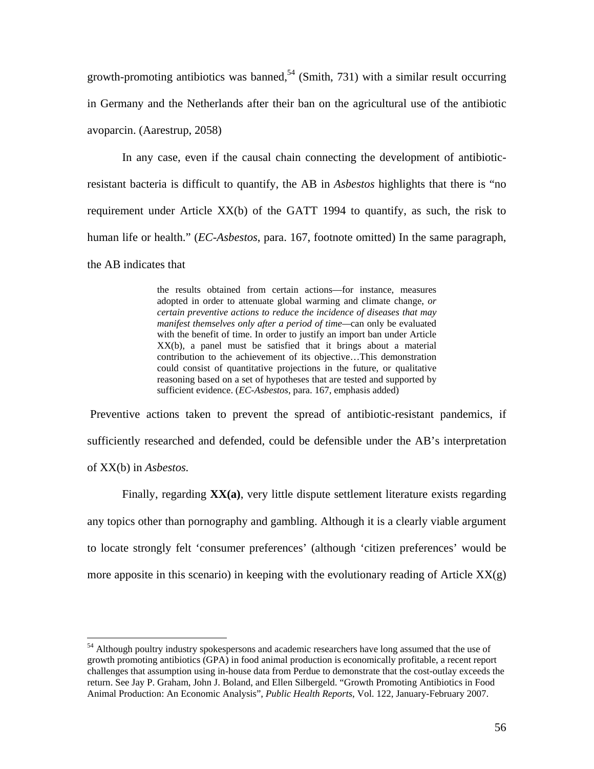growth-promoting antibiotics was banned,[54] (Smith, 731) with a similar result occurring in Germany and the Netherlands after their ban on the agricultural use of the antibiotic avoparcin. (Aarestrup, 2058)

In any case, even if the causal chain connecting the development of antibiotic-resistant bacteria is difficult to quantify, the AB in *Asbestos* highlights that there is "no requirement under Article XX(b) of the GATT 1994 to quantify, as such, the risk to human life or health." (*EC-Asbestos*, para. 167, footnote omitted) In the same paragraph, the AB indicates that

> the results obtained from certain actions—for instance, measures adopted in order to attenuate global warming and climate change, *or certain preventive actions to reduce the incidence of diseases that may manifest themselves only after a period of time*—can only be evaluated with the benefit of time. In order to justify an import ban under Article XX(b), a panel must be satisfied that it brings about a material contribution to the achievement of its objective…This demonstration could consist of quantitative projections in the future, or qualitative reasoning based on a set of hypotheses that are tested and supported by sufficient evidence. (*EC-Asbestos*, para. 167, emphasis added)

Preventive actions taken to prevent the spread of antibiotic-resistant pandemics, if sufficiently researched and defended, could be defensible under the AB's interpretation of XX(b) in *Asbestos.*

Finally, regarding **XX(a)**, very little dispute settlement literature exists regarding any topics other than pornography and gambling. Although it is a clearly viable argument to locate strongly felt 'consumer preferences' (although 'citizen preferences' would be more apposite in this scenario) in keeping with the evolutionary reading of Article XX(g)

---

[54] Although poultry industry spokespersons and academic researchers have long assumed that the use of growth promoting antibiotics (GPA) in food animal production is economically profitable, a recent report challenges that assumption using in-house data from Perdue to demonstrate that the cost-outlay exceeds the return. See Jay P. Graham, John J. Boland, and Ellen Silbergeld. "Growth Promoting Antibiotics in Food Animal Production: An Economic Analysis", *Public Health Reports*, Vol. 122, January-February 2007.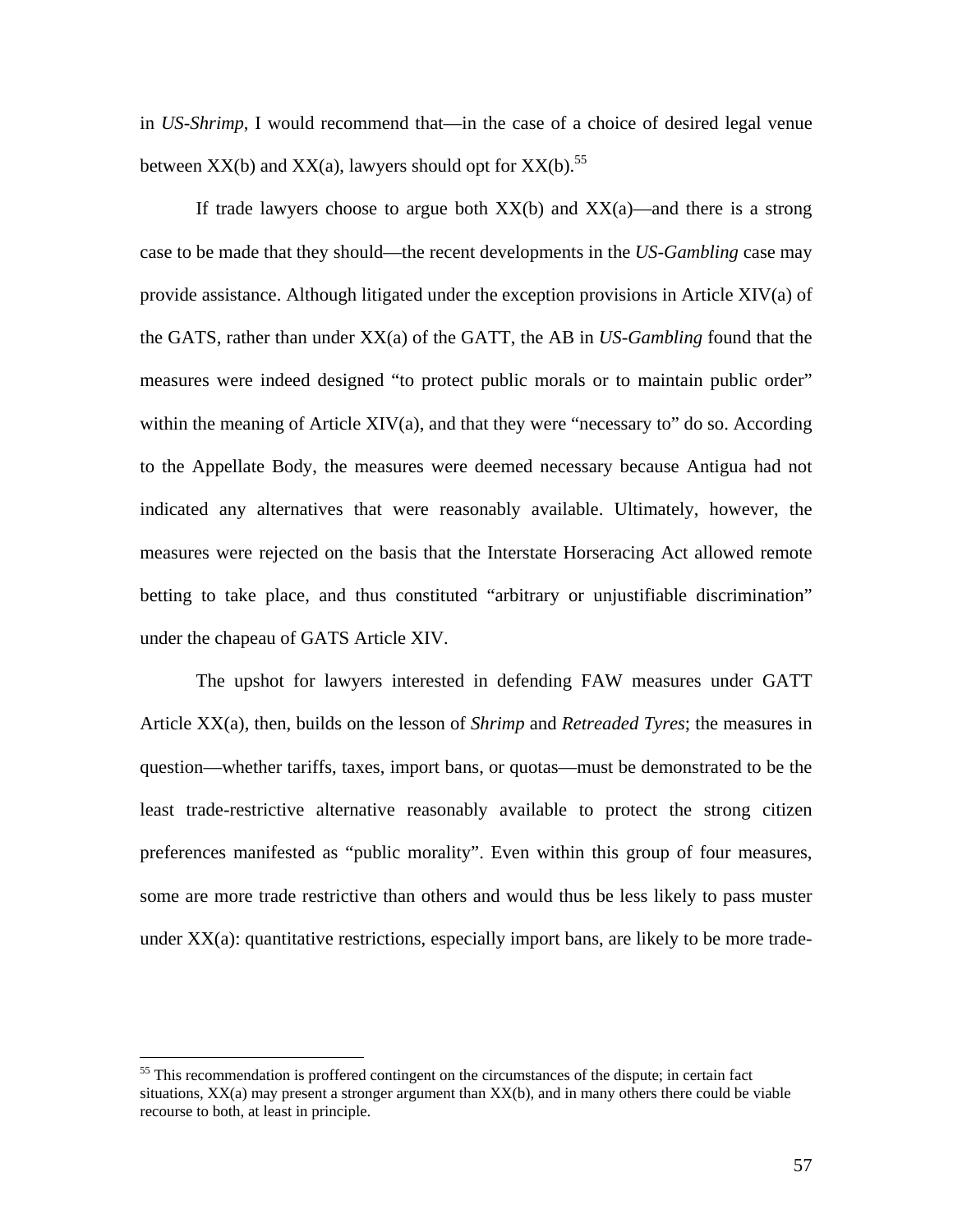in *US-Shrimp*, I would recommend that—in the case of a choice of desired legal venue between XX(b) and XX(a), lawyers should opt for XX(b).[55]

If trade lawyers choose to argue both XX(b) and XX(a)—and there is a strong case to be made that they should—the recent developments in the *US-Gambling* case may provide assistance. Although litigated under the exception provisions in Article XIV(a) of the GATS, rather than under XX(a) of the GATT, the AB in *US-Gambling* found that the measures were indeed designed "to protect public morals or to maintain public order" within the meaning of Article XIV(a), and that they were "necessary to" do so. According to the Appellate Body, the measures were deemed necessary because Antigua had not indicated any alternatives that were reasonably available. Ultimately, however, the measures were rejected on the basis that the Interstate Horseracing Act allowed remote betting to take place, and thus constituted "arbitrary or unjustifiable discrimination" under the chapeau of GATS Article XIV.

The upshot for lawyers interested in defending FAW measures under GATT Article XX(a), then, builds on the lesson of *Shrimp* and *Retreaded Tyres*; the measures in question—whether tariffs, taxes, import bans, or quotas—must be demonstrated to be the least trade-restrictive alternative reasonably available to protect the strong citizen preferences manifested as "public morality". Even within this group of four measures, some are more trade restrictive than others and would thus be less likely to pass muster under XX(a): quantitative restrictions, especially import bans, are likely to be more trade-

[55] This recommendation is proffered contingent on the circumstances of the dispute; in certain fact situations, XX(a) may present a stronger argument than XX(b), and in many others there could be viable recourse to both, at least in principle.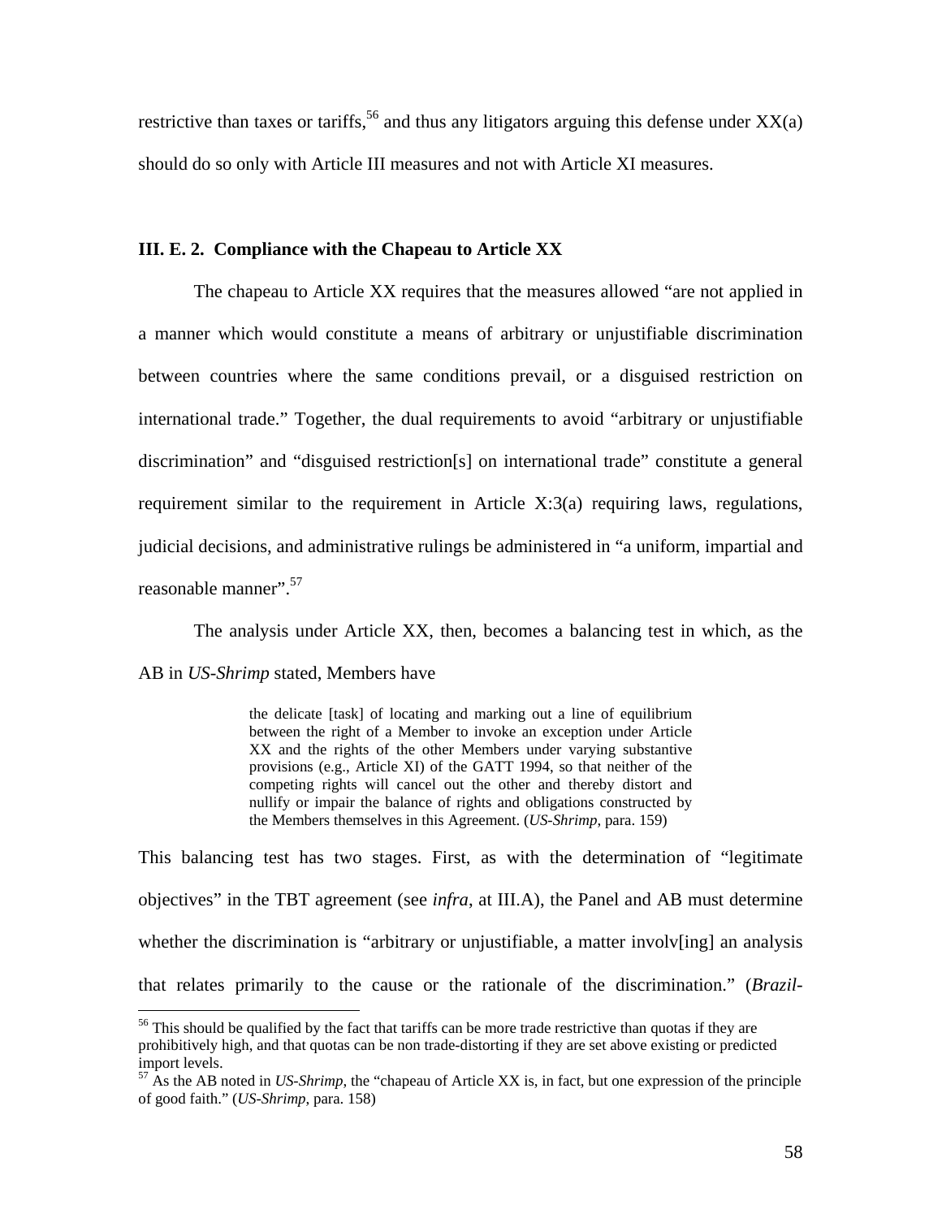restrictive than taxes or tariffs,[56] and thus any litigators arguing this defense under XX(a) should do so only with Article III measures and not with Article XI measures.

### III. E. 2. Compliance with the Chapeau to Article XX

The chapeau to Article XX requires that the measures allowed "are not applied in a manner which would constitute a means of arbitrary or unjustifiable discrimination between countries where the same conditions prevail, or a disguised restriction on international trade." Together, the dual requirements to avoid "arbitrary or unjustifiable discrimination" and "disguised restriction[s] on international trade" constitute a general requirement similar to the requirement in Article X:3(a) requiring laws, regulations, judicial decisions, and administrative rulings be administered in "a uniform, impartial and reasonable manner".[57]

The analysis under Article XX, then, becomes a balancing test in which, as the AB in *US-Shrimp* stated, Members have

> the delicate [task] of locating and marking out a line of equilibrium between the right of a Member to invoke an exception under Article XX and the rights of the other Members under varying substantive provisions (e.g., Article XI) of the GATT 1994, so that neither of the competing rights will cancel out the other and thereby distort and nullify or impair the balance of rights and obligations constructed by the Members themselves in this Agreement. (*US-Shrimp*, para. 159)

This balancing test has two stages. First, as with the determination of "legitimate objectives" in the TBT agreement (see *infra*, at III.A), the Panel and AB must determine whether the discrimination is "arbitrary or unjustifiable, a matter involv[ing] an analysis that relates primarily to the cause or the rationale of the discrimination." (*Brazil-*

---

[56] This should be qualified by the fact that tariffs can be more trade restrictive than quotas if they are prohibitively high, and that quotas can be non trade-distorting if they are set above existing or predicted import levels.

[57] As the AB noted in *US-Shrimp*, the "chapeau of Article XX is, in fact, but one expression of the principle of good faith." (*US-Shrimp*, para. 158)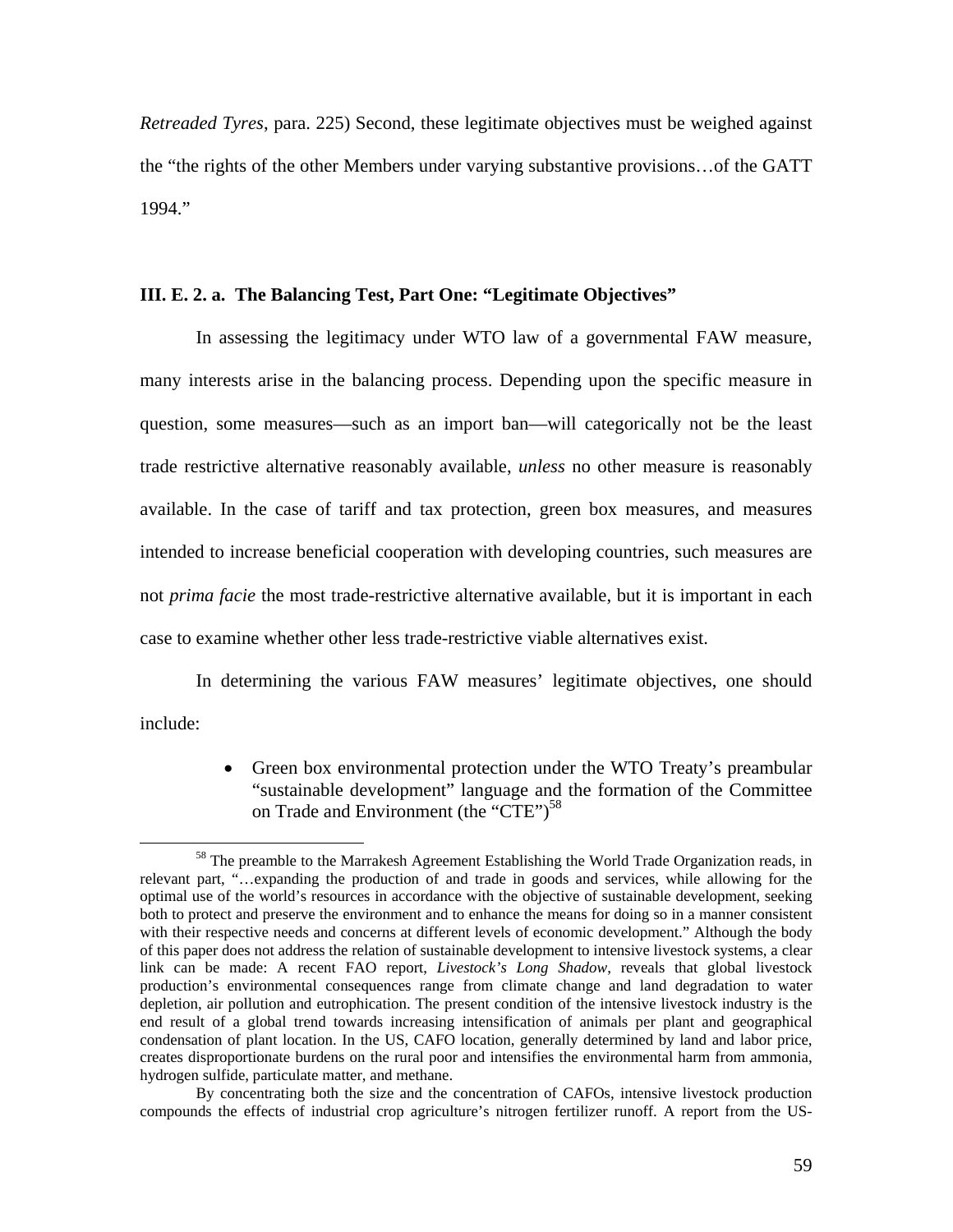*Retreaded Tyres*, para. 225) Second, these legitimate objectives must be weighed against the "the rights of the other Members under varying substantive provisions…of the GATT 1994."

### III. E. 2. a. The Balancing Test, Part One: "Legitimate Objectives"

In assessing the legitimacy under WTO law of a governmental FAW measure, many interests arise in the balancing process. Depending upon the specific measure in question, some measures—such as an import ban—will categorically not be the least trade restrictive alternative reasonably available, *unless* no other measure is reasonably available. In the case of tariff and tax protection, green box measures, and measures intended to increase beneficial cooperation with developing countries, such measures are not *prima facie* the most trade-restrictive alternative available, but it is important in each case to examine whether other less trade-restrictive viable alternatives exist.

In determining the various FAW measures' legitimate objectives, one should include:

- Green box environmental protection under the WTO Treaty's preambular "sustainable development" language and the formation of the Committee on Trade and Environment (the "CTE")[58]

---

[58] The preamble to the Marrakesh Agreement Establishing the World Trade Organization reads, in relevant part, "…expanding the production of and trade in goods and services, while allowing for the optimal use of the world's resources in accordance with the objective of sustainable development, seeking both to protect and preserve the environment and to enhance the means for doing so in a manner consistent with their respective needs and concerns at different levels of economic development." Although the body of this paper does not address the relation of sustainable development to intensive livestock systems, a clear link can be made: A recent FAO report, *Livestock's Long Shadow*, reveals that global livestock production's environmental consequences range from climate change and land degradation to water depletion, air pollution and eutrophication. The present condition of the intensive livestock industry is the end result of a global trend towards increasing intensification of animals per plant and geographical condensation of plant location. In the US, CAFO location, generally determined by land and labor price, creates disproportionate burdens on the rural poor and intensifies the environmental harm from ammonia, hydrogen sulfide, particulate matter, and methane.

By concentrating both the size and the concentration of CAFOs, intensive livestock production compounds the effects of industrial crop agriculture's nitrogen fertilizer runoff. A report from the US-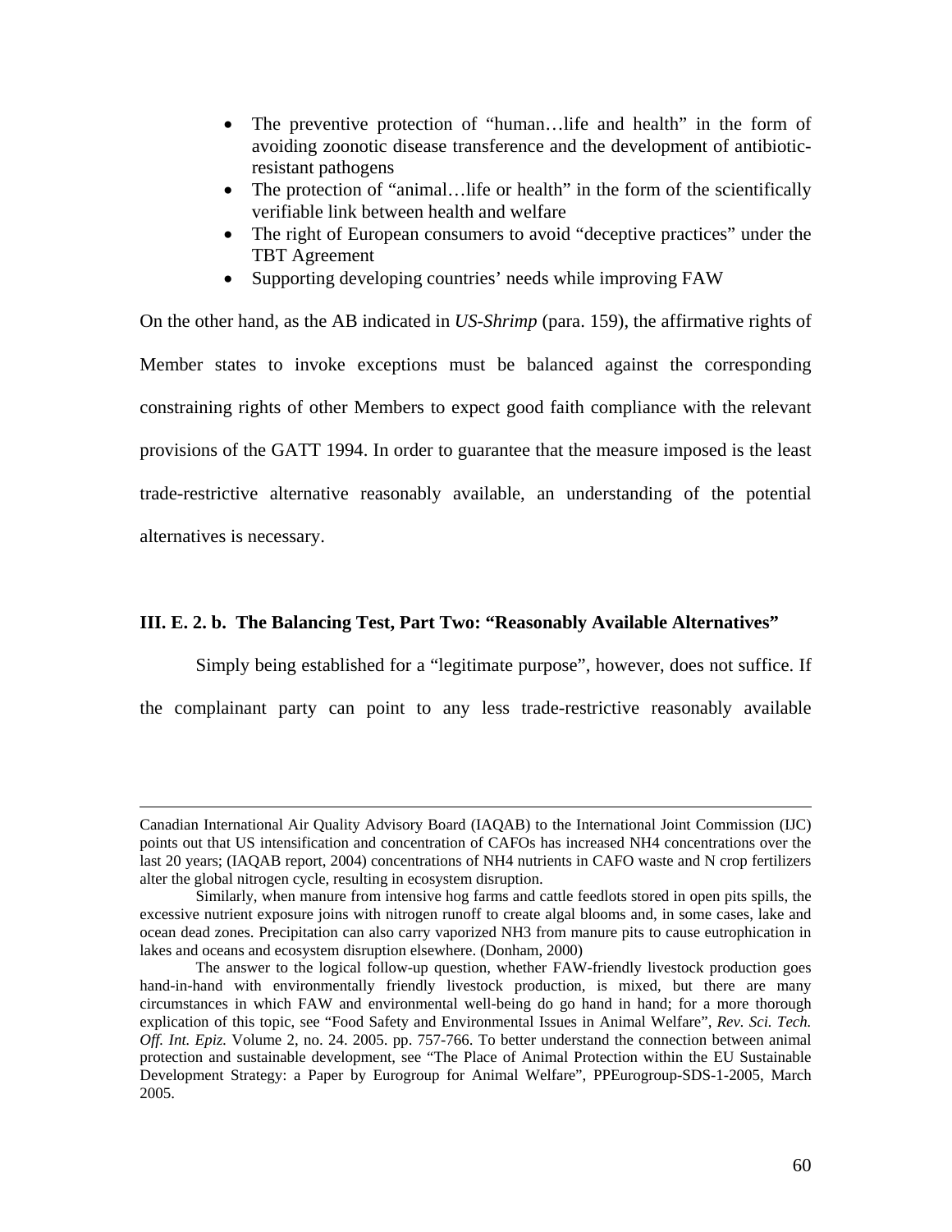- The preventive protection of "human…life and health" in the form of avoiding zoonotic disease transference and the development of antibiotic-resistant pathogens
- The protection of "animal…life or health" in the form of the scientifically verifiable link between health and welfare
- The right of European consumers to avoid "deceptive practices" under the TBT Agreement
- Supporting developing countries' needs while improving FAW

On the other hand, as the AB indicated in *US-Shrimp* (para. 159), the affirmative rights of Member states to invoke exceptions must be balanced against the corresponding constraining rights of other Members to expect good faith compliance with the relevant provisions of the GATT 1994. In order to guarantee that the measure imposed is the least trade-restrictive alternative reasonably available, an understanding of the potential alternatives is necessary.

### III. E. 2. b. The Balancing Test, Part Two: "Reasonably Available Alternatives"

Simply being established for a "legitimate purpose", however, does not suffice. If the complainant party can point to any less trade-restrictive reasonably available

---

Canadian International Air Quality Advisory Board (IAQAB) to the International Joint Commission (IJC) points out that US intensification and concentration of CAFOs has increased $NH_4$ concentrations over the last 20 years; (IAQAB report, 2004) concentrations of $NH_4$ nutrients in CAFO waste and N crop fertilizers alter the global nitrogen cycle, resulting in ecosystem disruption.

Similarly, when manure from intensive hog farms and cattle feedlots stored in open pits spills, the excessive nutrient exposure joins with nitrogen runoff to create algal blooms and, in some cases, lake and ocean dead zones. Precipitation can also carry vaporized $NH_3$ from manure pits to cause eutrophication in lakes and oceans and ecosystem disruption elsewhere. (Donham, 2000)

The answer to the logical follow-up question, whether FAW-friendly livestock production goes hand-in-hand with environmentally friendly livestock production, is mixed, but there are many circumstances in which FAW and environmental well-being do go hand in hand; for a more thorough explication of this topic, see "Food Safety and Environmental Issues in Animal Welfare", *Rev. Sci. Tech. Off. Int. Epiz.* Volume 2, no. 24. 2005. pp. 757-766. To better understand the connection between animal protection and sustainable development, see "The Place of Animal Protection within the EU Sustainable Development Strategy: a Paper by Eurogroup for Animal Welfare", PPEurogroup-SDS-1-2005, March 2005.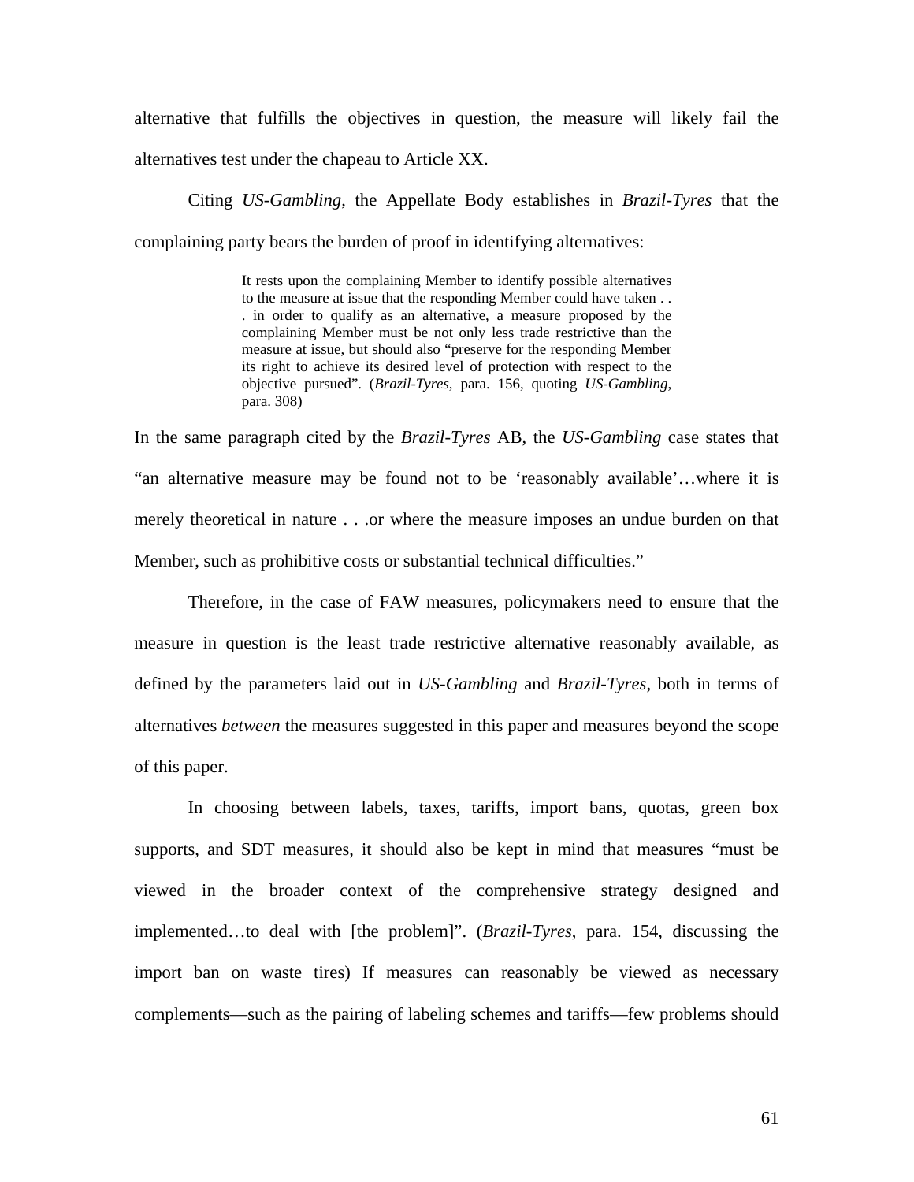alternative that fulfills the objectives in question, the measure will likely fail the alternatives test under the chapeau to Article XX.

Citing *US-Gambling*, the Appellate Body establishes in *Brazil-Tyres* that the complaining party bears the burden of proof in identifying alternatives:

> It rests upon the complaining Member to identify possible alternatives to the measure at issue that the responding Member could have taken . . . in order to qualify as an alternative, a measure proposed by the complaining Member must be not only less trade restrictive than the measure at issue, but should also "preserve for the responding Member its right to achieve its desired level of protection with respect to the objective pursued". (*Brazil-Tyres*, para. 156, quoting *US-Gambling*, para. 308)

In the same paragraph cited by the *Brazil-Tyres* AB, the *US-Gambling* case states that "an alternative measure may be found not to be 'reasonably available'…where it is merely theoretical in nature . . .or where the measure imposes an undue burden on that Member, such as prohibitive costs or substantial technical difficulties."

Therefore, in the case of FAW measures, policymakers need to ensure that the measure in question is the least trade restrictive alternative reasonably available, as defined by the parameters laid out in *US-Gambling* and *Brazil-Tyres*, both in terms of alternatives *between* the measures suggested in this paper and measures beyond the scope of this paper.

In choosing between labels, taxes, tariffs, import bans, quotas, green box supports, and SDT measures, it should also be kept in mind that measures "must be viewed in the broader context of the comprehensive strategy designed and implemented…to deal with [the problem]". (*Brazil-Tyres*, para. 154, discussing the import ban on waste tires) If measures can reasonably be viewed as necessary complements—such as the pairing of labeling schemes and tariffs—few problems should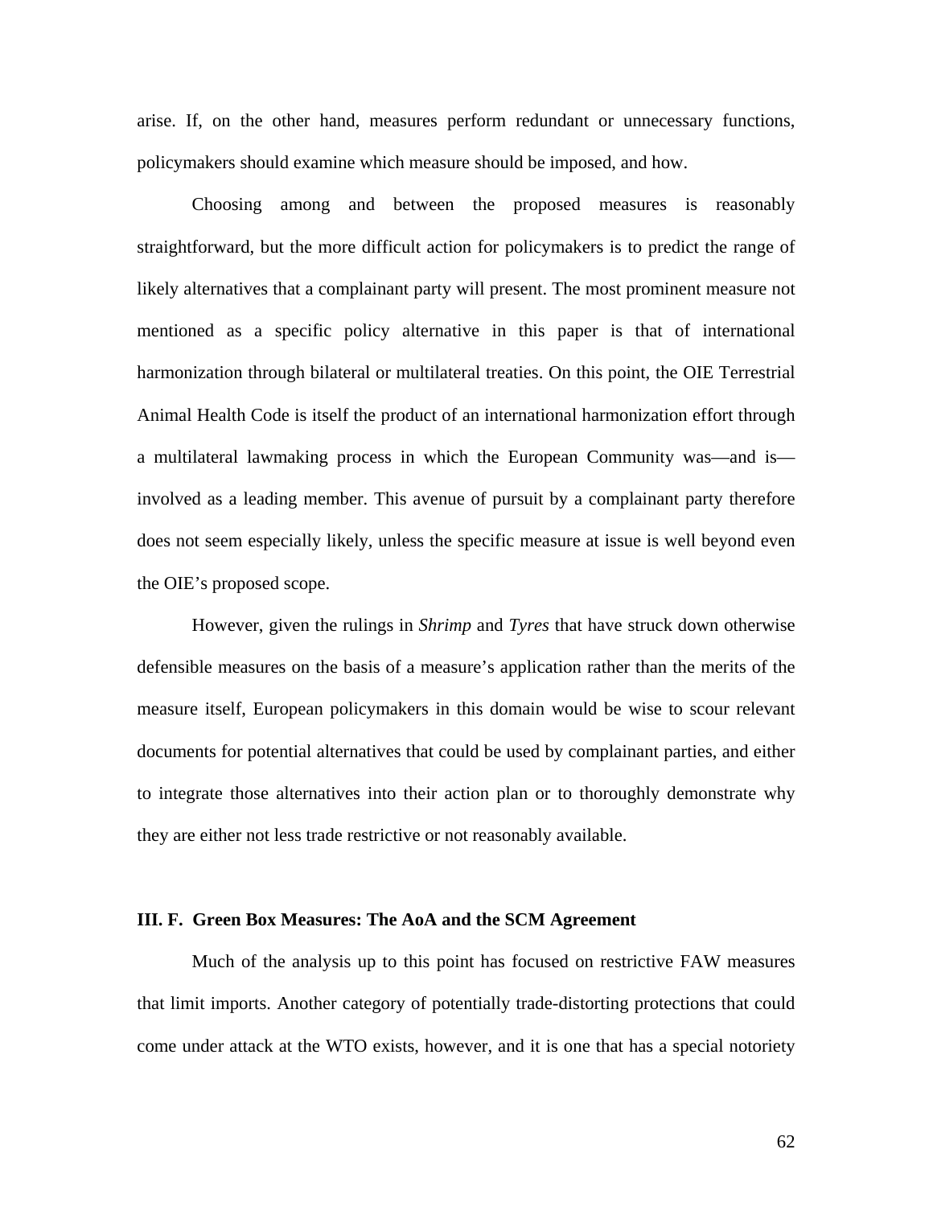arise. If, on the other hand, measures perform redundant or unnecessary functions, policymakers should examine which measure should be imposed, and how.

Choosing among and between the proposed measures is reasonably straightforward, but the more difficult action for policymakers is to predict the range of likely alternatives that a complainant party will present. The most prominent measure not mentioned as a specific policy alternative in this paper is that of international harmonization through bilateral or multilateral treaties. On this point, the OIE Terrestrial Animal Health Code is itself the product of an international harmonization effort through a multilateral lawmaking process in which the European Community was—and is—involved as a leading member. This avenue of pursuit by a complainant party therefore does not seem especially likely, unless the specific measure at issue is well beyond even the OIE's proposed scope.

However, given the rulings in *Shrimp* and *Tyres* that have struck down otherwise defensible measures on the basis of a measure's application rather than the merits of the measure itself, European policymakers in this domain would be wise to scour relevant documents for potential alternatives that could be used by complainant parties, and either to integrate those alternatives into their action plan or to thoroughly demonstrate why they are either not less trade restrictive or not reasonably available.

### III. F. Green Box Measures: The AoA and the SCM Agreement

Much of the analysis up to this point has focused on restrictive FAW measures that limit imports. Another category of potentially trade-distorting protections that could come under attack at the WTO exists, however, and it is one that has a special notoriety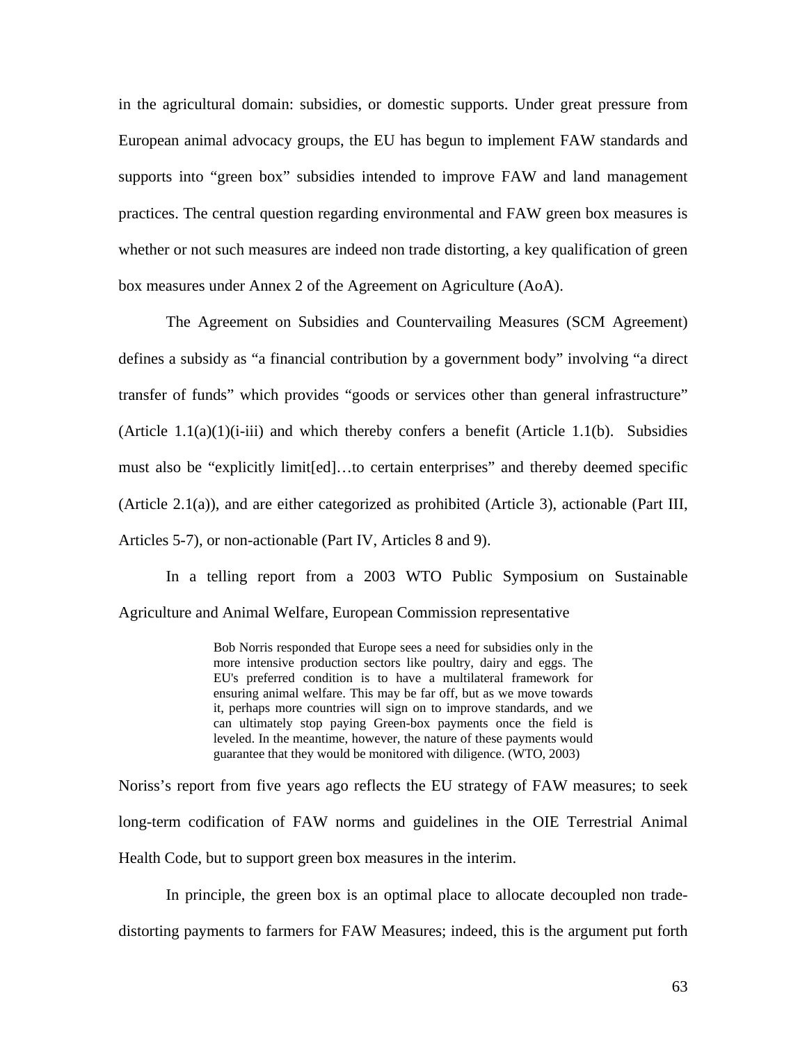in the agricultural domain: subsidies, or domestic supports. Under great pressure from European animal advocacy groups, the EU has begun to implement FAW standards and supports into "green box" subsidies intended to improve FAW and land management practices. The central question regarding environmental and FAW green box measures is whether or not such measures are indeed non trade distorting, a key qualification of green box measures under Annex 2 of the Agreement on Agriculture (AoA).

The Agreement on Subsidies and Countervailing Measures (SCM Agreement) defines a subsidy as "a financial contribution by a government body" involving "a direct transfer of funds" which provides "goods or services other than general infrastructure" (Article 1.1(a)(1)(i-iii) and which thereby confers a benefit (Article 1.1(b). Subsidies must also be "explicitly limit[ed]…to certain enterprises" and thereby deemed specific (Article 2.1(a)), and are either categorized as prohibited (Article 3), actionable (Part III, Articles 5-7), or non-actionable (Part IV, Articles 8 and 9).

In a telling report from a 2003 WTO Public Symposium on Sustainable Agriculture and Animal Welfare, European Commission representative

> Bob Norris responded that Europe sees a need for subsidies only in the more intensive production sectors like poultry, dairy and eggs. The EU's preferred condition is to have a multilateral framework for ensuring animal welfare. This may be far off, but as we move towards it, perhaps more countries will sign on to improve standards, and we can ultimately stop paying Green-box payments once the field is leveled. In the meantime, however, the nature of these payments would guarantee that they would be monitored with diligence. (WTO, 2003)

Noriss's report from five years ago reflects the EU strategy of FAW measures; to seek long-term codification of FAW norms and guidelines in the OIE Terrestrial Animal Health Code, but to support green box measures in the interim.

In principle, the green box is an optimal place to allocate decoupled non trade-distorting payments to farmers for FAW Measures; indeed, this is the argument put forth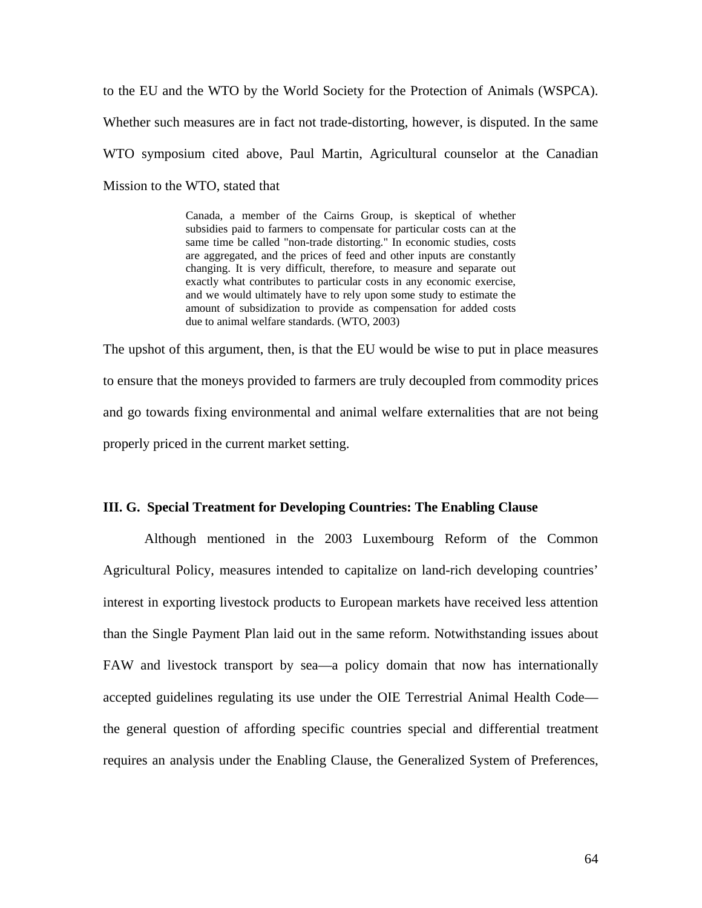to the EU and the WTO by the World Society for the Protection of Animals (WSPCA). Whether such measures are in fact not trade-distorting, however, is disputed. In the same WTO symposium cited above, Paul Martin, Agricultural counselor at the Canadian Mission to the WTO, stated that

> Canada, a member of the Cairns Group, is skeptical of whether subsidies paid to farmers to compensate for particular costs can at the same time be called "non-trade distorting." In economic studies, costs are aggregated, and the prices of feed and other inputs are constantly changing. It is very difficult, therefore, to measure and separate out exactly what contributes to particular costs in any economic exercise, and we would ultimately have to rely upon some study to estimate the amount of subsidization to provide as compensation for added costs due to animal welfare standards. (WTO, 2003)

The upshot of this argument, then, is that the EU would be wise to put in place measures to ensure that the moneys provided to farmers are truly decoupled from commodity prices and go towards fixing environmental and animal welfare externalities that are not being properly priced in the current market setting.

### III. G. Special Treatment for Developing Countries: The Enabling Clause

Although mentioned in the 2003 Luxembourg Reform of the Common Agricultural Policy, measures intended to capitalize on land-rich developing countries' interest in exporting livestock products to European markets have received less attention than the Single Payment Plan laid out in the same reform. Notwithstanding issues about FAW and livestock transport by sea—a policy domain that now has internationally accepted guidelines regulating its use under the OIE Terrestrial Animal Health Code—the general question of affording specific countries special and differential treatment requires an analysis under the Enabling Clause, the Generalized System of Preferences,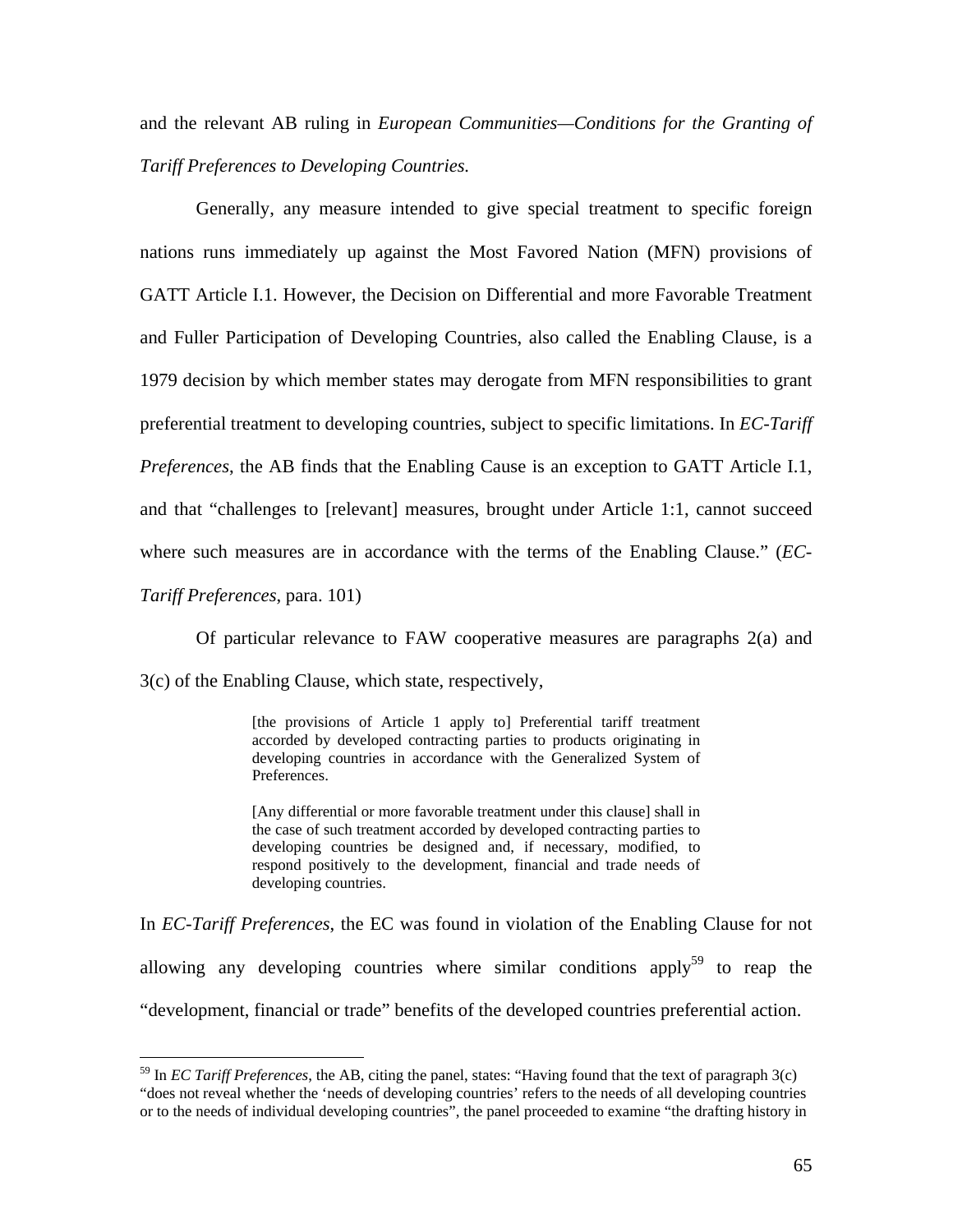and the relevant AB ruling in *European Communities—Conditions for the Granting of Tariff Preferences to Developing Countries.*

Generally, any measure intended to give special treatment to specific foreign nations runs immediately up against the Most Favored Nation (MFN) provisions of GATT Article I.1. However, the Decision on Differential and more Favorable Treatment and Fuller Participation of Developing Countries, also called the Enabling Clause, is a 1979 decision by which member states may derogate from MFN responsibilities to grant preferential treatment to developing countries, subject to specific limitations. In *EC-Tariff Preferences*, the AB finds that the Enabling Cause is an exception to GATT Article I.1, and that "challenges to [relevant] measures, brought under Article 1:1, cannot succeed where such measures are in accordance with the terms of the Enabling Clause." (*EC-Tariff Preferences*, para. 101)

Of particular relevance to FAW cooperative measures are paragraphs 2(a) and 3(c) of the Enabling Clause, which state, respectively,

> [the provisions of Article 1 apply to] Preferential tariff treatment accorded by developed contracting parties to products originating in developing countries in accordance with the Generalized System of Preferences.
>
> [Any differential or more favorable treatment under this clause] shall in the case of such treatment accorded by developed contracting parties to developing countries be designed and, if necessary, modified, to respond positively to the development, financial and trade needs of developing countries.

In *EC-Tariff Preferences*, the EC was found in violation of the Enabling Clause for not allowing any developing countries where similar conditions apply[59] to reap the "development, financial or trade" benefits of the developed countries preferential action.

[59] In *EC Tariff Preferences*, the AB, citing the panel, states: "Having found that the text of paragraph 3(c) "does not reveal whether the 'needs of developing countries' refers to the needs of all developing countries or to the needs of individual developing countries", the panel proceeded to examine "the drafting history in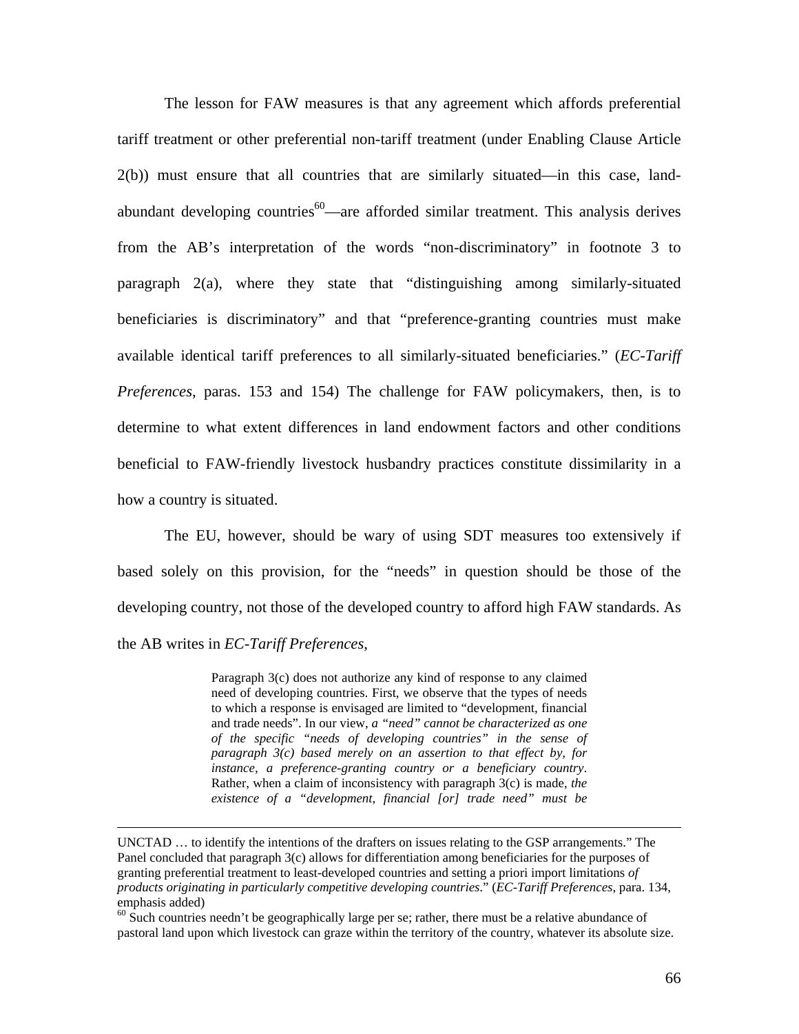The lesson for FAW measures is that any agreement which affords preferential tariff treatment or other preferential non-tariff treatment (under Enabling Clause Article 2(b)) must ensure that all countries that are similarly situated—in this case, land-abundant developing countries[60]—are afforded similar treatment. This analysis derives from the AB's interpretation of the words "non-discriminatory" in footnote 3 to paragraph 2(a), where they state that "distinguishing among similarly-situated beneficiaries is discriminatory" and that "preference-granting countries must make available identical tariff preferences to all similarly-situated beneficiaries." (*EC-Tariff Preferences*, paras. 153 and 154) The challenge for FAW policymakers, then, is to determine to what extent differences in land endowment factors and other conditions beneficial to FAW-friendly livestock husbandry practices constitute dissimilarity in a how a country is situated.

The EU, however, should be wary of using SDT measures too extensively if based solely on this provision, for the "needs" in question should be those of the developing country, not those of the developed country to afford high FAW standards. As the AB writes in *EC-Tariff Preferences*,

> Paragraph 3(c) does not authorize any kind of response to any claimed need of developing countries. First, we observe that the types of needs to which a response is envisaged are limited to "development, financial and trade needs". In our view, *a "need" cannot be characterized as one of the specific "needs of developing countries" in the sense of paragraph 3(c) based merely on an assertion to that effect by, for instance, a preference-granting country or a beneficiary country*. Rather, when a claim of inconsistency with paragraph 3(c) is made, *the existence of a "development, financial [or] trade need" must be*

---

UNCTAD … to identify the intentions of the drafters on issues relating to the GSP arrangements." The Panel concluded that paragraph 3(c) allows for differentiation among beneficiaries for the purposes of granting preferential treatment to least-developed countries and setting a priori import limitations *of products originating in particularly competitive developing countries*." (*EC-Tariff Preferences*, para. 134, emphasis added)

[60] Such countries needn't be geographically large per se; rather, there must be a relative abundance of pastoral land upon which livestock can graze within the territory of the country, whatever its absolute size.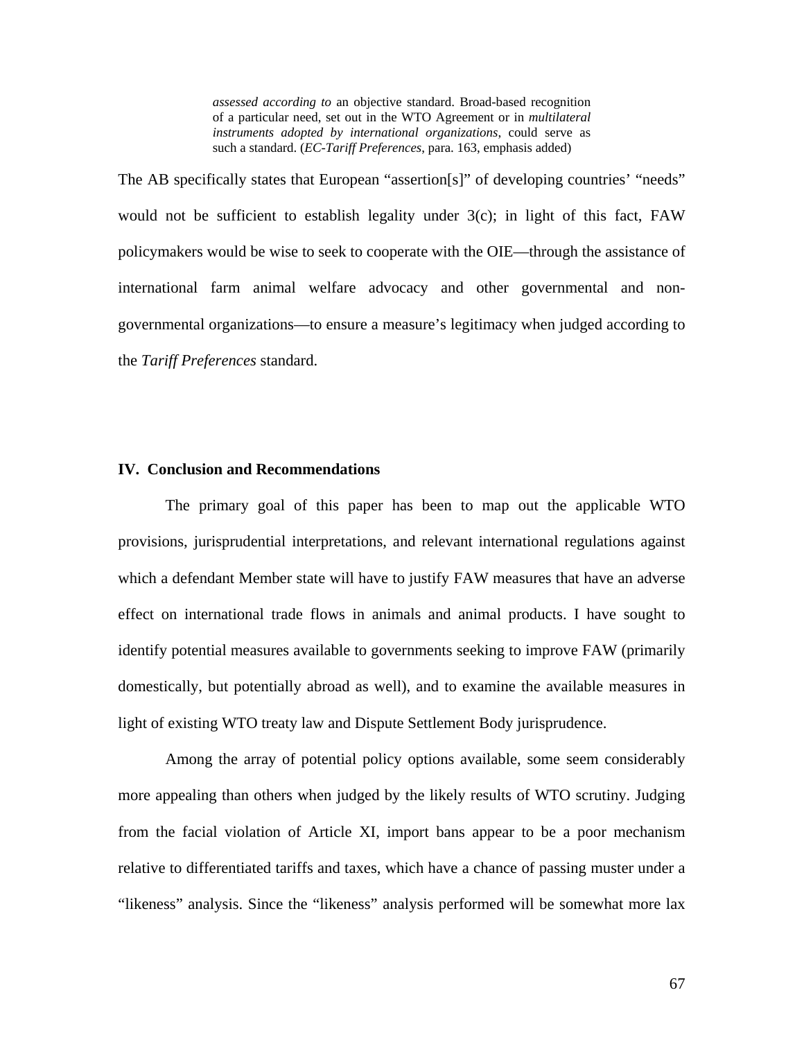> *assessed according to* an objective standard. Broad-based recognition of a particular need, set out in the WTO Agreement or in *multilateral instruments adopted by international organizations*, could serve as such a standard. (*EC-Tariff Preferences*, para. 163, emphasis added)

The AB specifically states that European "assertion[s]" of developing countries' "needs" would not be sufficient to establish legality under 3(c); in light of this fact, FAW policymakers would be wise to seek to cooperate with the OIE—through the assistance of international farm animal welfare advocacy and other governmental and non-governmental organizations—to ensure a measure's legitimacy when judged according to the *Tariff Preferences* standard.

## IV. Conclusion and Recommendations

The primary goal of this paper has been to map out the applicable WTO provisions, jurisprudential interpretations, and relevant international regulations against which a defendant Member state will have to justify FAW measures that have an adverse effect on international trade flows in animals and animal products. I have sought to identify potential measures available to governments seeking to improve FAW (primarily domestically, but potentially abroad as well), and to examine the available measures in light of existing WTO treaty law and Dispute Settlement Body jurisprudence.

Among the array of potential policy options available, some seem considerably more appealing than others when judged by the likely results of WTO scrutiny. Judging from the facial violation of Article XI, import bans appear to be a poor mechanism relative to differentiated tariffs and taxes, which have a chance of passing muster under a "likeness" analysis. Since the "likeness" analysis performed will be somewhat more lax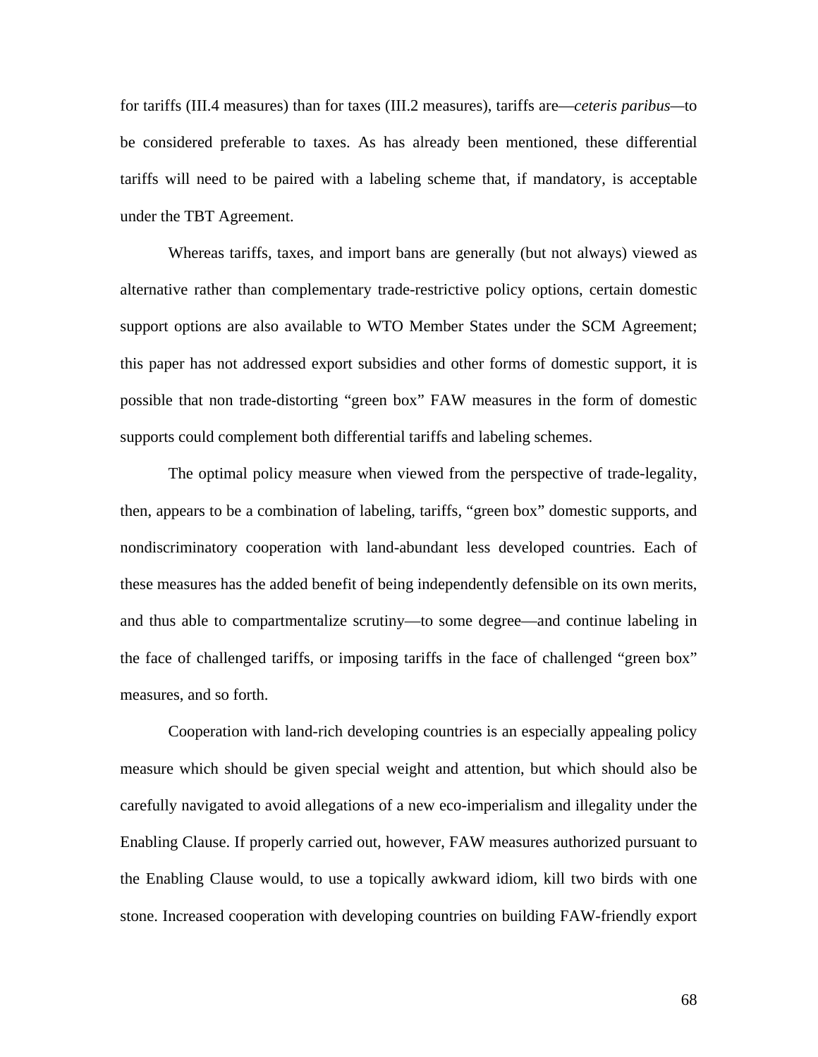for tariffs (III.4 measures) than for taxes (III.2 measures), tariffs are—*ceteris paribus*—to be considered preferable to taxes. As has already been mentioned, these differential tariffs will need to be paired with a labeling scheme that, if mandatory, is acceptable under the TBT Agreement.

Whereas tariffs, taxes, and import bans are generally (but not always) viewed as alternative rather than complementary trade-restrictive policy options, certain domestic support options are also available to WTO Member States under the SCM Agreement; this paper has not addressed export subsidies and other forms of domestic support, it is possible that non trade-distorting "green box" FAW measures in the form of domestic supports could complement both differential tariffs and labeling schemes.

The optimal policy measure when viewed from the perspective of trade-legality, then, appears to be a combination of labeling, tariffs, "green box" domestic supports, and nondiscriminatory cooperation with land-abundant less developed countries. Each of these measures has the added benefit of being independently defensible on its own merits, and thus able to compartmentalize scrutiny—to some degree—and continue labeling in the face of challenged tariffs, or imposing tariffs in the face of challenged "green box" measures, and so forth.

Cooperation with land-rich developing countries is an especially appealing policy measure which should be given special weight and attention, but which should also be carefully navigated to avoid allegations of a new eco-imperialism and illegality under the Enabling Clause. If properly carried out, however, FAW measures authorized pursuant to the Enabling Clause would, to use a topically awkward idiom, kill two birds with one stone. Increased cooperation with developing countries on building FAW-friendly export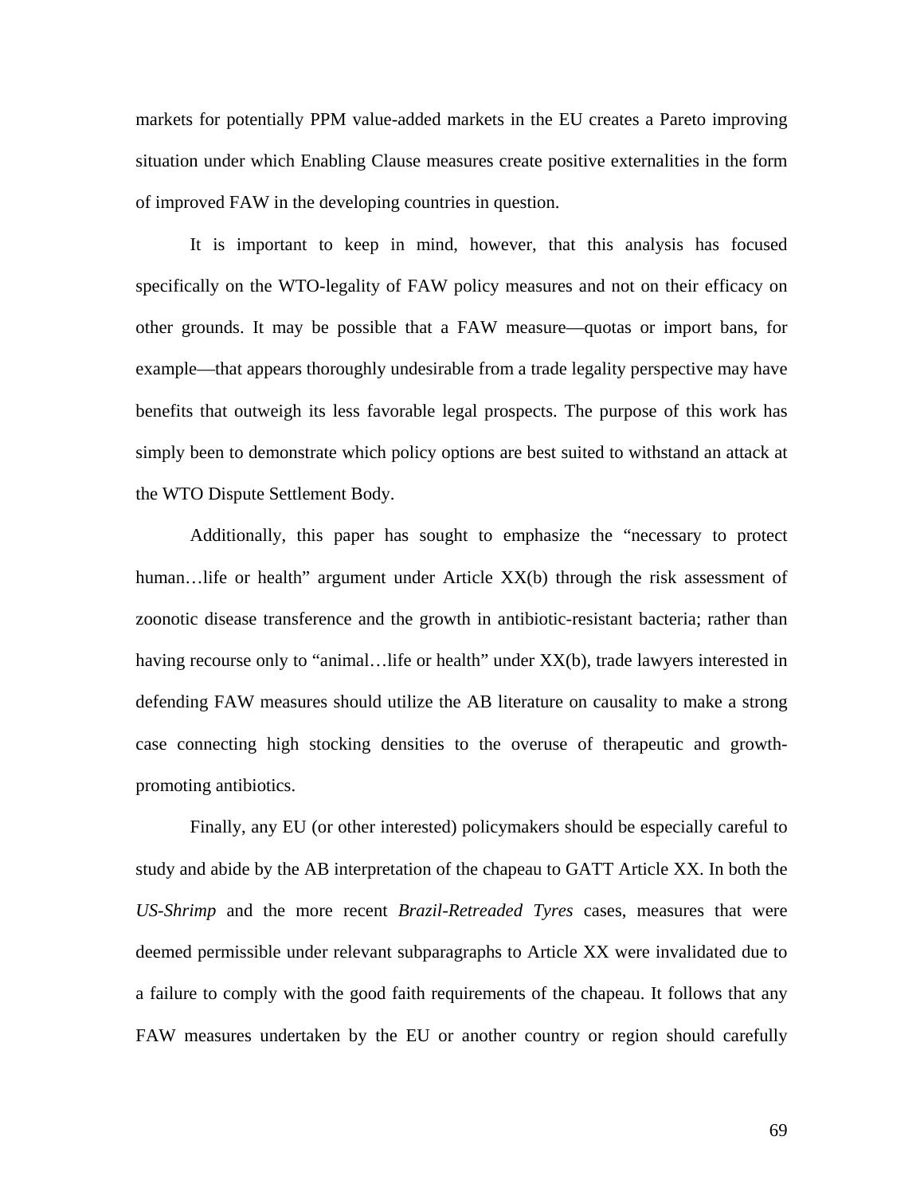markets for potentially PPM value-added markets in the EU creates a Pareto improving situation under which Enabling Clause measures create positive externalities in the form of improved FAW in the developing countries in question.

It is important to keep in mind, however, that this analysis has focused specifically on the WTO-legality of FAW policy measures and not on their efficacy on other grounds. It may be possible that a FAW measure—quotas or import bans, for example—that appears thoroughly undesirable from a trade legality perspective may have benefits that outweigh its less favorable legal prospects. The purpose of this work has simply been to demonstrate which policy options are best suited to withstand an attack at the WTO Dispute Settlement Body.

Additionally, this paper has sought to emphasize the "necessary to protect human…life or health" argument under Article XX(b) through the risk assessment of zoonotic disease transference and the growth in antibiotic-resistant bacteria; rather than having recourse only to "animal…life or health" under XX(b), trade lawyers interested in defending FAW measures should utilize the AB literature on causality to make a strong case connecting high stocking densities to the overuse of therapeutic and growth-promoting antibiotics.

Finally, any EU (or other interested) policymakers should be especially careful to study and abide by the AB interpretation of the chapeau to GATT Article XX. In both the *US-Shrimp* and the more recent *Brazil-Retreaded Tyres* cases, measures that were deemed permissible under relevant subparagraphs to Article XX were invalidated due to a failure to comply with the good faith requirements of the chapeau. It follows that any FAW measures undertaken by the EU or another country or region should carefully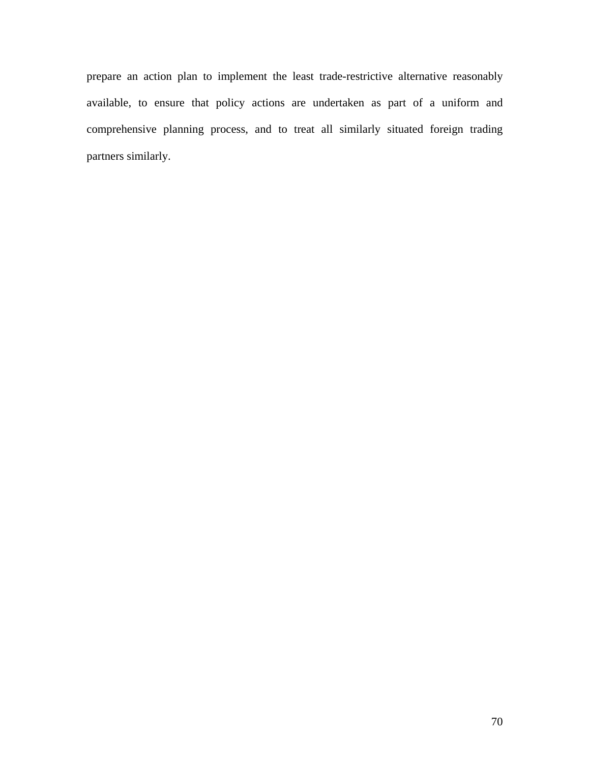prepare an action plan to implement the least trade-restrictive alternative reasonably available, to ensure that policy actions are undertaken as part of a uniform and comprehensive planning process, and to treat all similarly situated foreign trading partners similarly.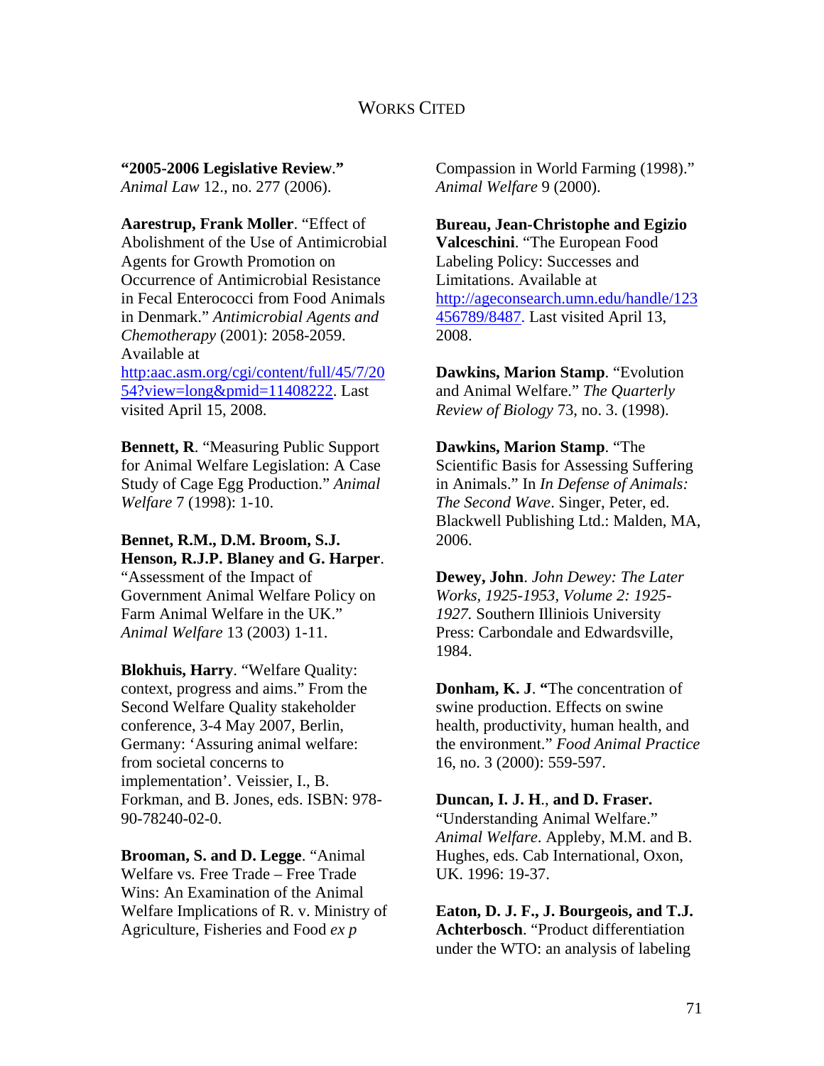# WORKS CITED

**"2005-2006 Legislative Review."** *Animal Law* 12., no. 277 (2006).

**Aarestrup, Frank Moller**. "Effect of Abolishment of the Use of Antimicrobial Agents for Growth Promotion on Occurrence of Antimicrobial Resistance in Fecal Enterococci from Food Animals in Denmark." *Antimicrobial Agents and Chemotherapy* (2001): 2058-2059. Available at http:aac.asm.org/cgi/content/full/45/7/2054?view=long&pmid=11408222. Last visited April 15, 2008.

**Bennett, R**. "Measuring Public Support for Animal Welfare Legislation: A Case Study of Cage Egg Production." *Animal Welfare* 7 (1998): 1-10.

**Bennet, R.M., D.M. Broom, S.J. Henson, R.J.P. Blaney and G. Harper**. "Assessment of the Impact of Government Animal Welfare Policy on Farm Animal Welfare in the UK." *Animal Welfare* 13 (2003) 1-11.

**Blokhuis, Harry**. "Welfare Quality: context, progress and aims." From the Second Welfare Quality stakeholder conference, 3-4 May 2007, Berlin, Germany: 'Assuring animal welfare: from societal concerns to implementation'. Veissier, I., B. Forkman, and B. Jones, eds. ISBN: 978-90-78240-02-0.

**Brooman, S. and D. Legge**. "Animal Welfare vs. Free Trade – Free Trade Wins: An Examination of the Animal Welfare Implications of R. v. Ministry of Agriculture, Fisheries and Food *ex p* Compassion in World Farming (1998)." *Animal Welfare* 9 (2000).

**Bureau, Jean-Christophe and Egizio Valceschini**. "The European Food Labeling Policy: Successes and Limitations. Available at http://ageconsearch.umn.edu/handle/123456789/8487. Last visited April 13, 2008.

**Dawkins, Marion Stamp**. "Evolution and Animal Welfare." *The Quarterly Review of Biology* 73, no. 3. (1998).

**Dawkins, Marion Stamp**. "The Scientific Basis for Assessing Suffering in Animals." In *In Defense of Animals: The Second Wave*. Singer, Peter, ed. Blackwell Publishing Ltd.: Malden, MA, 2006.

**Dewey, John**. *John Dewey: The Later Works, 1925-1953, Volume 2: 1925-1927.* Southern Illiniois University Press: Carbondale and Edwardsville, 1984.

**Donham, K. J**. **"**The concentration of swine production. Effects on swine health, productivity, human health, and the environment." *Food Animal Practice* 16, no. 3 (2000): 559-597.

**Duncan, I. J. H**., **and D. Fraser.** "Understanding Animal Welfare." *Animal Welfare*. Appleby, M.M. and B. Hughes, eds. Cab International, Oxon, UK. 1996: 19-37.

**Eaton, D. J. F., J. Bourgeois, and T.J. Achterbosch**. "Product differentiation under the WTO: an analysis of labeling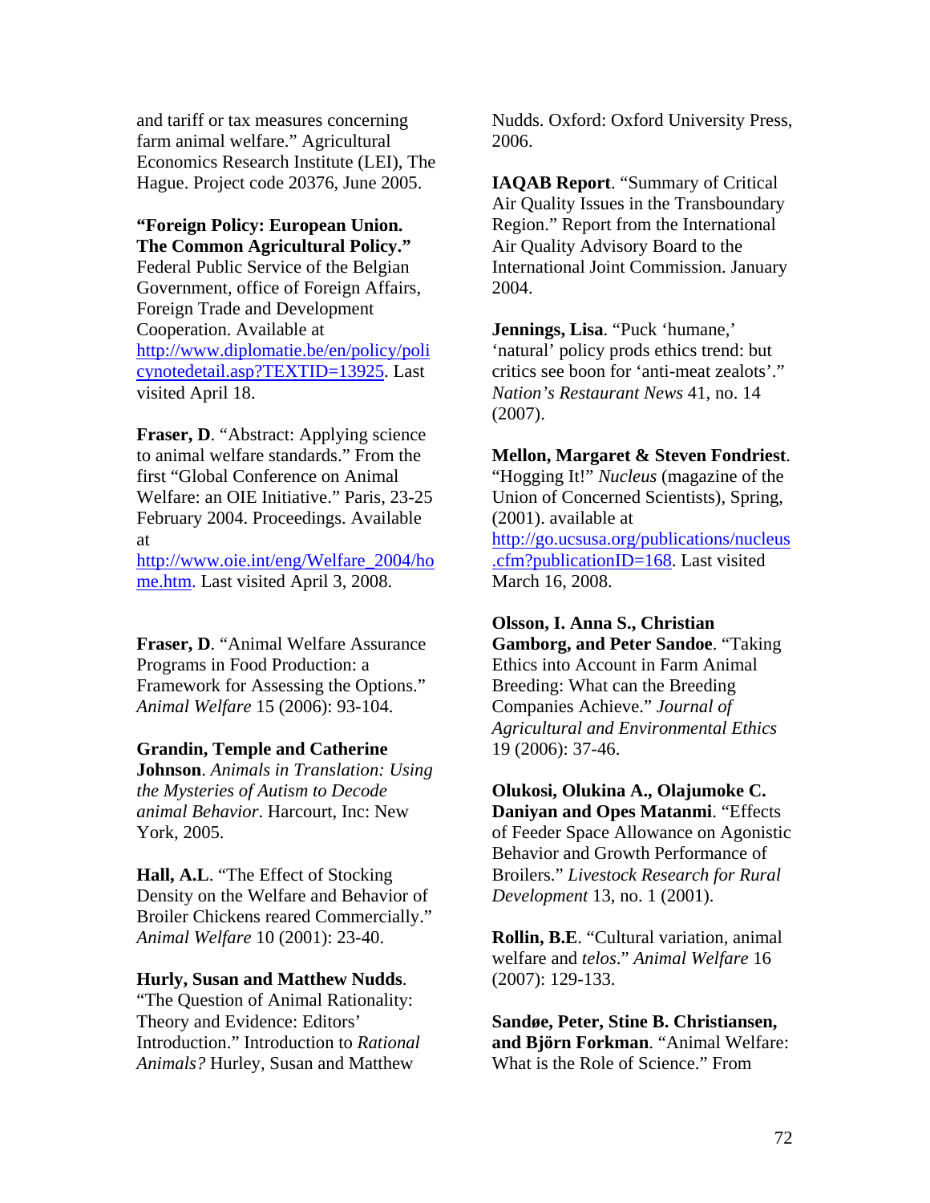and tariff or tax measures concerning farm animal welfare." Agricultural Economics Research Institute (LEI), The Hague. Project code 20376, June 2005.

**"Foreign Policy: European Union. The Common Agricultural Policy."** Federal Public Service of the Belgian Government, office of Foreign Affairs, Foreign Trade and Development Cooperation. Available at http://www.diplomatie.be/en/policy/policynotedetail.asp?TEXTID=13925. Last visited April 18.

**Fraser, D**. "Abstract: Applying science to animal welfare standards." From the first "Global Conference on Animal Welfare: an OIE Initiative." Paris, 23-25 February 2004. Proceedings. Available at http://www.oie.int/eng/Welfare_2004/home.htm. Last visited April 3, 2008.

**Fraser, D**. "Animal Welfare Assurance Programs in Food Production: a Framework for Assessing the Options." *Animal Welfare* 15 (2006): 93-104.

**Grandin, Temple and Catherine Johnson**. *Animals in Translation: Using the Mysteries of Autism to Decode animal Behavior*. Harcourt, Inc: New York, 2005.

**Hall, A.L**. "The Effect of Stocking Density on the Welfare and Behavior of Broiler Chickens reared Commercially." *Animal Welfare* 10 (2001): 23-40.

**Hurly, Susan and Matthew Nudds**. "The Question of Animal Rationality: Theory and Evidence: Editors' Introduction." Introduction to *Rational Animals?* Hurley, Susan and Matthew Nudds. Oxford: Oxford University Press, 2006.

**IAQAB Report**. "Summary of Critical Air Quality Issues in the Transboundary Region." Report from the International Air Quality Advisory Board to the International Joint Commission. January 2004.

**Jennings, Lisa**. "Puck 'humane,' 'natural' policy prods ethics trend: but critics see boon for 'anti-meat zealots'." *Nation's Restaurant News* 41, no. 14 (2007).

**Mellon, Margaret & Steven Fondriest**. "Hogging It!" *Nucleus* (magazine of the Union of Concerned Scientists), Spring, (2001). available at http://go.ucsusa.org/publications/nucleus.cfm?publicationID=168. Last visited March 16, 2008.

**Olsson, I. Anna S., Christian Gamborg, and Peter Sandoe**. "Taking Ethics into Account in Farm Animal Breeding: What can the Breeding Companies Achieve." *Journal of Agricultural and Environmental Ethics* 19 (2006): 37-46.

**Olukosi, Olukina A., Olajumoke C. Daniyan and Opes Matanmi**. "Effects of Feeder Space Allowance on Agonistic Behavior and Growth Performance of Broilers." *Livestock Research for Rural Development* 13, no. 1 (2001).

**Rollin, B.E**. "Cultural variation, animal welfare and *telos*." *Animal Welfare* 16 (2007): 129-133.

**Sandøe, Peter, Stine B. Christiansen, and Björn Forkman**. "Animal Welfare: What is the Role of Science." From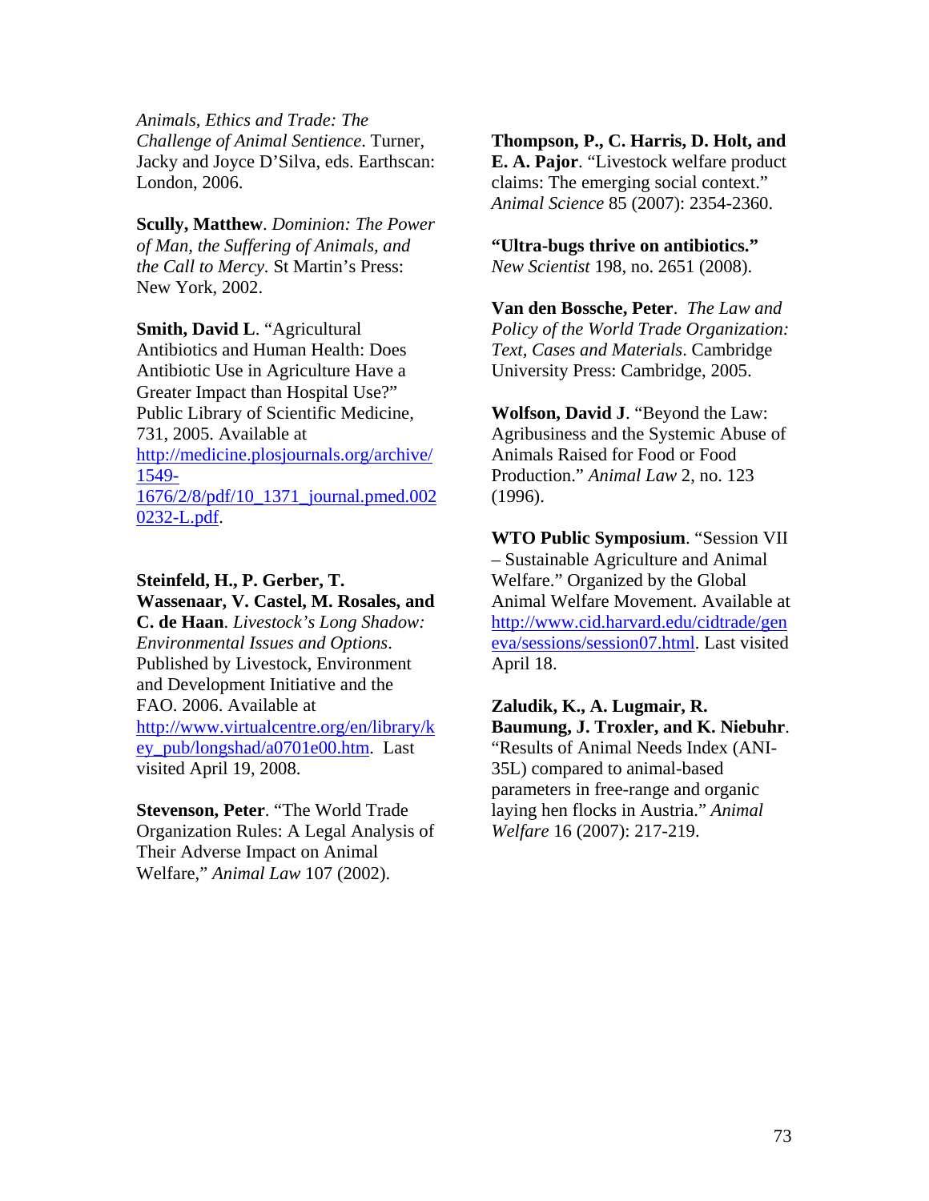*Animals, Ethics and Trade: The Challenge of Animal Sentience*. Turner, Jacky and Joyce D'Silva, eds. Earthscan: London, 2006.

**Scully, Matthew**. *Dominion: The Power of Man, the Suffering of Animals, and the Call to Mercy.* St Martin's Press: New York, 2002.

**Smith, David L**. "Agricultural Antibiotics and Human Health: Does Antibiotic Use in Agriculture Have a Greater Impact than Hospital Use?" Public Library of Scientific Medicine, 731, 2005. Available at http://medicine.plosjournals.org/archive/1549-1676/2/8/pdf/10_1371_journal.pmed.0020232-L.pdf.

**Steinfeld, H., P. Gerber, T. Wassenaar, V. Castel, M. Rosales, and C. de Haan**. *Livestock's Long Shadow: Environmental Issues and Options*. Published by Livestock, Environment and Development Initiative and the FAO. 2006. Available at http://www.virtualcentre.org/en/library/key_pub/longshad/a0701e00.htm. Last visited April 19, 2008.

**Stevenson, Peter**. "The World Trade Organization Rules: A Legal Analysis of Their Adverse Impact on Animal Welfare," *Animal Law* 107 (2002).

**Thompson, P., C. Harris, D. Holt, and E. A. Pajor**. "Livestock welfare product claims: The emerging social context." *Animal Science* 85 (2007): 2354-2360.

**"Ultra-bugs thrive on antibiotics."** *New Scientist* 198, no. 2651 (2008).

**Van den Bossche, Peter**. *The Law and Policy of the World Trade Organization: Text, Cases and Materials*. Cambridge University Press: Cambridge, 2005.

**Wolfson, David J**. "Beyond the Law: Agribusiness and the Systemic Abuse of Animals Raised for Food or Food Production." *Animal Law* 2, no. 123 (1996).

**WTO Public Symposium**. "Session VII – Sustainable Agriculture and Animal Welfare." Organized by the Global Animal Welfare Movement. Available at http://www.cid.harvard.edu/cidtrade/geneva/sessions/session07.html. Last visited April 18.

**Zaludik, K., A. Lugmair, R. Baumung, J. Troxler, and K. Niebuhr**. "Results of Animal Needs Index (ANI-35L) compared to animal-based parameters in free-range and organic laying hen flocks in Austria." *Animal Welfare* 16 (2007): 217-219.